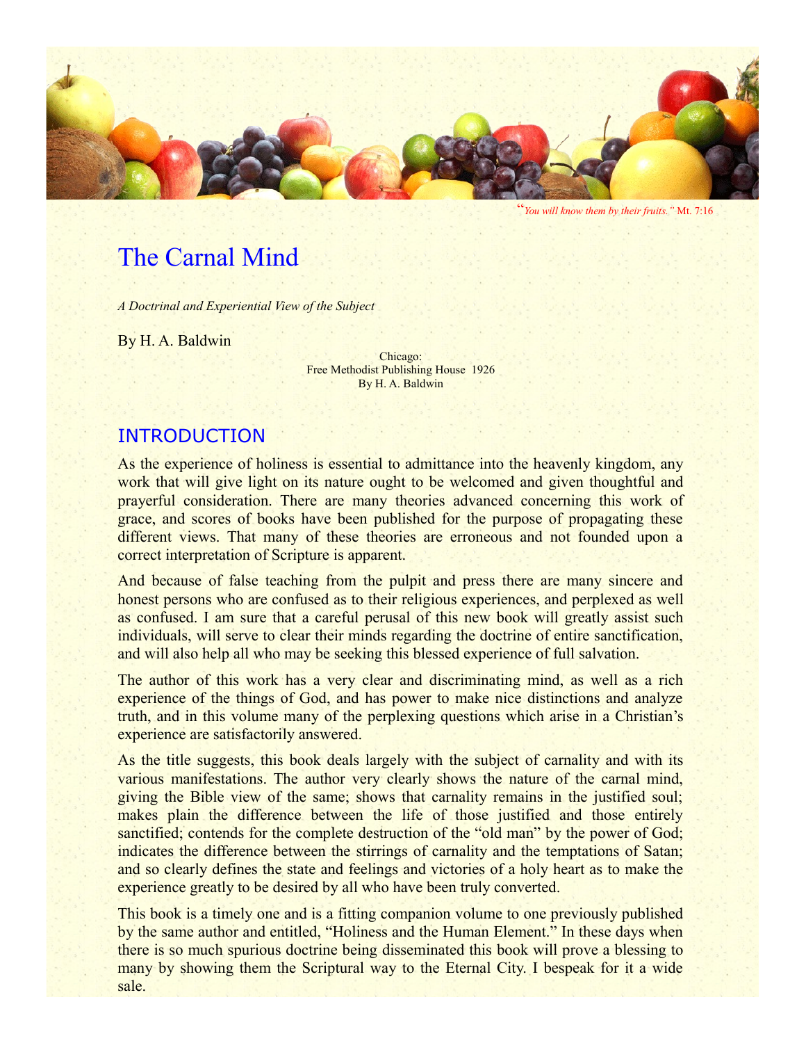"*You will know them by their fruits.*" Mt. 7:16

# The Carnal Mind

*A Doctrinal and Experiential View of the Subject*

By H. A. Baldwin

Chicago:
Free Methodist Publishing House 1926
By H. A. Baldwin

## INTRODUCTION

As the experience of holiness is essential to admittance into the heavenly kingdom, any work that will give light on its nature ought to be welcomed and given thoughtful and prayerful consideration. There are many theories advanced concerning this work of grace, and scores of books have been published for the purpose of propagating these different views. That many of these theories are erroneous and not founded upon a correct interpretation of Scripture is apparent.

And because of false teaching from the pulpit and press there are many sincere and honest persons who are confused as to their religious experiences, and perplexed as well as confused. I am sure that a careful perusal of this new book will greatly assist such individuals, will serve to clear their minds regarding the doctrine of entire sanctification, and will also help all who may be seeking this blessed experience of full salvation.

The author of this work has a very clear and discriminating mind, as well as a rich experience of the things of God, and has power to make nice distinctions and analyze truth, and in this volume many of the perplexing questions which arise in a Christian's experience are satisfactorily answered.

As the title suggests, this book deals largely with the subject of carnality and with its various manifestations. The author very clearly shows the nature of the carnal mind, giving the Bible view of the same; shows that carnality remains in the justified soul; makes plain the difference between the life of those justified and those entirely sanctified; contends for the complete destruction of the "old man" by the power of God; indicates the difference between the stirrings of carnality and the temptations of Satan; and so clearly defines the state and feelings and victories of a holy heart as to make the experience greatly to be desired by all who have been truly converted.

This book is a timely one and is a fitting companion volume to one previously published by the same author and entitled, "Holiness and the Human Element." In these days when there is so much spurious doctrine being disseminated this book will prove a blessing to many by showing them the Scriptural way to the Eternal City. I bespeak for it a wide sale.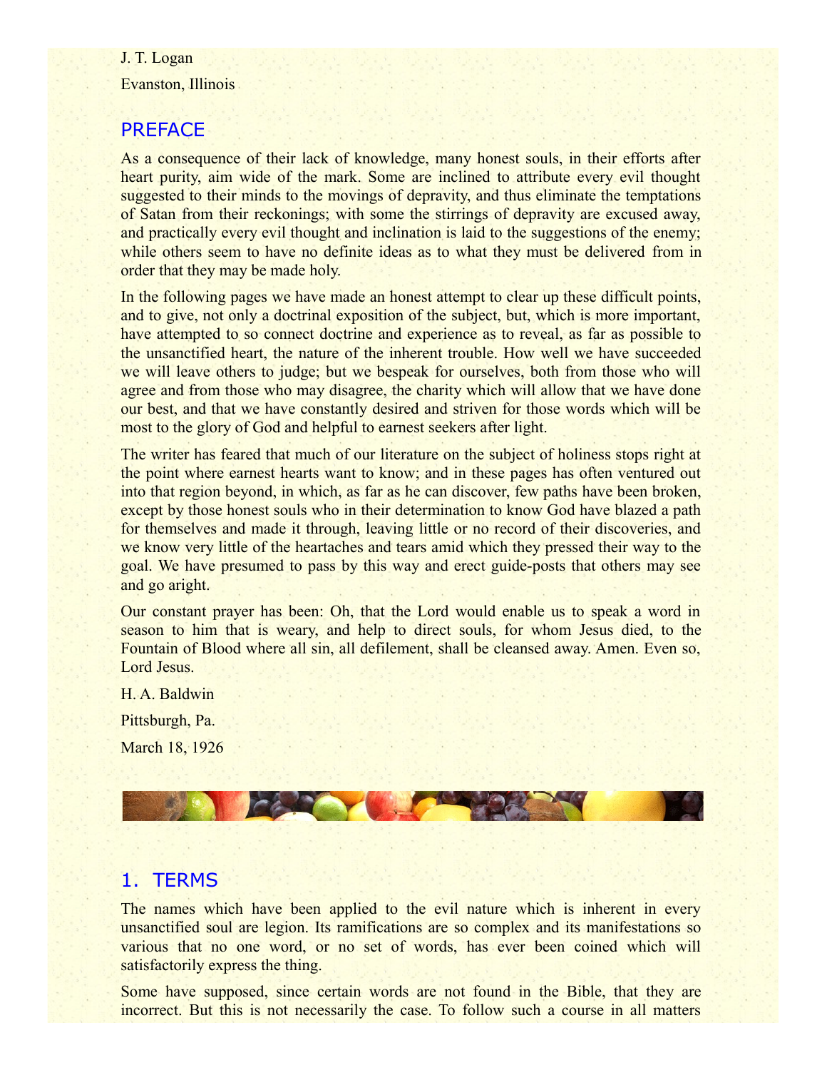J. T. Logan

Evanston, Illinois

## PREFACE

As a consequence of their lack of knowledge, many honest souls, in their efforts after heart purity, aim wide of the mark. Some are inclined to attribute every evil thought suggested to their minds to the movings of depravity, and thus eliminate the temptations of Satan from their reckonings; with some the stirrings of depravity are excused away, and practically every evil thought and inclination is laid to the suggestions of the enemy; while others seem to have no definite ideas as to what they must be delivered from in order that they may be made holy.

In the following pages we have made an honest attempt to clear up these difficult points, and to give, not only a doctrinal exposition of the subject, but, which is more important, have attempted to so connect doctrine and experience as to reveal, as far as possible to the unsanctified heart, the nature of the inherent trouble. How well we have succeeded we will leave others to judge; but we bespeak for ourselves, both from those who will agree and from those who may disagree, the charity which will allow that we have done our best, and that we have constantly desired and striven for those words which will be most to the glory of God and helpful to earnest seekers after light.

The writer has feared that much of our literature on the subject of holiness stops right at the point where earnest hearts want to know; and in these pages has often ventured out into that region beyond, in which, as far as he can discover, few paths have been broken, except by those honest souls who in their determination to know God have blazed a path for themselves and made it through, leaving little or no record of their discoveries, and we know very little of the heartaches and tears amid which they pressed their way to the goal. We have presumed to pass by this way and erect guide-posts that others may see and go aright.

Our constant prayer has been: Oh, that the Lord would enable us to speak a word in season to him that is weary, and help to direct souls, for whom Jesus died, to the Fountain of Blood where all sin, all defilement, shall be cleansed away. Amen. Even so, Lord Jesus.

H. A. Baldwin

Pittsburgh, Pa.

March 18, 1926

## 1. TERMS

The names which have been applied to the evil nature which is inherent in every unsanctified soul are legion. Its ramifications are so complex and its manifestations so various that no one word, or no set of words, has ever been coined which will satisfactorily express the thing.

Some have supposed, since certain words are not found in the Bible, that they are incorrect. But this is not necessarily the case. To follow such a course in all matters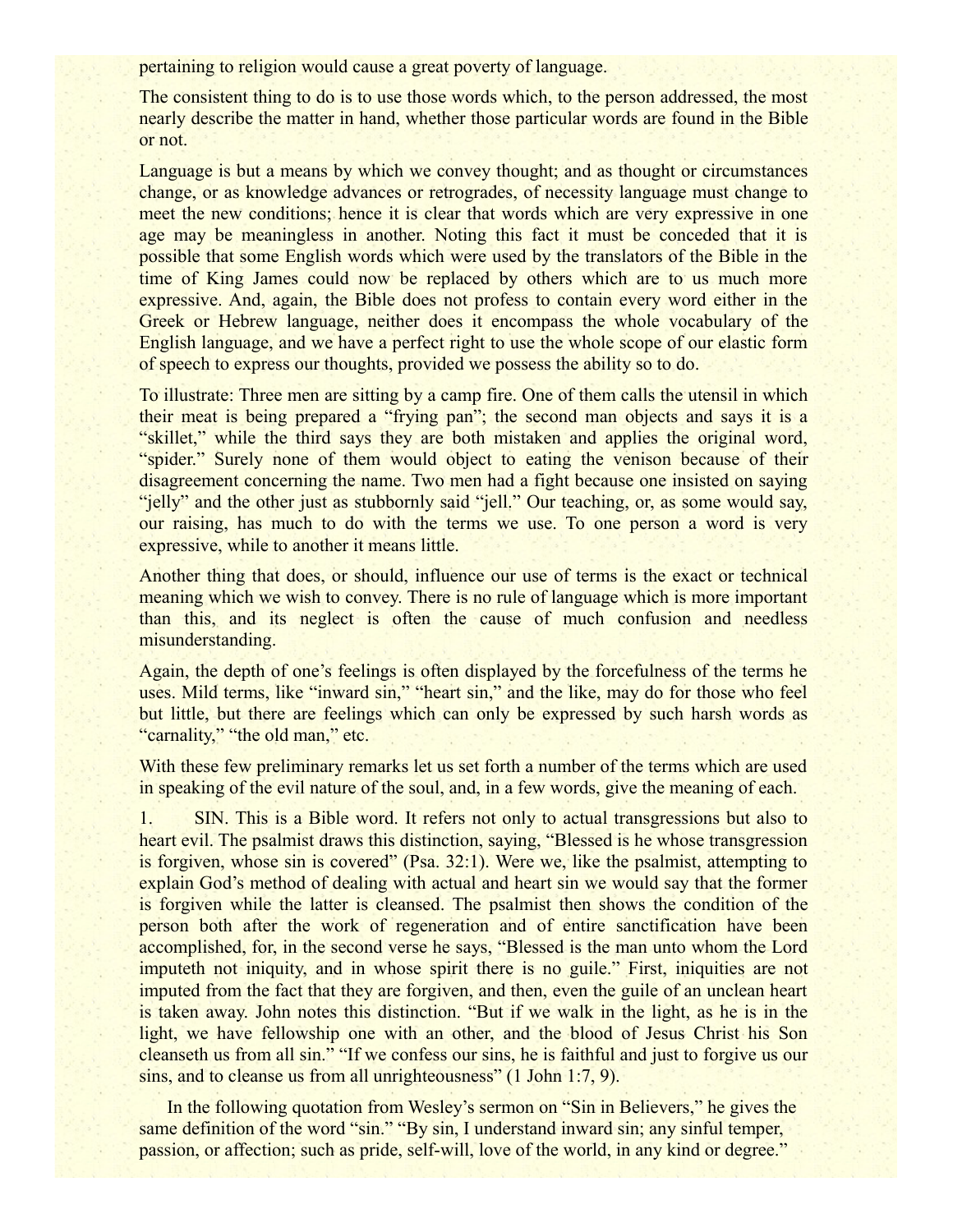pertaining to religion would cause a great poverty of language.

The consistent thing to do is to use those words which, to the person addressed, the most nearly describe the matter in hand, whether those particular words are found in the Bible or not.

Language is but a means by which we convey thought; and as thought or circumstances change, or as knowledge advances or retrogrades, of necessity language must change to meet the new conditions; hence it is clear that words which are very expressive in one age may be meaningless in another. Noting this fact it must be conceded that it is possible that some English words which were used by the translators of the Bible in the time of King James could now be replaced by others which are to us much more expressive. And, again, the Bible does not profess to contain every word either in the Greek or Hebrew language, neither does it encompass the whole vocabulary of the English language, and we have a perfect right to use the whole scope of our elastic form of speech to express our thoughts, provided we possess the ability so to do.

To illustrate: Three men are sitting by a camp fire. One of them calls the utensil in which their meat is being prepared a "frying pan"; the second man objects and says it is a "skillet," while the third says they are both mistaken and applies the original word, "spider." Surely none of them would object to eating the venison because of their disagreement concerning the name. Two men had a fight because one insisted on saying "jelly" and the other just as stubbornly said "jell." Our teaching, or, as some would say, our raising, has much to do with the terms we use. To one person a word is very expressive, while to another it means little.

Another thing that does, or should, influence our use of terms is the exact or technical meaning which we wish to convey. There is no rule of language which is more important than this, and its neglect is often the cause of much confusion and needless misunderstanding.

Again, the depth of one's feelings is often displayed by the forcefulness of the terms he uses. Mild terms, like "inward sin," "heart sin," and the like, may do for those who feel but little, but there are feelings which can only be expressed by such harsh words as "carnality," "the old man," etc.

With these few preliminary remarks let us set forth a number of the terms which are used in speaking of the evil nature of the soul, and, in a few words, give the meaning of each.

1. SIN. This is a Bible word. It refers not only to actual transgressions but also to heart evil. The psalmist draws this distinction, saying, "Blessed is he whose transgression is forgiven, whose sin is covered" (Psa. 32:1). Were we, like the psalmist, attempting to explain God's method of dealing with actual and heart sin we would say that the former is forgiven while the latter is cleansed. The psalmist then shows the condition of the person both after the work of regeneration and of entire sanctification have been accomplished, for, in the second verse he says, "Blessed is the man unto whom the Lord imputeth not iniquity, and in whose spirit there is no guile." First, iniquities are not imputed from the fact that they are forgiven, and then, even the guile of an unclean heart is taken away. John notes this distinction. "But if we walk in the light, as he is in the light, we have fellowship one with an other, and the blood of Jesus Christ his Son cleanseth us from all sin." "If we confess our sins, he is faithful and just to forgive us our sins, and to cleanse us from all unrighteousness" (1 John 1:7, 9).

In the following quotation from Wesley's sermon on "Sin in Believers," he gives the same definition of the word "sin." "By sin, I understand inward sin; any sinful temper, passion, or affection; such as pride, self-will, love of the world, in any kind or degree."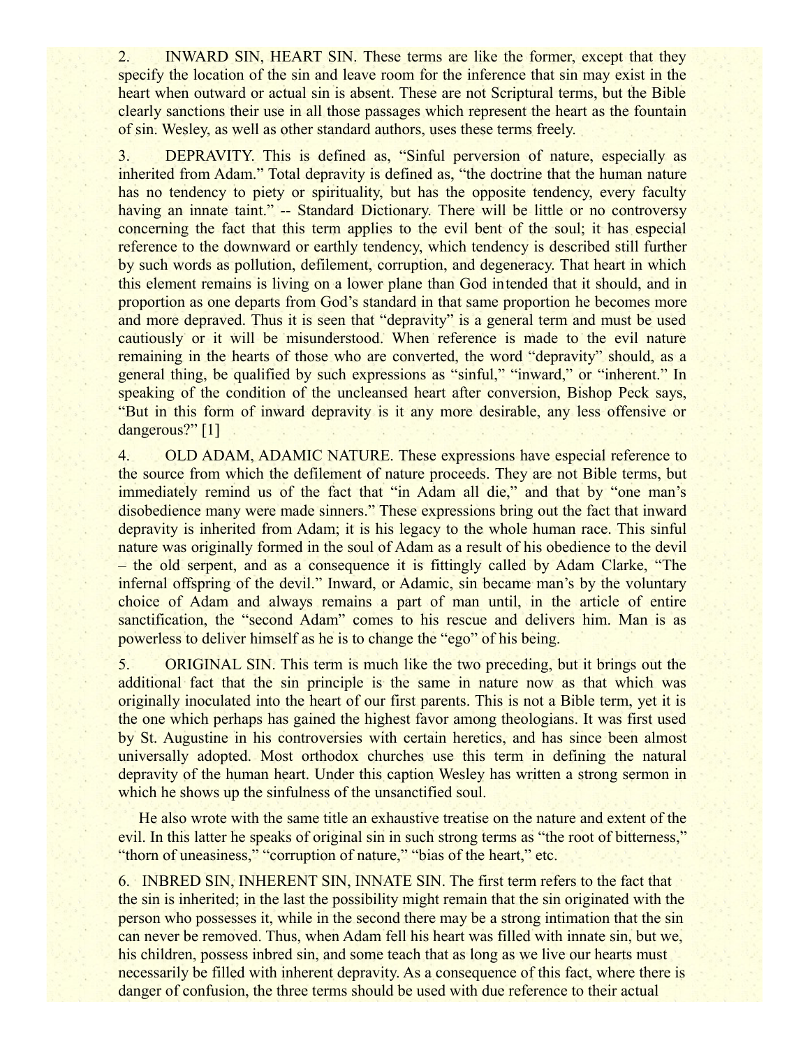2. INWARD SIN, HEART SIN. These terms are like the former, except that they specify the location of the sin and leave room for the inference that sin may exist in the heart when outward or actual sin is absent. These are not Scriptural terms, but the Bible clearly sanctions their use in all those passages which represent the heart as the fountain of sin. Wesley, as well as other standard authors, uses these terms freely.

3. DEPRAVITY. This is defined as, "Sinful perversion of nature, especially as inherited from Adam." Total depravity is defined as, "the doctrine that the human nature has no tendency to piety or spirituality, but has the opposite tendency, every faculty having an innate taint." -- Standard Dictionary. There will be little or no controversy concerning the fact that this term applies to the evil bent of the soul; it has especial reference to the downward or earthly tendency, which tendency is described still further by such words as pollution, defilement, corruption, and degeneracy. That heart in which this element remains is living on a lower plane than God intended that it should, and in proportion as one departs from God's standard in that same proportion he becomes more and more depraved. Thus it is seen that "depravity" is a general term and must be used cautiously or it will be misunderstood. When reference is made to the evil nature remaining in the hearts of those who are converted, the word "depravity" should, as a general thing, be qualified by such expressions as "sinful," "inward," or "inherent." In speaking of the condition of the uncleansed heart after conversion, Bishop Peck says, "But in this form of inward depravity is it any more desirable, any less offensive or dangerous?" [1]

4. OLD ADAM, ADAMIC NATURE. These expressions have especial reference to the source from which the defilement of nature proceeds. They are not Bible terms, but immediately remind us of the fact that "in Adam all die," and that by "one man's disobedience many were made sinners." These expressions bring out the fact that inward depravity is inherited from Adam; it is his legacy to the whole human race. This sinful nature was originally formed in the soul of Adam as a result of his obedience to the devil – the old serpent, and as a consequence it is fittingly called by Adam Clarke, "The infernal offspring of the devil." Inward, or Adamic, sin became man's by the voluntary choice of Adam and always remains a part of man until, in the article of entire sanctification, the "second Adam" comes to his rescue and delivers him. Man is as powerless to deliver himself as he is to change the "ego" of his being.

5. ORIGINAL SIN. This term is much like the two preceding, but it brings out the additional fact that the sin principle is the same in nature now as that which was originally inoculated into the heart of our first parents. This is not a Bible term, yet it is the one which perhaps has gained the highest favor among theologians. It was first used by St. Augustine in his controversies with certain heretics, and has since been almost universally adopted. Most orthodox churches use this term in defining the natural depravity of the human heart. Under this caption Wesley has written a strong sermon in which he shows up the sinfulness of the unsanctified soul.

He also wrote with the same title an exhaustive treatise on the nature and extent of the evil. In this latter he speaks of original sin in such strong terms as "the root of bitterness," "thorn of uneasiness," "corruption of nature," "bias of the heart," etc.

6. INBRED SIN, INHERENT SIN, INNATE SIN. The first term refers to the fact that the sin is inherited; in the last the possibility might remain that the sin originated with the person who possesses it, while in the second there may be a strong intimation that the sin can never be removed. Thus, when Adam fell his heart was filled with innate sin, but we, his children, possess inbred sin, and some teach that as long as we live our hearts must necessarily be filled with inherent depravity. As a consequence of this fact, where there is danger of confusion, the three terms should be used with due reference to their actual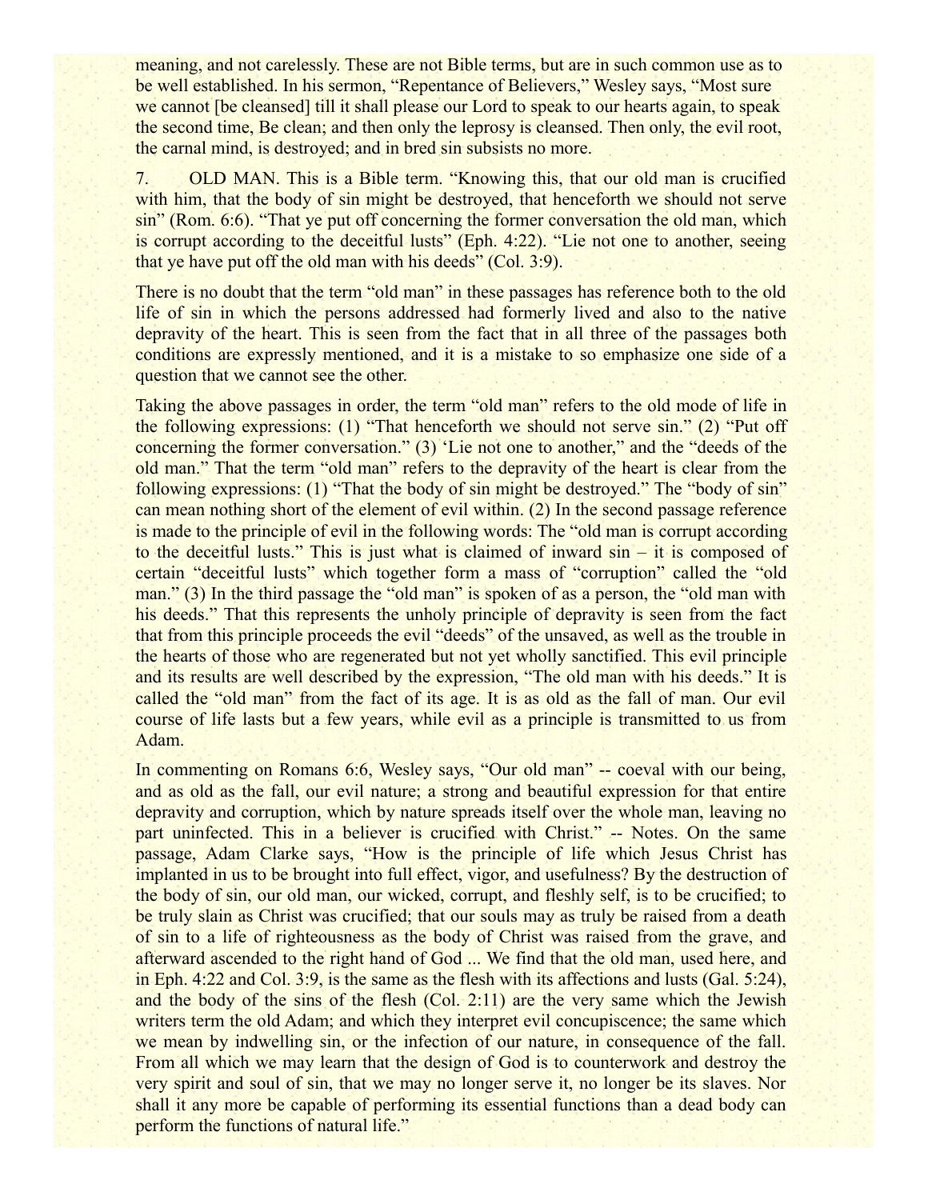meaning, and not carelessly. These are not Bible terms, but are in such common use as to be well established. In his sermon, "Repentance of Believers," Wesley says, "Most sure we cannot [be cleansed] till it shall please our Lord to speak to our hearts again, to speak the second time, Be clean; and then only the leprosy is cleansed. Then only, the evil root, the carnal mind, is destroyed; and in bred sin subsists no more.

7. OLD MAN. This is a Bible term. "Knowing this, that our old man is crucified with him, that the body of sin might be destroyed, that henceforth we should not serve sin" (Rom. 6:6). "That ye put off concerning the former conversation the old man, which is corrupt according to the deceitful lusts" (Eph. 4:22). "Lie not one to another, seeing that ye have put off the old man with his deeds" (Col. 3:9).

There is no doubt that the term "old man" in these passages has reference both to the old life of sin in which the persons addressed had formerly lived and also to the native depravity of the heart. This is seen from the fact that in all three of the passages both conditions are expressly mentioned, and it is a mistake to so emphasize one side of a question that we cannot see the other.

Taking the above passages in order, the term "old man" refers to the old mode of life in the following expressions: (1) "That henceforth we should not serve sin." (2) "Put off concerning the former conversation." (3) 'Lie not one to another," and the "deeds of the old man." That the term "old man" refers to the depravity of the heart is clear from the following expressions: (1) "That the body of sin might be destroyed." The "body of sin" can mean nothing short of the element of evil within. (2) In the second passage reference is made to the principle of evil in the following words: The "old man is corrupt according to the deceitful lusts." This is just what is claimed of inward sin – it is composed of certain "deceitful lusts" which together form a mass of "corruption" called the "old man." (3) In the third passage the "old man" is spoken of as a person, the "old man with his deeds." That this represents the unholy principle of depravity is seen from the fact that from this principle proceeds the evil "deeds" of the unsaved, as well as the trouble in the hearts of those who are regenerated but not yet wholly sanctified. This evil principle and its results are well described by the expression, "The old man with his deeds." It is called the "old man" from the fact of its age. It is as old as the fall of man. Our evil course of life lasts but a few years, while evil as a principle is transmitted to us from Adam.

In commenting on Romans 6:6, Wesley says, "Our old man" -- coeval with our being, and as old as the fall, our evil nature; a strong and beautiful expression for that entire depravity and corruption, which by nature spreads itself over the whole man, leaving no part uninfected. This in a believer is crucified with Christ." -- Notes. On the same passage, Adam Clarke says, "How is the principle of life which Jesus Christ has implanted in us to be brought into full effect, vigor, and usefulness? By the destruction of the body of sin, our old man, our wicked, corrupt, and fleshly self, is to be crucified; to be truly slain as Christ was crucified; that our souls may as truly be raised from a death of sin to a life of righteousness as the body of Christ was raised from the grave, and afterward ascended to the right hand of God ... We find that the old man, used here, and in Eph. 4:22 and Col. 3:9, is the same as the flesh with its affections and lusts (Gal. 5:24), and the body of the sins of the flesh (Col. 2:11) are the very same which the Jewish writers term the old Adam; and which they interpret evil concupiscence; the same which we mean by indwelling sin, or the infection of our nature, in consequence of the fall. From all which we may learn that the design of God is to counterwork and destroy the very spirit and soul of sin, that we may no longer serve it, no longer be its slaves. Nor shall it any more be capable of performing its essential functions than a dead body can perform the functions of natural life."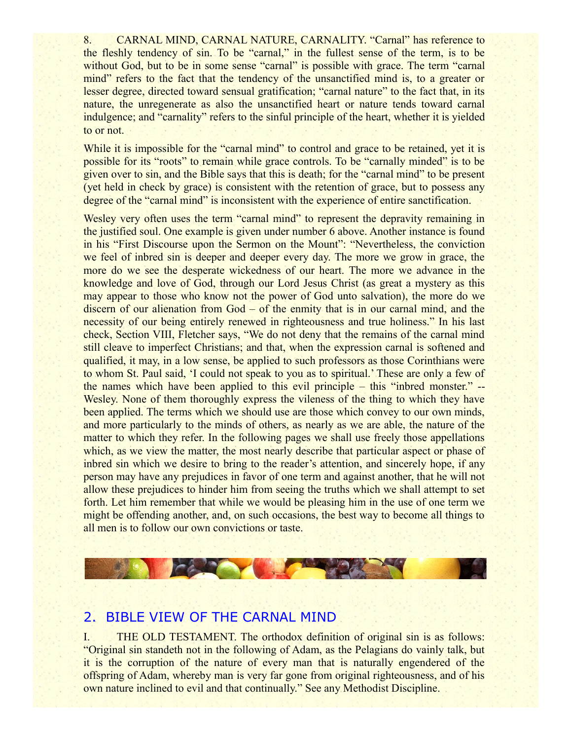8. CARNAL MIND, CARNAL NATURE, CARNALITY. "Carnal" has reference to the fleshly tendency of sin. To be "carnal," in the fullest sense of the term, is to be without God, but to be in some sense "carnal" is possible with grace. The term "carnal mind" refers to the fact that the tendency of the unsanctified mind is, to a greater or lesser degree, directed toward sensual gratification; "carnal nature" to the fact that, in its nature, the unregenerate as also the unsanctified heart or nature tends toward carnal indulgence; and "carnality" refers to the sinful principle of the heart, whether it is yielded to or not.

While it is impossible for the "carnal mind" to control and grace to be retained, yet it is possible for its "roots" to remain while grace controls. To be "carnally minded" is to be given over to sin, and the Bible says that this is death; for the "carnal mind" to be present (yet held in check by grace) is consistent with the retention of grace, but to possess any degree of the "carnal mind" is inconsistent with the experience of entire sanctification.

Wesley very often uses the term "carnal mind" to represent the depravity remaining in the justified soul. One example is given under number 6 above. Another instance is found in his "First Discourse upon the Sermon on the Mount": "Nevertheless, the conviction we feel of inbred sin is deeper and deeper every day. The more we grow in grace, the more do we see the desperate wickedness of our heart. The more we advance in the knowledge and love of God, through our Lord Jesus Christ (as great a mystery as this may appear to those who know not the power of God unto salvation), the more do we discern of our alienation from God – of the enmity that is in our carnal mind, and the necessity of our being entirely renewed in righteousness and true holiness." In his last check, Section VIII, Fletcher says, "We do not deny that the remains of the carnal mind still cleave to imperfect Christians; and that, when the expression carnal is softened and qualified, it may, in a low sense, be applied to such professors as those Corinthians were to whom St. Paul said, 'I could not speak to you as to spiritual.' These are only a few of the names which have been applied to this evil principle – this "inbred monster." -- Wesley. None of them thoroughly express the vileness of the thing to which they have been applied. The terms which we should use are those which convey to our own minds, and more particularly to the minds of others, as nearly as we are able, the nature of the matter to which they refer. In the following pages we shall use freely those appellations which, as we view the matter, the most nearly describe that particular aspect or phase of inbred sin which we desire to bring to the reader's attention, and sincerely hope, if any person may have any prejudices in favor of one term and against another, that he will not allow these prejudices to hinder him from seeing the truths which we shall attempt to set forth. Let him remember that while we would be pleasing him in the use of one term we might be offending another, and, on such occasions, the best way to become all things to all men is to follow our own convictions or taste.

## 2. BIBLE VIEW OF THE CARNAL MIND

I. THE OLD TESTAMENT. The orthodox definition of original sin is as follows: "Original sin standeth not in the following of Adam, as the Pelagians do vainly talk, but it is the corruption of the nature of every man that is naturally engendered of the offspring of Adam, whereby man is very far gone from original righteousness, and of his own nature inclined to evil and that continually." See any Methodist Discipline.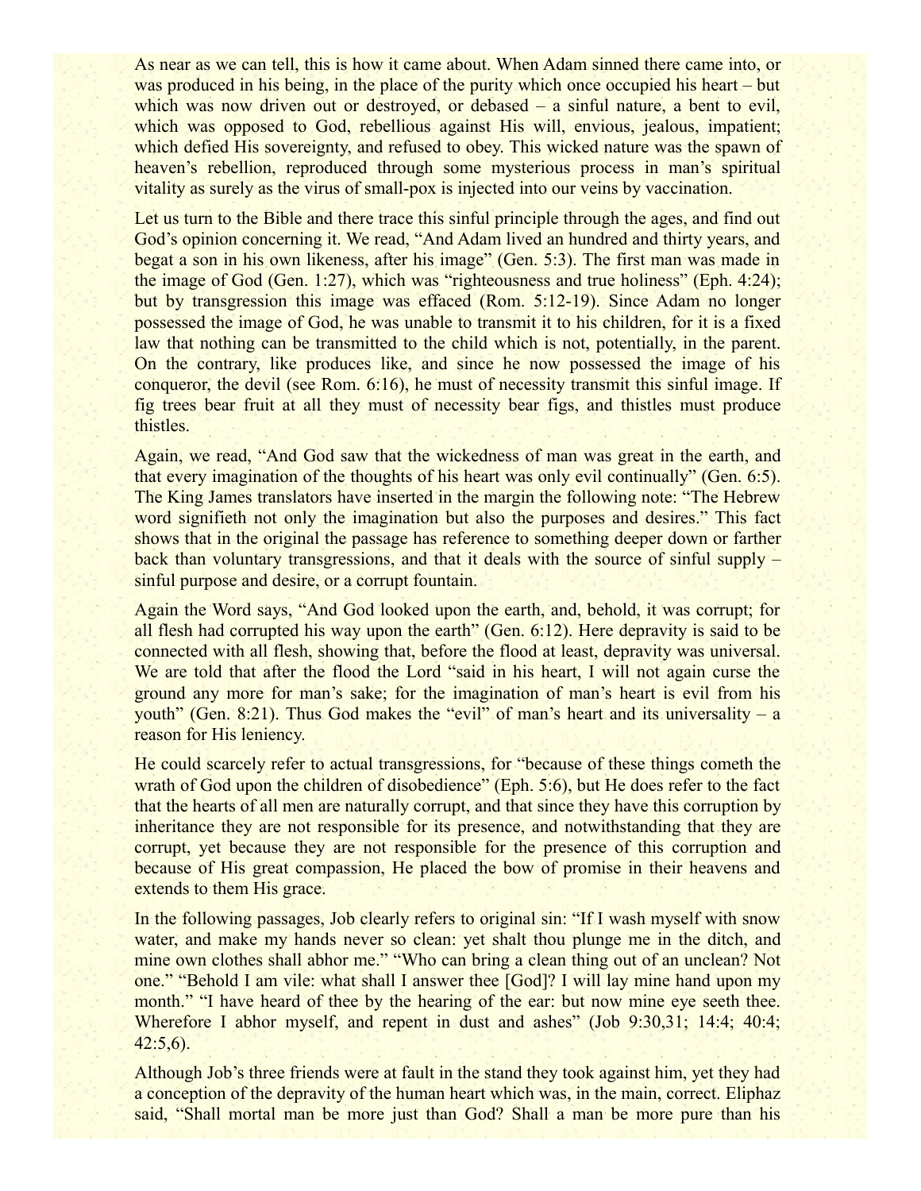As near as we can tell, this is how it came about. When Adam sinned there came into, or was produced in his being, in the place of the purity which once occupied his heart – but which was now driven out or destroyed, or debased – a sinful nature, a bent to evil, which was opposed to God, rebellious against His will, envious, jealous, impatient; which defied His sovereignty, and refused to obey. This wicked nature was the spawn of heaven's rebellion, reproduced through some mysterious process in man's spiritual vitality as surely as the virus of small-pox is injected into our veins by vaccination.

Let us turn to the Bible and there trace this sinful principle through the ages, and find out God's opinion concerning it. We read, "And Adam lived an hundred and thirty years, and begat a son in his own likeness, after his image" (Gen. 5:3). The first man was made in the image of God (Gen. 1:27), which was "righteousness and true holiness" (Eph. 4:24); but by transgression this image was effaced (Rom. 5:12-19). Since Adam no longer possessed the image of God, he was unable to transmit it to his children, for it is a fixed law that nothing can be transmitted to the child which is not, potentially, in the parent. On the contrary, like produces like, and since he now possessed the image of his conqueror, the devil (see Rom. 6:16), he must of necessity transmit this sinful image. If fig trees bear fruit at all they must of necessity bear figs, and thistles must produce thistles.

Again, we read, "And God saw that the wickedness of man was great in the earth, and that every imagination of the thoughts of his heart was only evil continually" (Gen. 6:5). The King James translators have inserted in the margin the following note: "The Hebrew word signifieth not only the imagination but also the purposes and desires." This fact shows that in the original the passage has reference to something deeper down or farther back than voluntary transgressions, and that it deals with the source of sinful supply – sinful purpose and desire, or a corrupt fountain.

Again the Word says, "And God looked upon the earth, and, behold, it was corrupt; for all flesh had corrupted his way upon the earth" (Gen. 6:12). Here depravity is said to be connected with all flesh, showing that, before the flood at least, depravity was universal. We are told that after the flood the Lord "said in his heart, I will not again curse the ground any more for man's sake; for the imagination of man's heart is evil from his youth" (Gen. 8:21). Thus God makes the "evil" of man's heart and its universality – a reason for His leniency.

He could scarcely refer to actual transgressions, for "because of these things cometh the wrath of God upon the children of disobedience" (Eph. 5:6), but He does refer to the fact that the hearts of all men are naturally corrupt, and that since they have this corruption by inheritance they are not responsible for its presence, and notwithstanding that they are corrupt, yet because they are not responsible for the presence of this corruption and because of His great compassion, He placed the bow of promise in their heavens and extends to them His grace.

In the following passages, Job clearly refers to original sin: "If I wash myself with snow water, and make my hands never so clean: yet shalt thou plunge me in the ditch, and mine own clothes shall abhor me." "Who can bring a clean thing out of an unclean? Not one." "Behold I am vile: what shall I answer thee [God]? I will lay mine hand upon my month." "I have heard of thee by the hearing of the ear: but now mine eye seeth thee. Wherefore I abhor myself, and repent in dust and ashes" (Job 9:30,31; 14:4; 40:4; 42:5,6).

Although Job's three friends were at fault in the stand they took against him, yet they had a conception of the depravity of the human heart which was, in the main, correct. Eliphaz said, "Shall mortal man be more just than God? Shall a man be more pure than his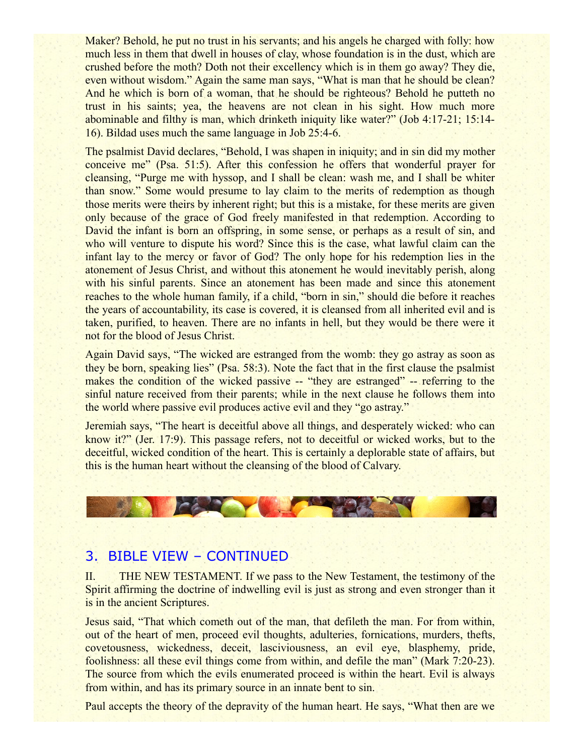Maker? Behold, he put no trust in his servants; and his angels he charged with folly: how much less in them that dwell in houses of clay, whose foundation is in the dust, which are crushed before the moth? Doth not their excellency which is in them go away? They die, even without wisdom." Again the same man says, "What is man that he should be clean? And he which is born of a woman, that he should be righteous? Behold he putteth no trust in his saints; yea, the heavens are not clean in his sight. How much more abominable and filthy is man, which drinketh iniquity like water?" (Job 4:17-21; 15:14-16). Bildad uses much the same language in Job 25:4-6.

The psalmist David declares, "Behold, I was shapen in iniquity; and in sin did my mother conceive me" (Psa. 51:5). After this confession he offers that wonderful prayer for cleansing, "Purge me with hyssop, and I shall be clean: wash me, and I shall be whiter than snow." Some would presume to lay claim to the merits of redemption as though those merits were theirs by inherent right; but this is a mistake, for these merits are given only because of the grace of God freely manifested in that redemption. According to David the infant is born an offspring, in some sense, or perhaps as a result of sin, and who will venture to dispute his word? Since this is the case, what lawful claim can the infant lay to the mercy or favor of God? The only hope for his redemption lies in the atonement of Jesus Christ, and without this atonement he would inevitably perish, along with his sinful parents. Since an atonement has been made and since this atonement reaches to the whole human family, if a child, "born in sin," should die before it reaches the years of accountability, its case is covered, it is cleansed from all inherited evil and is taken, purified, to heaven. There are no infants in hell, but they would be there were it not for the blood of Jesus Christ.

Again David says, "The wicked are estranged from the womb: they go astray as soon as they be born, speaking lies" (Psa. 58:3). Note the fact that in the first clause the psalmist makes the condition of the wicked passive -- "they are estranged" -- referring to the sinful nature received from their parents; while in the next clause he follows them into the world where passive evil produces active evil and they "go astray."

Jeremiah says, "The heart is deceitful above all things, and desperately wicked: who can know it?" (Jer. 17:9). This passage refers, not to deceitful or wicked works, but to the deceitful, wicked condition of the heart. This is certainly a deplorable state of affairs, but this is the human heart without the cleansing of the blood of Calvary.

## 3. BIBLE VIEW – CONTINUED

II. THE NEW TESTAMENT. If we pass to the New Testament, the testimony of the Spirit affirming the doctrine of indwelling evil is just as strong and even stronger than it is in the ancient Scriptures.

Jesus said, "That which cometh out of the man, that defileth the man. For from within, out of the heart of men, proceed evil thoughts, adulteries, fornications, murders, thefts, covetousness, wickedness, deceit, lasciviousness, an evil eye, blasphemy, pride, foolishness: all these evil things come from within, and defile the man" (Mark 7:20-23). The source from which the evils enumerated proceed is within the heart. Evil is always from within, and has its primary source in an innate bent to sin.

Paul accepts the theory of the depravity of the human heart. He says, "What then are we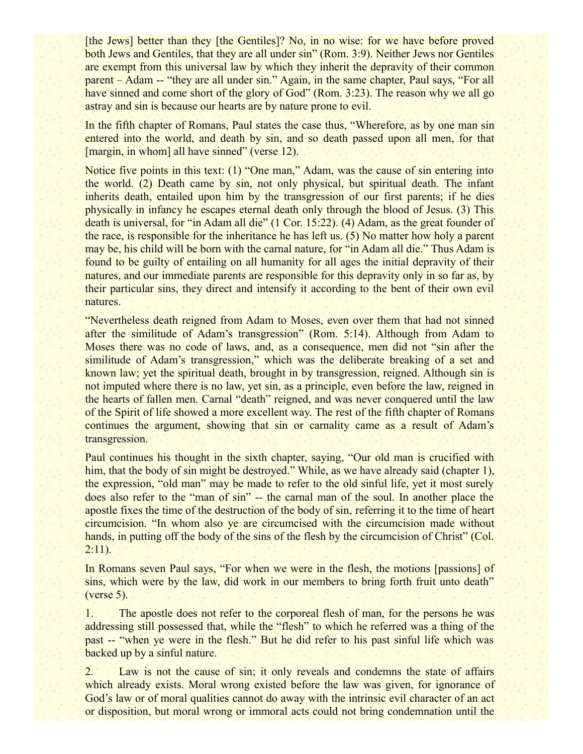[the Jews] better than they [the Gentiles]? No, in no wise: for we have before proved both Jews and Gentiles, that they are all under sin" (Rom. 3:9). Neither Jews nor Gentiles are exempt from this universal law by which they inherit the depravity of their common parent – Adam -- "they are all under sin." Again, in the same chapter, Paul says, "For all have sinned and come short of the glory of God" (Rom. 3:23). The reason why we all go astray and sin is because our hearts are by nature prone to evil.

In the fifth chapter of Romans, Paul states the case thus, "Wherefore, as by one man sin entered into the world, and death by sin, and so death passed upon all men, for that [margin, in whom] all have sinned" (verse 12).

Notice five points in this text: (1) "One man," Adam, was the cause of sin entering into the world. (2) Death came by sin, not only physical, but spiritual death. The infant inherits death, entailed upon him by the transgression of our first parents; if he dies physically in infancy he escapes eternal death only through the blood of Jesus. (3) This death is universal, for "in Adam all die" (1 Cor. 15:22). (4) Adam, as the great founder of the race, is responsible for the inheritance he has left us. (5) No matter how holy a parent may be, his child will be born with the carnal nature, for "in Adam all die." Thus Adam is found to be guilty of entailing on all humanity for all ages the initial depravity of their natures, and our immediate parents are responsible for this depravity only in so far as, by their particular sins, they direct and intensify it according to the bent of their own evil natures.

"Nevertheless death reigned from Adam to Moses, even over them that had not sinned after the similitude of Adam's transgression" (Rom. 5:14). Although from Adam to Moses there was no code of laws, and, as a consequence, men did not "sin after the similitude of Adam's transgression," which was the deliberate breaking of a set and known law; yet the spiritual death, brought in by transgression, reigned. Although sin is not imputed where there is no law, yet sin, as a principle, even before the law, reigned in the hearts of fallen men. Carnal "death" reigned, and was never conquered until the law of the Spirit of life showed a more excellent way. The rest of the fifth chapter of Romans continues the argument, showing that sin or carnality came as a result of Adam's transgression.

Paul continues his thought in the sixth chapter, saying, "Our old man is crucified with him, that the body of sin might be destroyed." While, as we have already said (chapter 1), the expression, "old man" may be made to refer to the old sinful life, yet it most surely does also refer to the "man of sin" -- the carnal man of the soul. In another place the apostle fixes the time of the destruction of the body of sin, referring it to the time of heart circumcision. "In whom also ye are circumcised with the circumcision made without hands, in putting off the body of the sins of the flesh by the circumcision of Christ" (Col. 2:11).

In Romans seven Paul says, "For when we were in the flesh, the motions [passions] of sins, which were by the law, did work in our members to bring forth fruit unto death" (verse 5).

1. The apostle does not refer to the corporeal flesh of man, for the persons he was addressing still possessed that, while the "flesh" to which he referred was a thing of the past -- "when ye were in the flesh." But he did refer to his past sinful life which was backed up by a sinful nature.

2. Law is not the cause of sin; it only reveals and condemns the state of affairs which already exists. Moral wrong existed before the law was given, for ignorance of God's law or of moral qualities cannot do away with the intrinsic evil character of an act or disposition, but moral wrong or immoral acts could not bring condemnation until the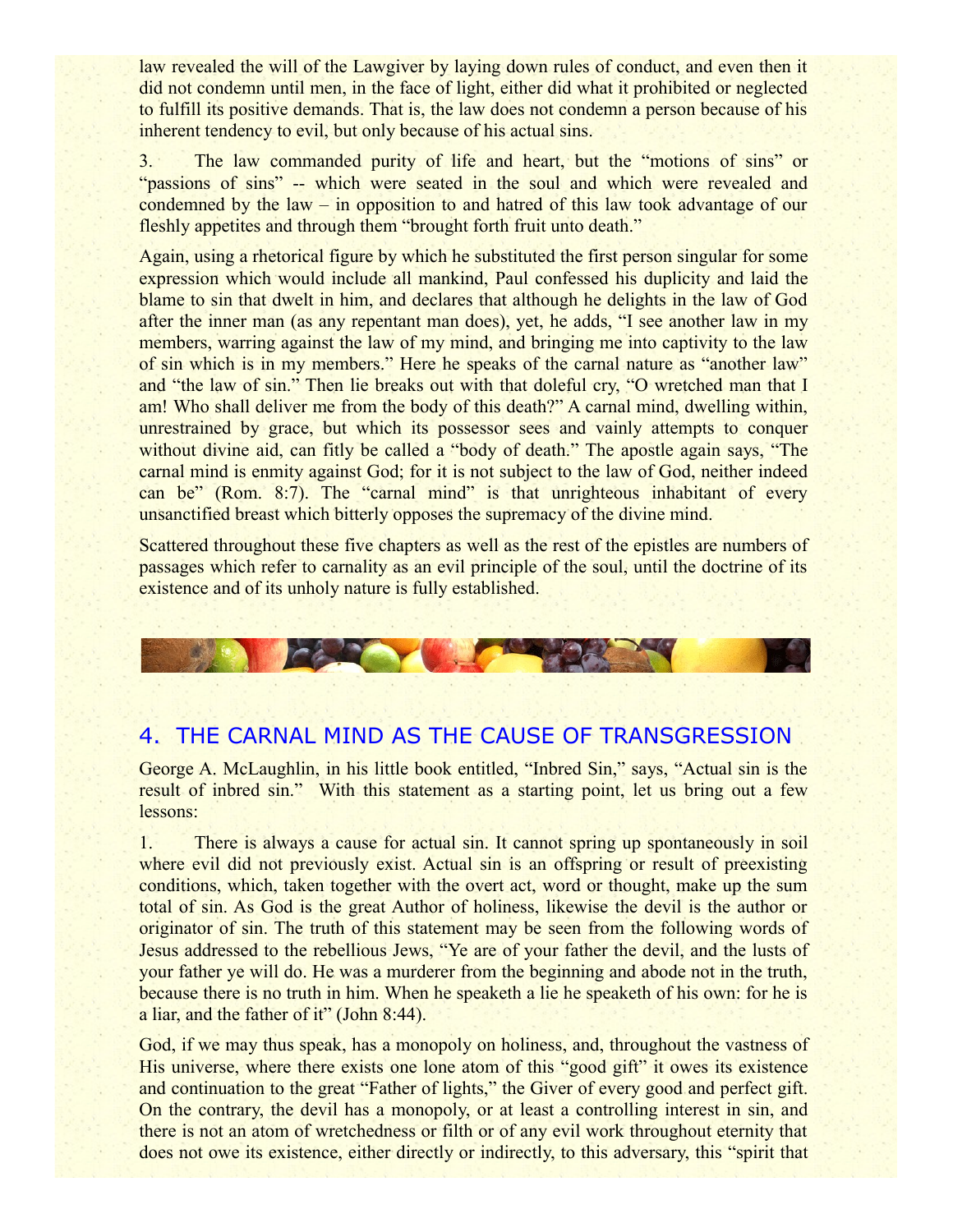law revealed the will of the Lawgiver by laying down rules of conduct, and even then it did not condemn until men, in the face of light, either did what it prohibited or neglected to fulfill its positive demands. That is, the law does not condemn a person because of his inherent tendency to evil, but only because of his actual sins.

3. The law commanded purity of life and heart, but the "motions of sins" or "passions of sins" -- which were seated in the soul and which were revealed and condemned by the law – in opposition to and hatred of this law took advantage of our fleshly appetites and through them "brought forth fruit unto death."

Again, using a rhetorical figure by which he substituted the first person singular for some expression which would include all mankind, Paul confessed his duplicity and laid the blame to sin that dwelt in him, and declares that although he delights in the law of God after the inner man (as any repentant man does), yet, he adds, "I see another law in my members, warring against the law of my mind, and bringing me into captivity to the law of sin which is in my members." Here he speaks of the carnal nature as "another law" and "the law of sin." Then lie breaks out with that doleful cry, "O wretched man that I am! Who shall deliver me from the body of this death?" A carnal mind, dwelling within, unrestrained by grace, but which its possessor sees and vainly attempts to conquer without divine aid, can fitly be called a "body of death." The apostle again says, "The carnal mind is enmity against God; for it is not subject to the law of God, neither indeed can be" (Rom. 8:7). The "carnal mind" is that unrighteous inhabitant of every unsanctified breast which bitterly opposes the supremacy of the divine mind.

Scattered throughout these five chapters as well as the rest of the epistles are numbers of passages which refer to carnality as an evil principle of the soul, until the doctrine of its existence and of its unholy nature is fully established.

## 4. THE CARNAL MIND AS THE CAUSE OF TRANSGRESSION

George A. McLaughlin, in his little book entitled, "Inbred Sin," says, "Actual sin is the result of inbred sin." With this statement as a starting point, let us bring out a few lessons:

1. There is always a cause for actual sin. It cannot spring up spontaneously in soil where evil did not previously exist. Actual sin is an offspring or result of preexisting conditions, which, taken together with the overt act, word or thought, make up the sum total of sin. As God is the great Author of holiness, likewise the devil is the author or originator of sin. The truth of this statement may be seen from the following words of Jesus addressed to the rebellious Jews, "Ye are of your father the devil, and the lusts of your father ye will do. He was a murderer from the beginning and abode not in the truth, because there is no truth in him. When he speaketh a lie he speaketh of his own: for he is a liar, and the father of it" (John 8:44).

God, if we may thus speak, has a monopoly on holiness, and, throughout the vastness of His universe, where there exists one lone atom of this "good gift" it owes its existence and continuation to the great "Father of lights," the Giver of every good and perfect gift. On the contrary, the devil has a monopoly, or at least a controlling interest in sin, and there is not an atom of wretchedness or filth or of any evil work throughout eternity that does not owe its existence, either directly or indirectly, to this adversary, this "spirit that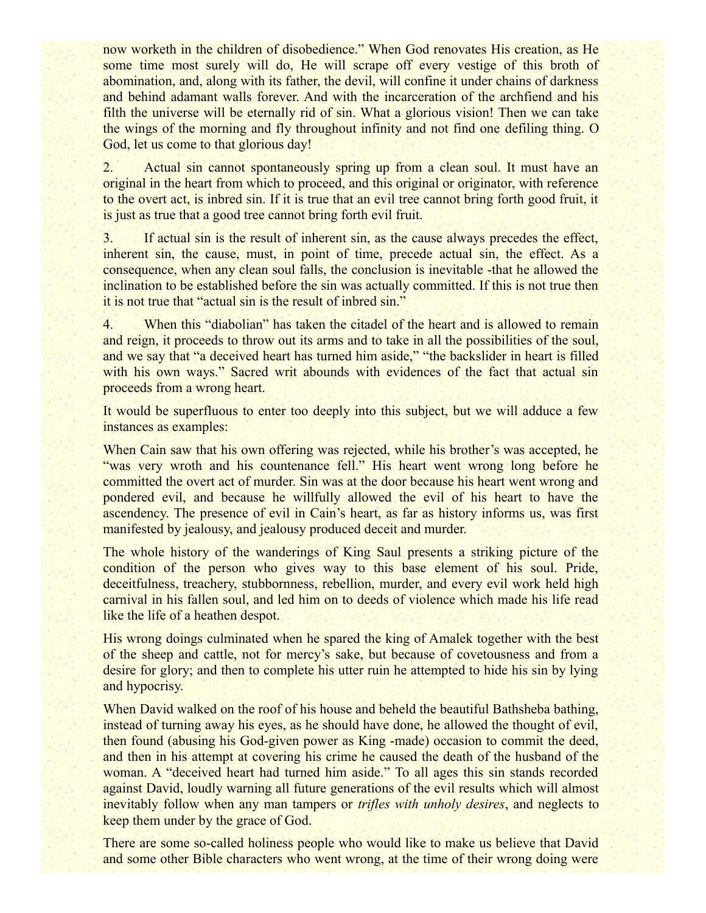now worketh in the children of disobedience." When God renovates His creation, as He some time most surely will do, He will scrape off every vestige of this broth of abomination, and, along with its father, the devil, will confine it under chains of darkness and behind adamant walls forever. And with the incarceration of the archfiend and his filth the universe will be eternally rid of sin. What a glorious vision! Then we can take the wings of the morning and fly throughout infinity and not find one defiling thing. O God, let us come to that glorious day!

2. Actual sin cannot spontaneously spring up from a clean soul. It must have an original in the heart from which to proceed, and this original or originator, with reference to the overt act, is inbred sin. If it is true that an evil tree cannot bring forth good fruit, it is just as true that a good tree cannot bring forth evil fruit.

3. If actual sin is the result of inherent sin, as the cause always precedes the effect, inherent sin, the cause, must, in point of time, precede actual sin, the effect. As a consequence, when any clean soul falls, the conclusion is inevitable -that he allowed the inclination to be established before the sin was actually committed. If this is not true then it is not true that "actual sin is the result of inbred sin."

4. When this "diabolian" has taken the citadel of the heart and is allowed to remain and reign, it proceeds to throw out its arms and to take in all the possibilities of the soul, and we say that "a deceived heart has turned him aside," "the backslider in heart is filled with his own ways." Sacred writ abounds with evidences of the fact that actual sin proceeds from a wrong heart.

It would be superfluous to enter too deeply into this subject, but we will adduce a few instances as examples:

When Cain saw that his own offering was rejected, while his brother's was accepted, he "was very wroth and his countenance fell." His heart went wrong long before he committed the overt act of murder. Sin was at the door because his heart went wrong and pondered evil, and because he willfully allowed the evil of his heart to have the ascendency. The presence of evil in Cain's heart, as far as history informs us, was first manifested by jealousy, and jealousy produced deceit and murder.

The whole history of the wanderings of King Saul presents a striking picture of the condition of the person who gives way to this base element of his soul. Pride, deceitfulness, treachery, stubbornness, rebellion, murder, and every evil work held high carnival in his fallen soul, and led him on to deeds of violence which made his life read like the life of a heathen despot.

His wrong doings culminated when he spared the king of Amalek together with the best of the sheep and cattle, not for mercy's sake, but because of covetousness and from a desire for glory; and then to complete his utter ruin he attempted to hide his sin by lying and hypocrisy.

When David walked on the roof of his house and beheld the beautiful Bathsheba bathing, instead of turning away his eyes, as he should have done, he allowed the thought of evil, then found (abusing his God-given power as King -made) occasion to commit the deed, and then in his attempt at covering his crime he caused the death of the husband of the woman. A "deceived heart had turned him aside." To all ages this sin stands recorded against David, loudly warning all future generations of the evil results which will almost inevitably follow when any man tampers or *trifles with unholy desires*, and neglects to keep them under by the grace of God.

There are some so-called holiness people who would like to make us believe that David and some other Bible characters who went wrong, at the time of their wrong doing were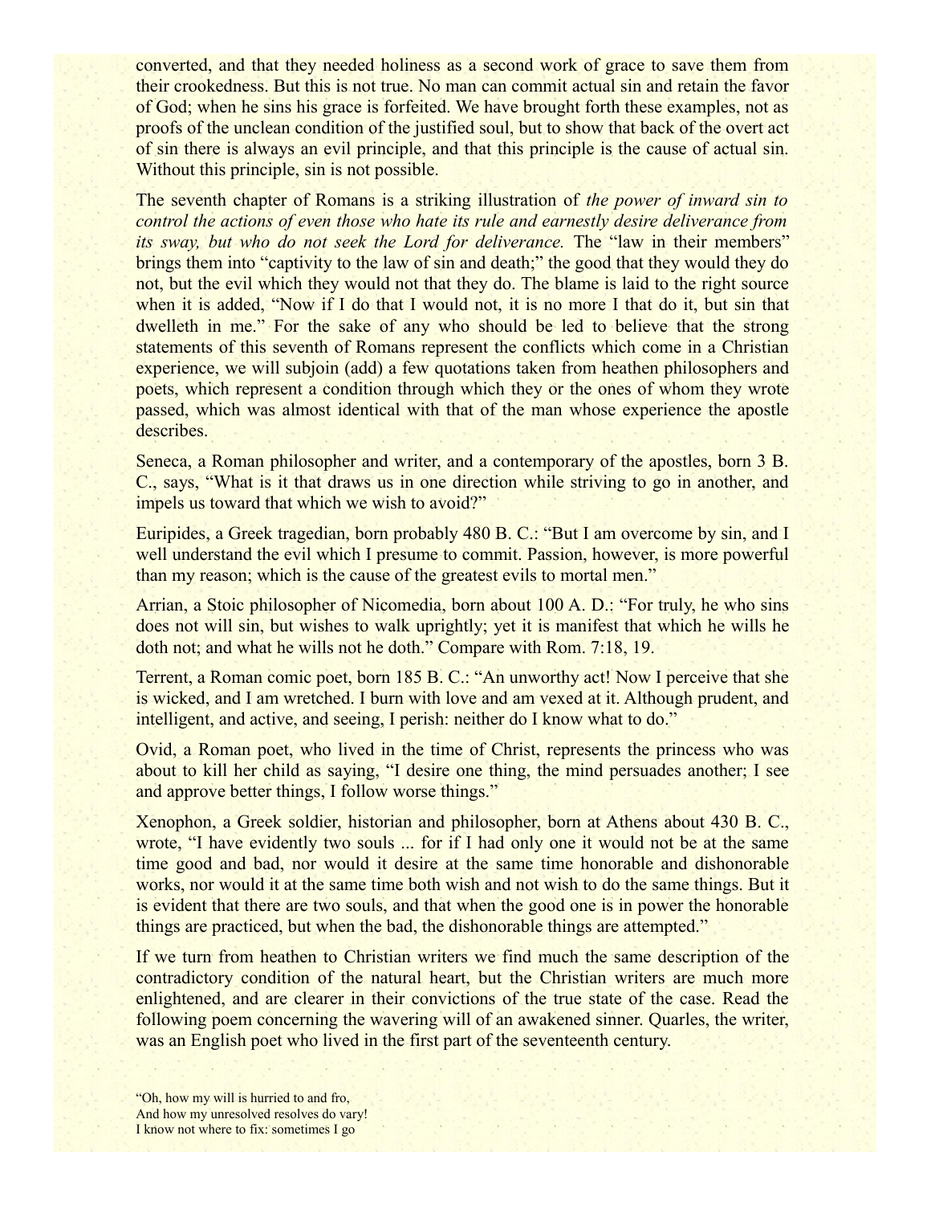converted, and that they needed holiness as a second work of grace to save them from their crookedness. But this is not true. No man can commit actual sin and retain the favor of God; when he sins his grace is forfeited. We have brought forth these examples, not as proofs of the unclean condition of the justified soul, but to show that back of the overt act of sin there is always an evil principle, and that this principle is the cause of actual sin. Without this principle, sin is not possible.

The seventh chapter of Romans is a striking illustration of *the power of inward sin to control the actions of even those who hate its rule and earnestly desire deliverance from its sway, but who do not seek the Lord for deliverance.* The "law in their members" brings them into "captivity to the law of sin and death;" the good that they would they do not, but the evil which they would not that they do. The blame is laid to the right source when it is added, "Now if I do that I would not, it is no more I that do it, but sin that dwelleth in me." For the sake of any who should be led to believe that the strong statements of this seventh of Romans represent the conflicts which come in a Christian experience, we will subjoin (add) a few quotations taken from heathen philosophers and poets, which represent a condition through which they or the ones of whom they wrote passed, which was almost identical with that of the man whose experience the apostle describes.

Seneca, a Roman philosopher and writer, and a contemporary of the apostles, born 3 B. C., says, "What is it that draws us in one direction while striving to go in another, and impels us toward that which we wish to avoid?"

Euripides, a Greek tragedian, born probably 480 B. C.: "But I am overcome by sin, and I well understand the evil which I presume to commit. Passion, however, is more powerful than my reason; which is the cause of the greatest evils to mortal men."

Arrian, a Stoic philosopher of Nicomedia, born about 100 A. D.: "For truly, he who sins does not will sin, but wishes to walk uprightly; yet it is manifest that which he wills he doth not; and what he wills not he doth." Compare with Rom. 7:18, 19.

Terrent, a Roman comic poet, born 185 B. C.: "An unworthy act! Now I perceive that she is wicked, and I am wretched. I burn with love and am vexed at it. Although prudent, and intelligent, and active, and seeing, I perish: neither do I know what to do."

Ovid, a Roman poet, who lived in the time of Christ, represents the princess who was about to kill her child as saying, "I desire one thing, the mind persuades another; I see and approve better things, I follow worse things."

Xenophon, a Greek soldier, historian and philosopher, born at Athens about 430 B. C., wrote, "I have evidently two souls ... for if I had only one it would not be at the same time good and bad, nor would it desire at the same time honorable and dishonorable works, nor would it at the same time both wish and not wish to do the same things. But it is evident that there are two souls, and that when the good one is in power the honorable things are practiced, but when the bad, the dishonorable things are attempted."

If we turn from heathen to Christian writers we find much the same description of the contradictory condition of the natural heart, but the Christian writers are much more enlightened, and are clearer in their convictions of the true state of the case. Read the following poem concerning the wavering will of an awakened sinner. Quarles, the writer, was an English poet who lived in the first part of the seventeenth century.

"Oh, how my will is hurried to and fro,  
And how my unresolved resolves do vary!  
I know not where to fix: sometimes I go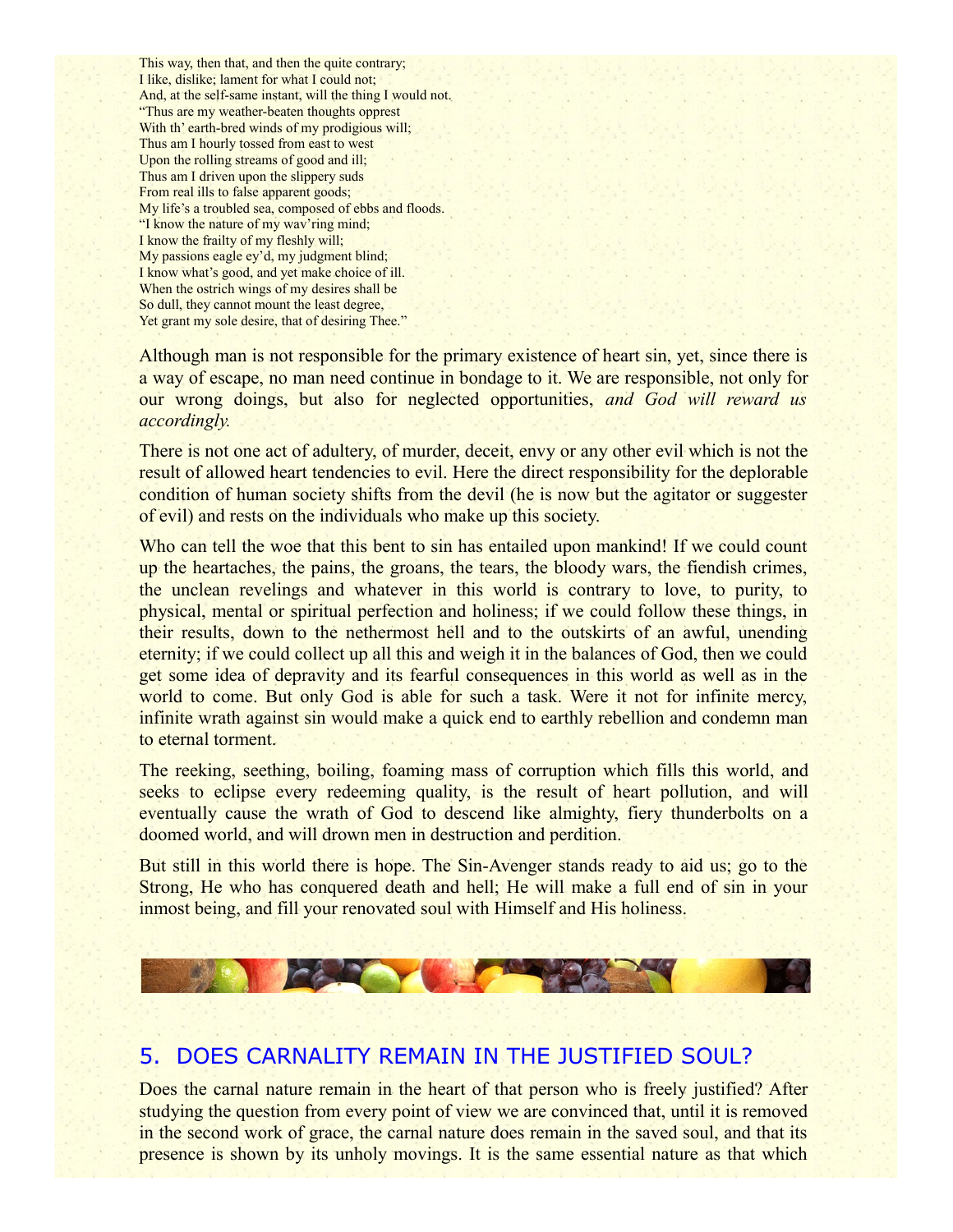This way, then that, and then the quite contrary;
I like, dislike; lament for what I could not;
And, at the self-same instant, will the thing I would not.
"Thus are my weather-beaten thoughts opprest
With th' earth-bred winds of my prodigious will;
Thus am I hourly tossed from east to west
Upon the rolling streams of good and ill;
Thus am I driven upon the slippery suds
From real ills to false apparent goods;
My life's a troubled sea, composed of ebbs and floods.
"I know the nature of my wav'ring mind;
I know the frailty of my fleshly will;
My passions eagle ey'd, my judgment blind;
I know what's good, and yet make choice of ill.
When the ostrich wings of my desires shall be
So dull, they cannot mount the least degree,
Yet grant my sole desire, that of desiring Thee."

Although man is not responsible for the primary existence of heart sin, yet, since there is a way of escape, no man need continue in bondage to it. We are responsible, not only for our wrong doings, but also for neglected opportunities, *and God will reward us accordingly.*

There is not one act of adultery, of murder, deceit, envy or any other evil which is not the result of allowed heart tendencies to evil. Here the direct responsibility for the deplorable condition of human society shifts from the devil (he is now but the agitator or suggester of evil) and rests on the individuals who make up this society.

Who can tell the woe that this bent to sin has entailed upon mankind! If we could count up the heartaches, the pains, the groans, the tears, the bloody wars, the fiendish crimes, the unclean revelings and whatever in this world is contrary to love, to purity, to physical, mental or spiritual perfection and holiness; if we could follow these things, in their results, down to the nethermost hell and to the outskirts of an awful, unending eternity; if we could collect up all this and weigh it in the balances of God, then we could get some idea of depravity and its fearful consequences in this world as well as in the world to come. But only God is able for such a task. Were it not for infinite mercy, infinite wrath against sin would make a quick end to earthly rebellion and condemn man to eternal torment.

The reeking, seething, boiling, foaming mass of corruption which fills this world, and seeks to eclipse every redeeming quality, is the result of heart pollution, and will eventually cause the wrath of God to descend like almighty, fiery thunderbolts on a doomed world, and will drown men in destruction and perdition.

But still in this world there is hope. The Sin-Avenger stands ready to aid us; go to the Strong, He who has conquered death and hell; He will make a full end of sin in your inmost being, and fill your renovated soul with Himself and His holiness.

## 5. DOES CARNALITY REMAIN IN THE JUSTIFIED SOUL?

Does the carnal nature remain in the heart of that person who is freely justified? After studying the question from every point of view we are convinced that, until it is removed in the second work of grace, the carnal nature does remain in the saved soul, and that its presence is shown by its unholy movings. It is the same essential nature as that which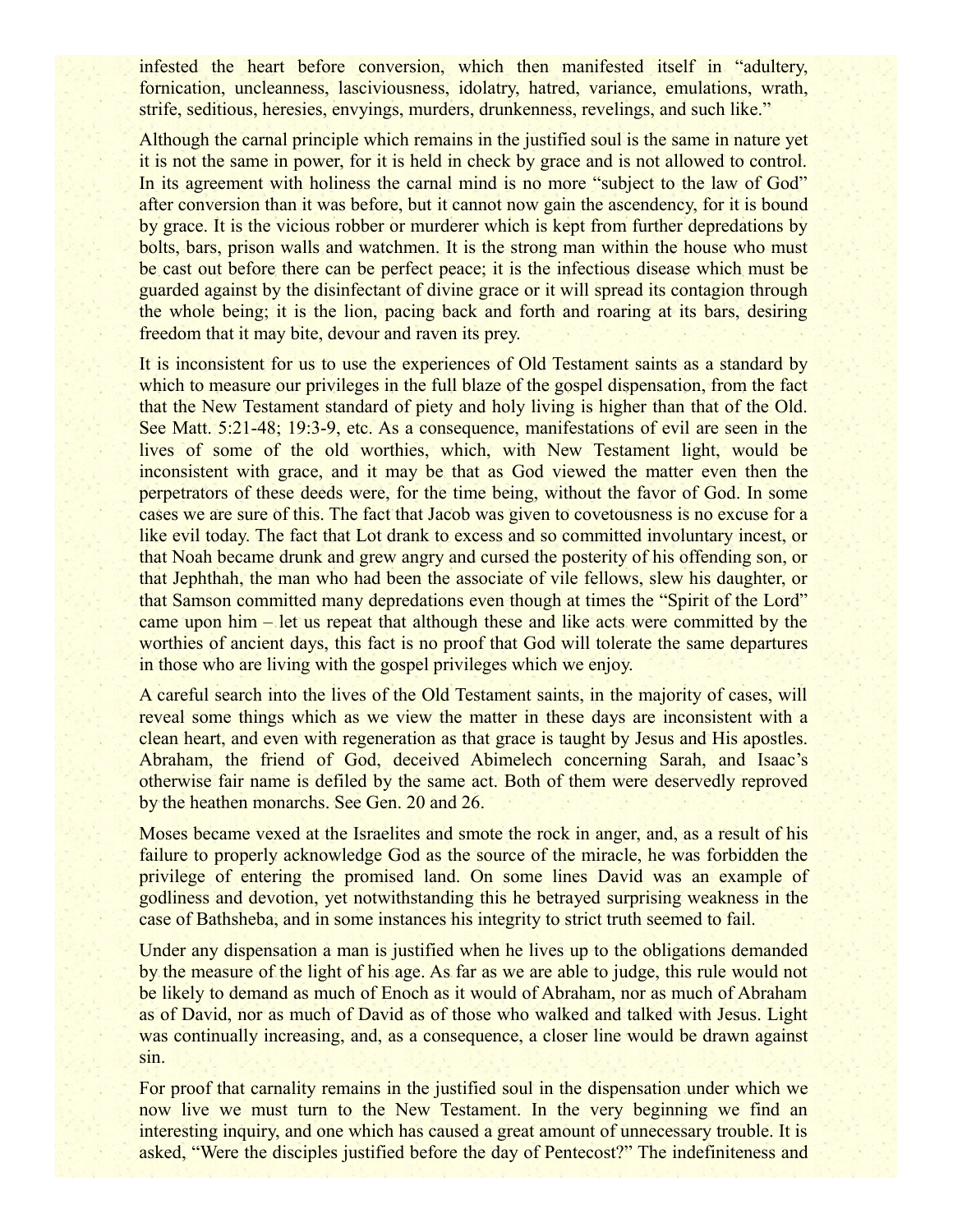infested the heart before conversion, which then manifested itself in "adultery, fornication, uncleanness, lasciviousness, idolatry, hatred, variance, emulations, wrath, strife, seditious, heresies, envyings, murders, drunkenness, revelings, and such like."

Although the carnal principle which remains in the justified soul is the same in nature yet it is not the same in power, for it is held in check by grace and is not allowed to control. In its agreement with holiness the carnal mind is no more "subject to the law of God" after conversion than it was before, but it cannot now gain the ascendency, for it is bound by grace. It is the vicious robber or murderer which is kept from further depredations by bolts, bars, prison walls and watchmen. It is the strong man within the house who must be cast out before there can be perfect peace; it is the infectious disease which must be guarded against by the disinfectant of divine grace or it will spread its contagion through the whole being; it is the lion, pacing back and forth and roaring at its bars, desiring freedom that it may bite, devour and raven its prey.

It is inconsistent for us to use the experiences of Old Testament saints as a standard by which to measure our privileges in the full blaze of the gospel dispensation, from the fact that the New Testament standard of piety and holy living is higher than that of the Old. See Matt. 5:21-48; 19:3-9, etc. As a consequence, manifestations of evil are seen in the lives of some of the old worthies, which, with New Testament light, would be inconsistent with grace, and it may be that as God viewed the matter even then the perpetrators of these deeds were, for the time being, without the favor of God. In some cases we are sure of this. The fact that Jacob was given to covetousness is no excuse for a like evil today. The fact that Lot drank to excess and so committed involuntary incest, or that Noah became drunk and grew angry and cursed the posterity of his offending son, or that Jephthah, the man who had been the associate of vile fellows, slew his daughter, or that Samson committed many depredations even though at times the "Spirit of the Lord" came upon him – let us repeat that although these and like acts were committed by the worthies of ancient days, this fact is no proof that God will tolerate the same departures in those who are living with the gospel privileges which we enjoy.

A careful search into the lives of the Old Testament saints, in the majority of cases, will reveal some things which as we view the matter in these days are inconsistent with a clean heart, and even with regeneration as that grace is taught by Jesus and His apostles. Abraham, the friend of God, deceived Abimelech concerning Sarah, and Isaac's otherwise fair name is defiled by the same act. Both of them were deservedly reproved by the heathen monarchs. See Gen. 20 and 26.

Moses became vexed at the Israelites and smote the rock in anger, and, as a result of his failure to properly acknowledge God as the source of the miracle, he was forbidden the privilege of entering the promised land. On some lines David was an example of godliness and devotion, yet notwithstanding this he betrayed surprising weakness in the case of Bathsheba, and in some instances his integrity to strict truth seemed to fail.

Under any dispensation a man is justified when he lives up to the obligations demanded by the measure of the light of his age. As far as we are able to judge, this rule would not be likely to demand as much of Enoch as it would of Abraham, nor as much of Abraham as of David, nor as much of David as of those who walked and talked with Jesus. Light was continually increasing, and, as a consequence, a closer line would be drawn against sin.

For proof that carnality remains in the justified soul in the dispensation under which we now live we must turn to the New Testament. In the very beginning we find an interesting inquiry, and one which has caused a great amount of unnecessary trouble. It is asked, "Were the disciples justified before the day of Pentecost?" The indefiniteness and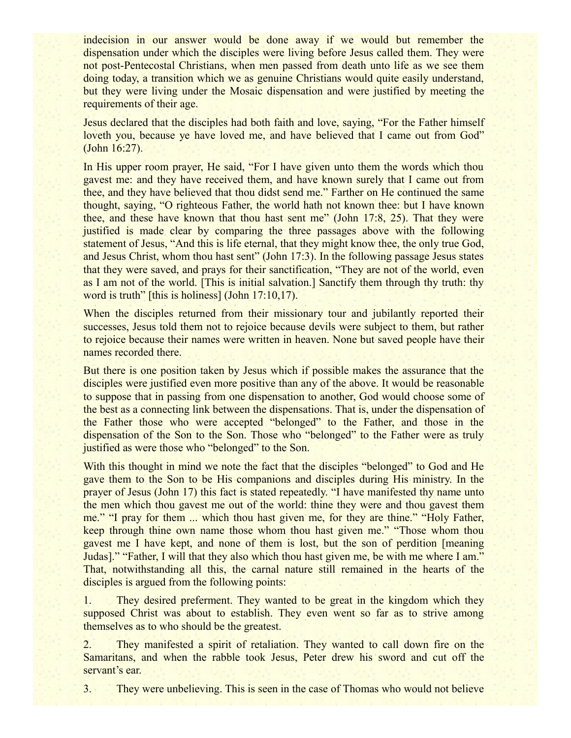indecision in our answer would be done away if we would but remember the dispensation under which the disciples were living before Jesus called them. They were not post-Pentecostal Christians, when men passed from death unto life as we see them doing today, a transition which we as genuine Christians would quite easily understand, but they were living under the Mosaic dispensation and were justified by meeting the requirements of their age.

Jesus declared that the disciples had both faith and love, saying, "For the Father himself loveth you, because ye have loved me, and have believed that I came out from God" (John 16:27).

In His upper room prayer, He said, "For I have given unto them the words which thou gavest me: and they have received them, and have known surely that I came out from thee, and they have believed that thou didst send me." Farther on He continued the same thought, saying, "O righteous Father, the world hath not known thee: but I have known thee, and these have known that thou hast sent me" (John 17:8, 25). That they were justified is made clear by comparing the three passages above with the following statement of Jesus, "And this is life eternal, that they might know thee, the only true God, and Jesus Christ, whom thou hast sent" (John 17:3). In the following passage Jesus states that they were saved, and prays for their sanctification, "They are not of the world, even as I am not of the world. [This is initial salvation.] Sanctify them through thy truth: thy word is truth" [this is holiness] (John 17:10,17).

When the disciples returned from their missionary tour and jubilantly reported their successes, Jesus told them not to rejoice because devils were subject to them, but rather to rejoice because their names were written in heaven. None but saved people have their names recorded there.

But there is one position taken by Jesus which if possible makes the assurance that the disciples were justified even more positive than any of the above. It would be reasonable to suppose that in passing from one dispensation to another, God would choose some of the best as a connecting link between the dispensations. That is, under the dispensation of the Father those who were accepted "belonged" to the Father, and those in the dispensation of the Son to the Son. Those who "belonged" to the Father were as truly justified as were those who "belonged" to the Son.

With this thought in mind we note the fact that the disciples "belonged" to God and He gave them to the Son to be His companions and disciples during His ministry. In the prayer of Jesus (John 17) this fact is stated repeatedly. "I have manifested thy name unto the men which thou gavest me out of the world: thine they were and thou gavest them me." "I pray for them ... which thou hast given me, for they are thine." "Holy Father, keep through thine own name those whom thou hast given me." "Those whom thou gavest me I have kept, and none of them is lost, but the son of perdition [meaning Judas]." "Father, I will that they also which thou hast given me, be with me where I am." That, notwithstanding all this, the carnal nature still remained in the hearts of the disciples is argued from the following points:

1. They desired preferment. They wanted to be great in the kingdom which they supposed Christ was about to establish. They even went so far as to strive among themselves as to who should be the greatest.

2. They manifested a spirit of retaliation. They wanted to call down fire on the Samaritans, and when the rabble took Jesus, Peter drew his sword and cut off the servant's ear.

3. They were unbelieving. This is seen in the case of Thomas who would not believe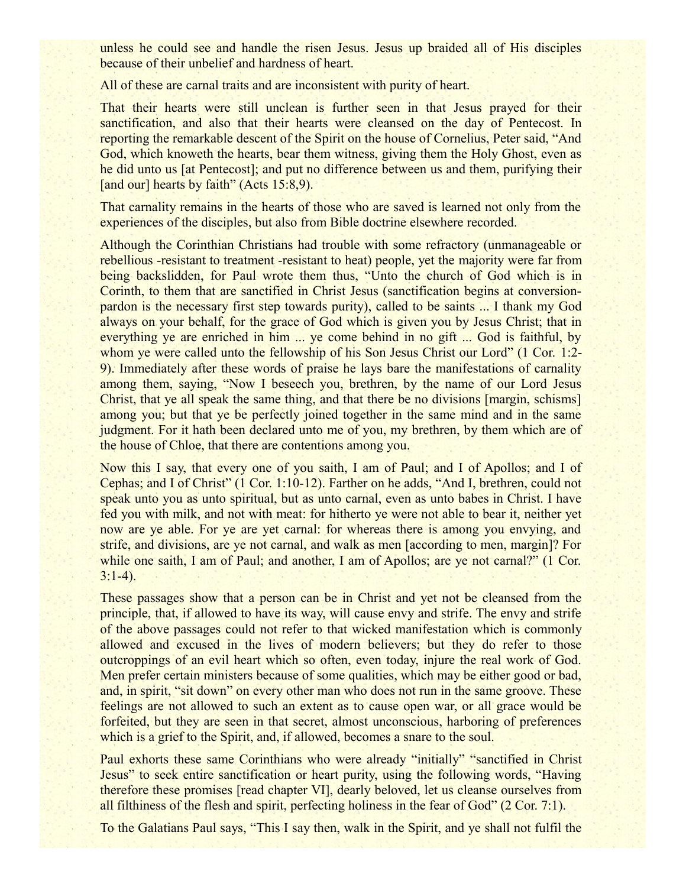unless he could see and handle the risen Jesus. Jesus up braided all of His disciples because of their unbelief and hardness of heart.

All of these are carnal traits and are inconsistent with purity of heart.

That their hearts were still unclean is further seen in that Jesus prayed for their sanctification, and also that their hearts were cleansed on the day of Pentecost. In reporting the remarkable descent of the Spirit on the house of Cornelius, Peter said, "And God, which knoweth the hearts, bear them witness, giving them the Holy Ghost, even as he did unto us [at Pentecost]; and put no difference between us and them, purifying their [and our] hearts by faith" (Acts 15:8,9).

That carnality remains in the hearts of those who are saved is learned not only from the experiences of the disciples, but also from Bible doctrine elsewhere recorded.

Although the Corinthian Christians had trouble with some refractory (unmanageable or rebellious -resistant to treatment -resistant to heat) people, yet the majority were far from being backslidden, for Paul wrote them thus, "Unto the church of God which is in Corinth, to them that are sanctified in Christ Jesus (sanctification begins at conversion-pardon is the necessary first step towards purity), called to be saints ... I thank my God always on your behalf, for the grace of God which is given you by Jesus Christ; that in everything ye are enriched in him ... ye come behind in no gift ... God is faithful, by whom ye were called unto the fellowship of his Son Jesus Christ our Lord" (1 Cor. 1:2-9). Immediately after these words of praise he lays bare the manifestations of carnality among them, saying, "Now I beseech you, brethren, by the name of our Lord Jesus Christ, that ye all speak the same thing, and that there be no divisions [margin, schisms] among you; but that ye be perfectly joined together in the same mind and in the same judgment. For it hath been declared unto me of you, my brethren, by them which are of the house of Chloe, that there are contentions among you.

Now this I say, that every one of you saith, I am of Paul; and I of Apollos; and I of Cephas; and I of Christ" (1 Cor. 1:10-12). Farther on he adds, "And I, brethren, could not speak unto you as unto spiritual, but as unto carnal, even as unto babes in Christ. I have fed you with milk, and not with meat: for hitherto ye were not able to bear it, neither yet now are ye able. For ye are yet carnal: for whereas there is among you envying, and strife, and divisions, are ye not carnal, and walk as men [according to men, margin]? For while one saith, I am of Paul; and another, I am of Apollos; are ye not carnal?" (1 Cor. 3:1-4).

These passages show that a person can be in Christ and yet not be cleansed from the principle, that, if allowed to have its way, will cause envy and strife. The envy and strife of the above passages could not refer to that wicked manifestation which is commonly allowed and excused in the lives of modern believers; but they do refer to those outcroppings of an evil heart which so often, even today, injure the real work of God. Men prefer certain ministers because of some qualities, which may be either good or bad, and, in spirit, "sit down" on every other man who does not run in the same groove. These feelings are not allowed to such an extent as to cause open war, or all grace would be forfeited, but they are seen in that secret, almost unconscious, harboring of preferences which is a grief to the Spirit, and, if allowed, becomes a snare to the soul.

Paul exhorts these same Corinthians who were already "initially" "sanctified in Christ Jesus" to seek entire sanctification or heart purity, using the following words, "Having therefore these promises [read chapter VI], dearly beloved, let us cleanse ourselves from all filthiness of the flesh and spirit, perfecting holiness in the fear of God" (2 Cor. 7:1).

To the Galatians Paul says, "This I say then, walk in the Spirit, and ye shall not fulfil the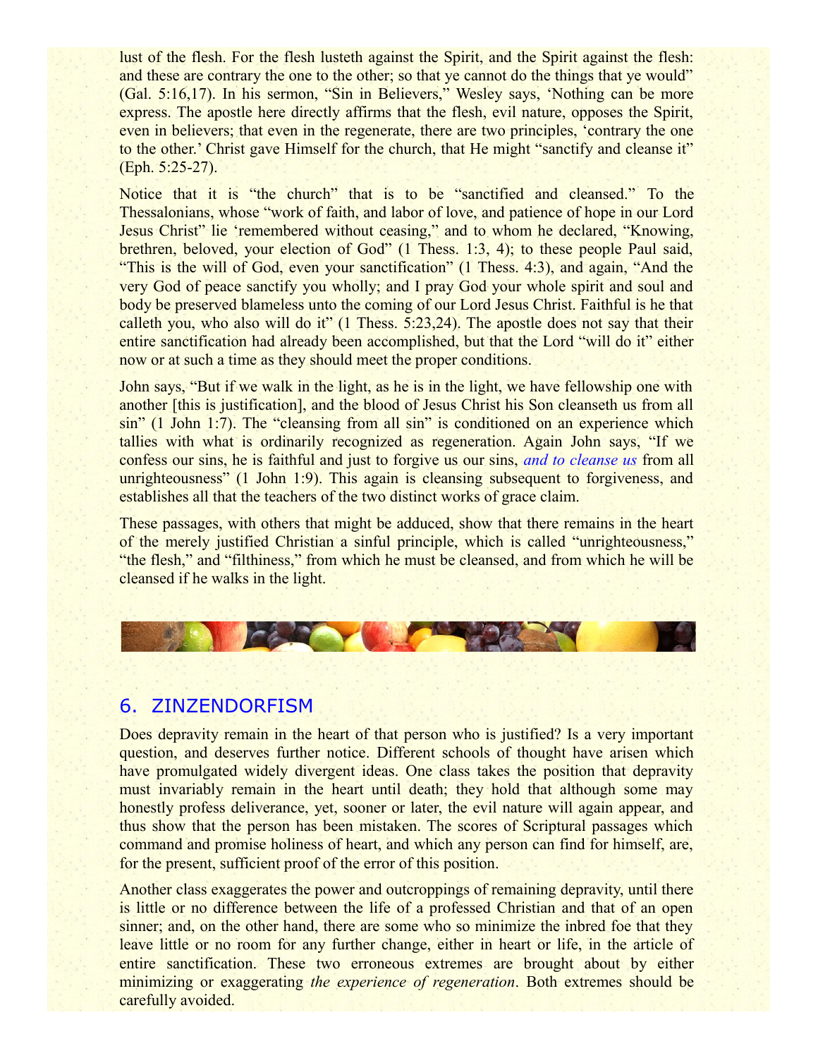lust of the flesh. For the flesh lusteth against the Spirit, and the Spirit against the flesh: and these are contrary the one to the other; so that ye cannot do the things that ye would" (Gal. 5:16,17). In his sermon, "Sin in Believers," Wesley says, 'Nothing can be more express. The apostle here directly affirms that the flesh, evil nature, opposes the Spirit, even in believers; that even in the regenerate, there are two principles, 'contrary the one to the other.' Christ gave Himself for the church, that He might "sanctify and cleanse it" (Eph. 5:25-27).

Notice that it is "the church" that is to be "sanctified and cleansed." To the Thessalonians, whose "work of faith, and labor of love, and patience of hope in our Lord Jesus Christ" lie 'remembered without ceasing," and to whom he declared, "Knowing, brethren, beloved, your election of God" (1 Thess. 1:3, 4); to these people Paul said, "This is the will of God, even your sanctification" (1 Thess. 4:3), and again, "And the very God of peace sanctify you wholly; and I pray God your whole spirit and soul and body be preserved blameless unto the coming of our Lord Jesus Christ. Faithful is he that calleth you, who also will do it" (1 Thess. 5:23,24). The apostle does not say that their entire sanctification had already been accomplished, but that the Lord "will do it" either now or at such a time as they should meet the proper conditions.

John says, "But if we walk in the light, as he is in the light, we have fellowship one with another [this is justification], and the blood of Jesus Christ his Son cleanseth us from all sin" (1 John 1:7). The "cleansing from all sin" is conditioned on an experience which tallies with what is ordinarily recognized as regeneration. Again John says, "If we confess our sins, he is faithful and just to forgive us our sins, *and to cleanse us* from all unrighteousness" (1 John 1:9). This again is cleansing subsequent to forgiveness, and establishes all that the teachers of the two distinct works of grace claim.

These passages, with others that might be adduced, show that there remains in the heart of the merely justified Christian a sinful principle, which is called "unrighteousness," "the flesh," and "filthiness," from which he must be cleansed, and from which he will be cleansed if he walks in the light.

## 6. ZINZENDORFISM

Does depravity remain in the heart of that person who is justified? Is a very important question, and deserves further notice. Different schools of thought have arisen which have promulgated widely divergent ideas. One class takes the position that depravity must invariably remain in the heart until death; they hold that although some may honestly profess deliverance, yet, sooner or later, the evil nature will again appear, and thus show that the person has been mistaken. The scores of Scriptural passages which command and promise holiness of heart, and which any person can find for himself, are, for the present, sufficient proof of the error of this position.

Another class exaggerates the power and outcroppings of remaining depravity, until there is little or no difference between the life of a professed Christian and that of an open sinner; and, on the other hand, there are some who so minimize the inbred foe that they leave little or no room for any further change, either in heart or life, in the article of entire sanctification. These two erroneous extremes are brought about by either minimizing or exaggerating *the experience of regeneration*. Both extremes should be carefully avoided.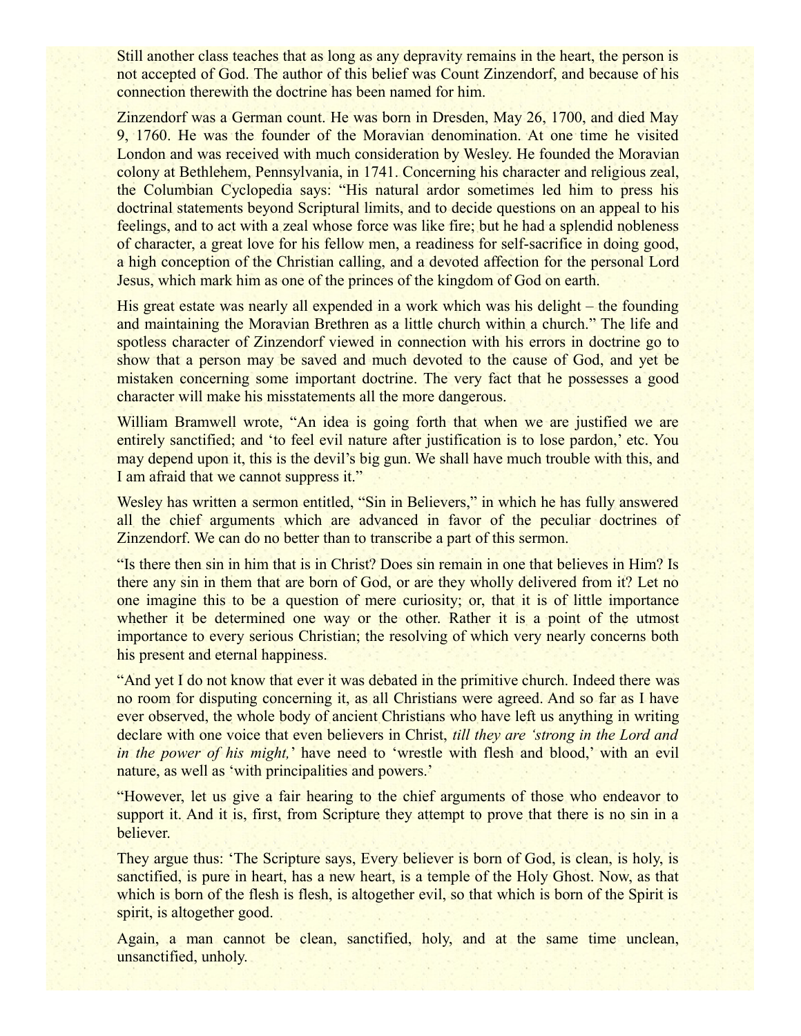Still another class teaches that as long as any depravity remains in the heart, the person is not accepted of God. The author of this belief was Count Zinzendorf, and because of his connection therewith the doctrine has been named for him.

Zinzendorf was a German count. He was born in Dresden, May 26, 1700, and died May 9, 1760. He was the founder of the Moravian denomination. At one time he visited London and was received with much consideration by Wesley. He founded the Moravian colony at Bethlehem, Pennsylvania, in 1741. Concerning his character and religious zeal, the Columbian Cyclopedia says: "His natural ardor sometimes led him to press his doctrinal statements beyond Scriptural limits, and to decide questions on an appeal to his feelings, and to act with a zeal whose force was like fire; but he had a splendid nobleness of character, a great love for his fellow men, a readiness for self-sacrifice in doing good, a high conception of the Christian calling, and a devoted affection for the personal Lord Jesus, which mark him as one of the princes of the kingdom of God on earth.

His great estate was nearly all expended in a work which was his delight – the founding and maintaining the Moravian Brethren as a little church within a church." The life and spotless character of Zinzendorf viewed in connection with his errors in doctrine go to show that a person may be saved and much devoted to the cause of God, and yet be mistaken concerning some important doctrine. The very fact that he possesses a good character will make his misstatements all the more dangerous.

William Bramwell wrote, "An idea is going forth that when we are justified we are entirely sanctified; and 'to feel evil nature after justification is to lose pardon,' etc. You may depend upon it, this is the devil's big gun. We shall have much trouble with this, and I am afraid that we cannot suppress it."

Wesley has written a sermon entitled, "Sin in Believers," in which he has fully answered all the chief arguments which are advanced in favor of the peculiar doctrines of Zinzendorf. We can do no better than to transcribe a part of this sermon.

"Is there then sin in him that is in Christ? Does sin remain in one that believes in Him? Is there any sin in them that are born of God, or are they wholly delivered from it? Let no one imagine this to be a question of mere curiosity; or, that it is of little importance whether it be determined one way or the other. Rather it is a point of the utmost importance to every serious Christian; the resolving of which very nearly concerns both his present and eternal happiness.

"And yet I do not know that ever it was debated in the primitive church. Indeed there was no room for disputing concerning it, as all Christians were agreed. And so far as I have ever observed, the whole body of ancient Christians who have left us anything in writing declare with one voice that even believers in Christ, *till they are 'strong in the Lord and in the power of his might,'* have need to 'wrestle with flesh and blood,' with an evil nature, as well as 'with principalities and powers.'

"However, let us give a fair hearing to the chief arguments of those who endeavor to support it. And it is, first, from Scripture they attempt to prove that there is no sin in a believer.

They argue thus: 'The Scripture says, Every believer is born of God, is clean, is holy, is sanctified, is pure in heart, has a new heart, is a temple of the Holy Ghost. Now, as that which is born of the flesh is flesh, is altogether evil, so that which is born of the Spirit is spirit, is altogether good.

Again, a man cannot be clean, sanctified, holy, and at the same time unclean, unsanctified, unholy.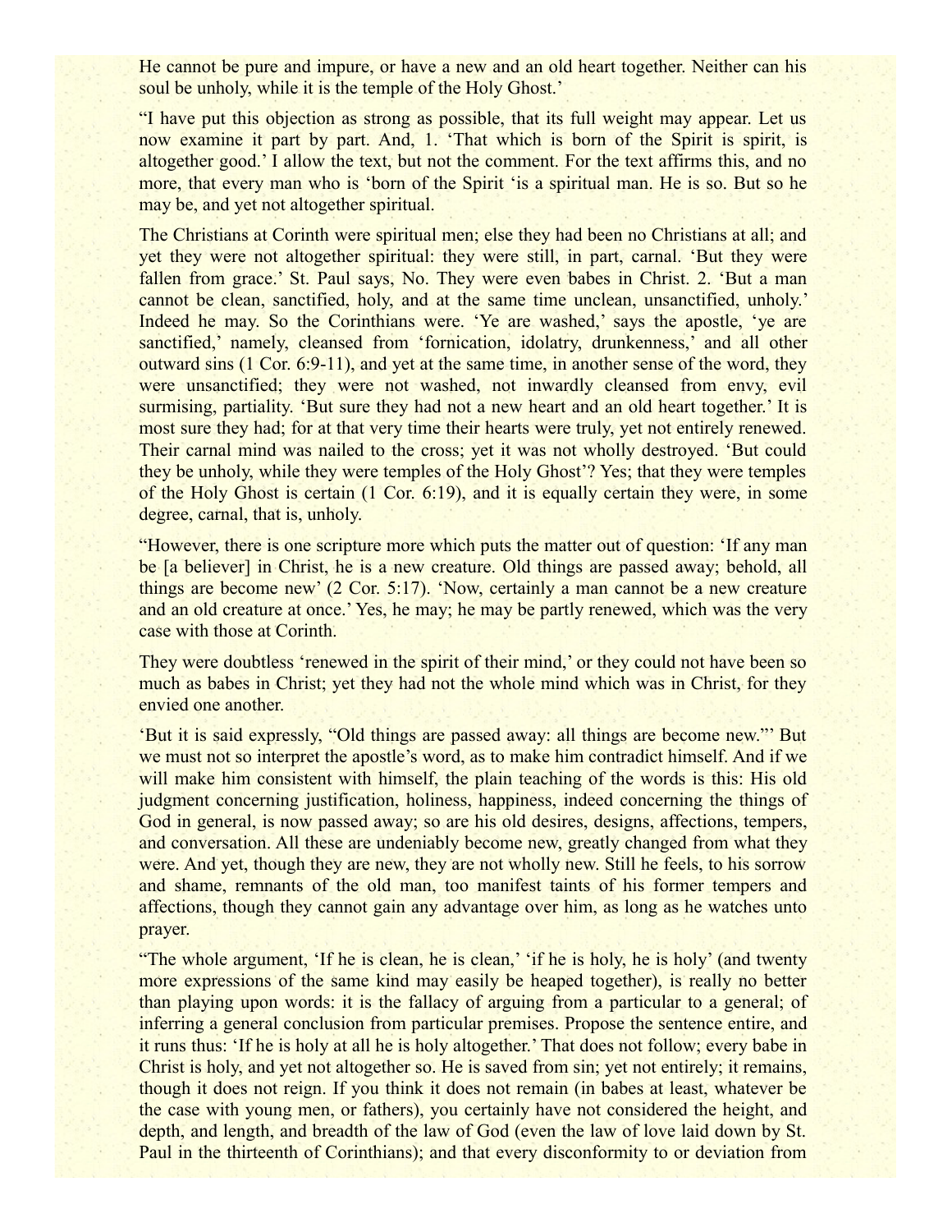He cannot be pure and impure, or have a new and an old heart together. Neither can his soul be unholy, while it is the temple of the Holy Ghost.'

"I have put this objection as strong as possible, that its full weight may appear. Let us now examine it part by part. And, 1. 'That which is born of the Spirit is spirit, is altogether good.' I allow the text, but not the comment. For the text affirms this, and no more, that every man who is 'born of the Spirit 'is a spiritual man. He is so. But so he may be, and yet not altogether spiritual.

The Christians at Corinth were spiritual men; else they had been no Christians at all; and yet they were not altogether spiritual: they were still, in part, carnal. 'But they were fallen from grace.' St. Paul says, No. They were even babes in Christ. 2. 'But a man cannot be clean, sanctified, holy, and at the same time unclean, unsanctified, unholy.' Indeed he may. So the Corinthians were. 'Ye are washed,' says the apostle, 'ye are sanctified,' namely, cleansed from 'fornication, idolatry, drunkenness,' and all other outward sins (1 Cor. 6:9-11), and yet at the same time, in another sense of the word, they were unsanctified; they were not washed, not inwardly cleansed from envy, evil surmising, partiality. 'But sure they had not a new heart and an old heart together.' It is most sure they had; for at that very time their hearts were truly, yet not entirely renewed. Their carnal mind was nailed to the cross; yet it was not wholly destroyed. 'But could they be unholy, while they were temples of the Holy Ghost'? Yes; that they were temples of the Holy Ghost is certain (1 Cor. 6:19), and it is equally certain they were, in some degree, carnal, that is, unholy.

"However, there is one scripture more which puts the matter out of question: 'If any man be [a believer] in Christ, he is a new creature. Old things are passed away; behold, all things are become new' (2 Cor. 5:17). 'Now, certainly a man cannot be a new creature and an old creature at once.' Yes, he may; he may be partly renewed, which was the very case with those at Corinth.

They were doubtless 'renewed in the spirit of their mind,' or they could not have been so much as babes in Christ; yet they had not the whole mind which was in Christ, for they envied one another.

'But it is said expressly, "Old things are passed away: all things are become new."' But we must not so interpret the apostle's word, as to make him contradict himself. And if we will make him consistent with himself, the plain teaching of the words is this: His old judgment concerning justification, holiness, happiness, indeed concerning the things of God in general, is now passed away; so are his old desires, designs, affections, tempers, and conversation. All these are undeniably become new, greatly changed from what they were. And yet, though they are new, they are not wholly new. Still he feels, to his sorrow and shame, remnants of the old man, too manifest taints of his former tempers and affections, though they cannot gain any advantage over him, as long as he watches unto prayer.

"The whole argument, 'If he is clean, he is clean,' 'if he is holy, he is holy' (and twenty more expressions of the same kind may easily be heaped together), is really no better than playing upon words: it is the fallacy of arguing from a particular to a general; of inferring a general conclusion from particular premises. Propose the sentence entire, and it runs thus: 'If he is holy at all he is holy altogether.' That does not follow; every babe in Christ is holy, and yet not altogether so. He is saved from sin; yet not entirely; it remains, though it does not reign. If you think it does not remain (in babes at least, whatever be the case with young men, or fathers), you certainly have not considered the height, and depth, and length, and breadth of the law of God (even the law of love laid down by St. Paul in the thirteenth of Corinthians); and that every disconformity to or deviation from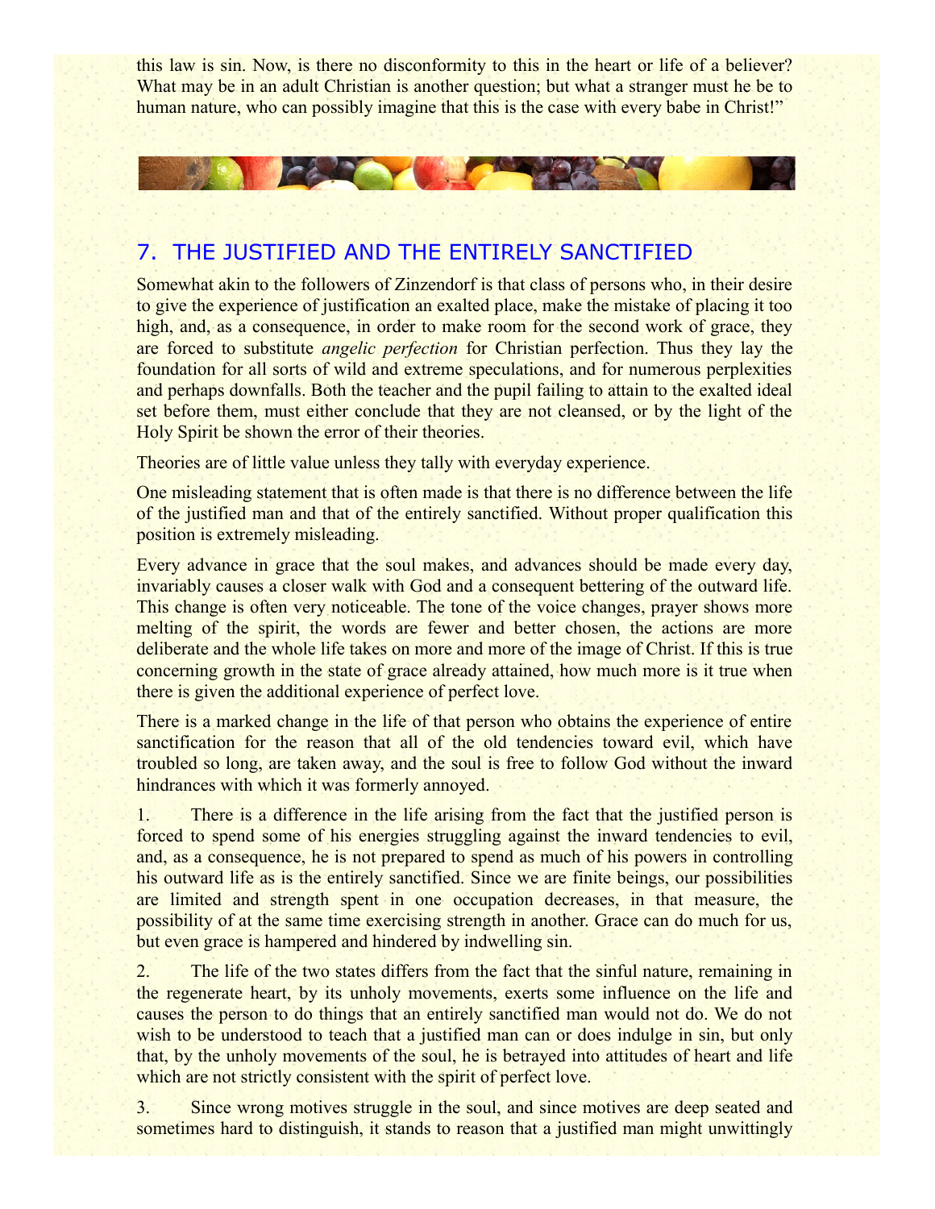this law is sin. Now, is there no disconformity to this in the heart or life of a believer? What may be in an adult Christian is another question; but what a stranger must he be to human nature, who can possibly imagine that this is the case with every babe in Christ!"

## 7. THE JUSTIFIED AND THE ENTIRELY SANCTIFIED

Somewhat akin to the followers of Zinzendorf is that class of persons who, in their desire to give the experience of justification an exalted place, make the mistake of placing it too high, and, as a consequence, in order to make room for the second work of grace, they are forced to substitute *angelic perfection* for Christian perfection. Thus they lay the foundation for all sorts of wild and extreme speculations, and for numerous perplexities and perhaps downfalls. Both the teacher and the pupil failing to attain to the exalted ideal set before them, must either conclude that they are not cleansed, or by the light of the Holy Spirit be shown the error of their theories.

Theories are of little value unless they tally with everyday experience.

One misleading statement that is often made is that there is no difference between the life of the justified man and that of the entirely sanctified. Without proper qualification this position is extremely misleading.

Every advance in grace that the soul makes, and advances should be made every day, invariably causes a closer walk with God and a consequent bettering of the outward life. This change is often very noticeable. The tone of the voice changes, prayer shows more melting of the spirit, the words are fewer and better chosen, the actions are more deliberate and the whole life takes on more and more of the image of Christ. If this is true concerning growth in the state of grace already attained, how much more is it true when there is given the additional experience of perfect love.

There is a marked change in the life of that person who obtains the experience of entire sanctification for the reason that all of the old tendencies toward evil, which have troubled so long, are taken away, and the soul is free to follow God without the inward hindrances with which it was formerly annoyed.

1. There is a difference in the life arising from the fact that the justified person is forced to spend some of his energies struggling against the inward tendencies to evil, and, as a consequence, he is not prepared to spend as much of his powers in controlling his outward life as is the entirely sanctified. Since we are finite beings, our possibilities are limited and strength spent in one occupation decreases, in that measure, the possibility of at the same time exercising strength in another. Grace can do much for us, but even grace is hampered and hindered by indwelling sin.

2. The life of the two states differs from the fact that the sinful nature, remaining in the regenerate heart, by its unholy movements, exerts some influence on the life and causes the person to do things that an entirely sanctified man would not do. We do not wish to be understood to teach that a justified man can or does indulge in sin, but only that, by the unholy movements of the soul, he is betrayed into attitudes of heart and life which are not strictly consistent with the spirit of perfect love.

3. Since wrong motives struggle in the soul, and since motives are deep seated and sometimes hard to distinguish, it stands to reason that a justified man might unwittingly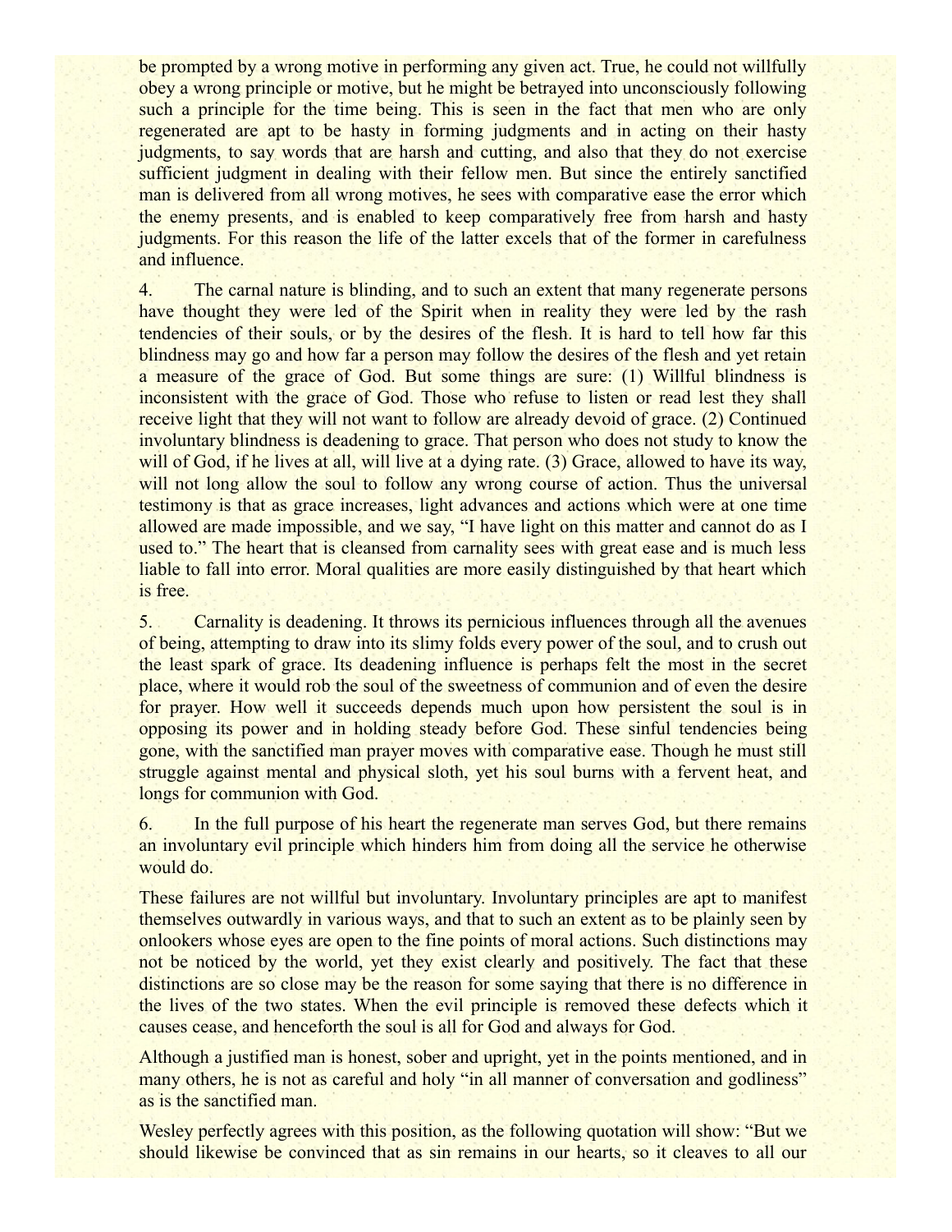be prompted by a wrong motive in performing any given act. True, he could not willfully obey a wrong principle or motive, but he might be betrayed into unconsciously following such a principle for the time being. This is seen in the fact that men who are only regenerated are apt to be hasty in forming judgments and in acting on their hasty judgments, to say words that are harsh and cutting, and also that they do not exercise sufficient judgment in dealing with their fellow men. But since the entirely sanctified man is delivered from all wrong motives, he sees with comparative ease the error which the enemy presents, and is enabled to keep comparatively free from harsh and hasty judgments. For this reason the life of the latter excels that of the former in carefulness and influence.

4. The carnal nature is blinding, and to such an extent that many regenerate persons have thought they were led of the Spirit when in reality they were led by the rash tendencies of their souls, or by the desires of the flesh. It is hard to tell how far this blindness may go and how far a person may follow the desires of the flesh and yet retain a measure of the grace of God. But some things are sure: (1) Willful blindness is inconsistent with the grace of God. Those who refuse to listen or read lest they shall receive light that they will not want to follow are already devoid of grace. (2) Continued involuntary blindness is deadening to grace. That person who does not study to know the will of God, if he lives at all, will live at a dying rate. (3) Grace, allowed to have its way, will not long allow the soul to follow any wrong course of action. Thus the universal testimony is that as grace increases, light advances and actions which were at one time allowed are made impossible, and we say, "I have light on this matter and cannot do as I used to." The heart that is cleansed from carnality sees with great ease and is much less liable to fall into error. Moral qualities are more easily distinguished by that heart which is free.

5. Carnality is deadening. It throws its pernicious influences through all the avenues of being, attempting to draw into its slimy folds every power of the soul, and to crush out the least spark of grace. Its deadening influence is perhaps felt the most in the secret place, where it would rob the soul of the sweetness of communion and of even the desire for prayer. How well it succeeds depends much upon how persistent the soul is in opposing its power and in holding steady before God. These sinful tendencies being gone, with the sanctified man prayer moves with comparative ease. Though he must still struggle against mental and physical sloth, yet his soul burns with a fervent heat, and longs for communion with God.

6. In the full purpose of his heart the regenerate man serves God, but there remains an involuntary evil principle which hinders him from doing all the service he otherwise would do.

These failures are not willful but involuntary. Involuntary principles are apt to manifest themselves outwardly in various ways, and that to such an extent as to be plainly seen by onlookers whose eyes are open to the fine points of moral actions. Such distinctions may not be noticed by the world, yet they exist clearly and positively. The fact that these distinctions are so close may be the reason for some saying that there is no difference in the lives of the two states. When the evil principle is removed these defects which it causes cease, and henceforth the soul is all for God and always for God.

Although a justified man is honest, sober and upright, yet in the points mentioned, and in many others, he is not as careful and holy "in all manner of conversation and godliness" as is the sanctified man.

Wesley perfectly agrees with this position, as the following quotation will show: "But we should likewise be convinced that as sin remains in our hearts, so it cleaves to all our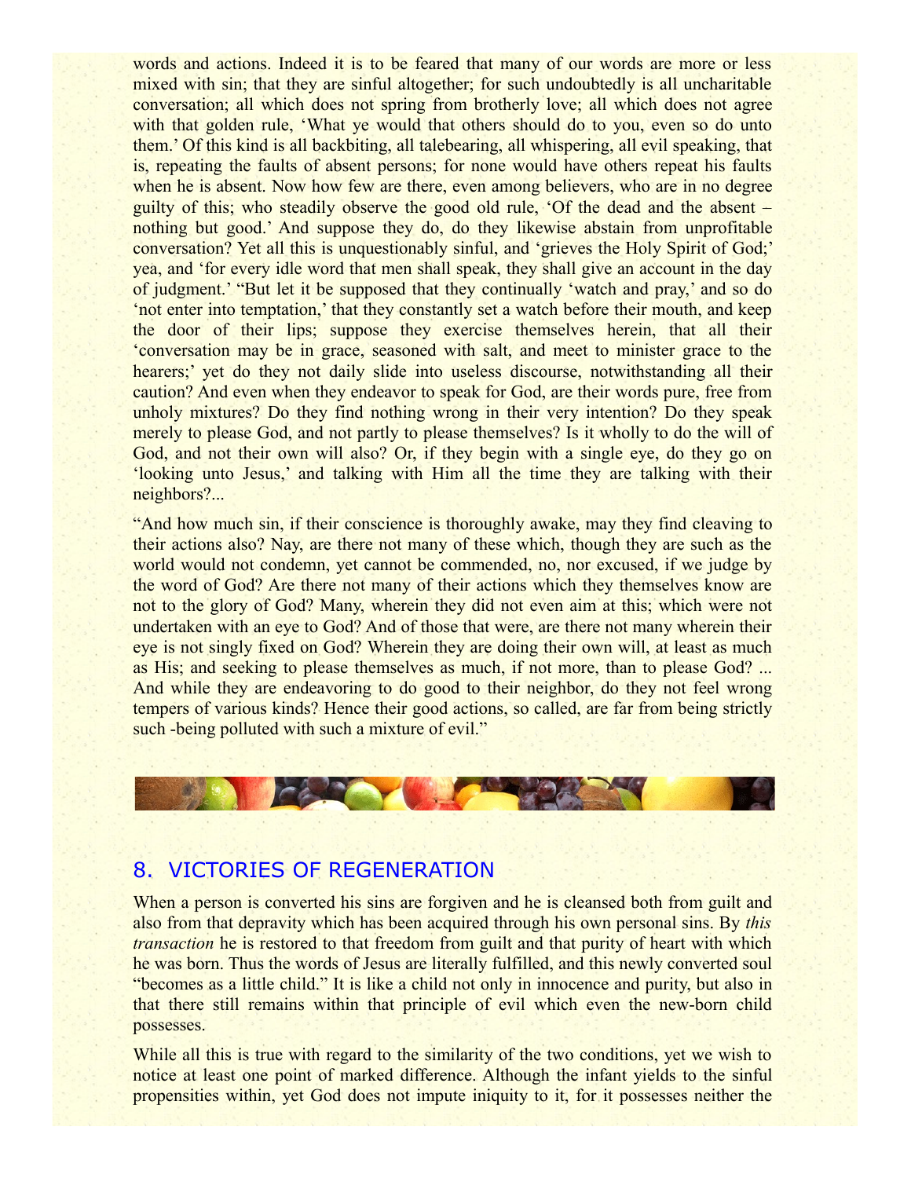words and actions. Indeed it is to be feared that many of our words are more or less mixed with sin; that they are sinful altogether; for such undoubtedly is all uncharitable conversation; all which does not spring from brotherly love; all which does not agree with that golden rule, 'What ye would that others should do to you, even so do unto them.' Of this kind is all backbiting, all talebearing, all whispering, all evil speaking, that is, repeating the faults of absent persons; for none would have others repeat his faults when he is absent. Now how few are there, even among believers, who are in no degree guilty of this; who steadily observe the good old rule, 'Of the dead and the absent – nothing but good.' And suppose they do, do they likewise abstain from unprofitable conversation? Yet all this is unquestionably sinful, and 'grieves the Holy Spirit of God;' yea, and 'for every idle word that men shall speak, they shall give an account in the day of judgment.' "But let it be supposed that they continually 'watch and pray,' and so do 'not enter into temptation,' that they constantly set a watch before their mouth, and keep the door of their lips; suppose they exercise themselves herein, that all their 'conversation may be in grace, seasoned with salt, and meet to minister grace to the hearers;' yet do they not daily slide into useless discourse, notwithstanding all their caution? And even when they endeavor to speak for God, are their words pure, free from unholy mixtures? Do they find nothing wrong in their very intention? Do they speak merely to please God, and not partly to please themselves? Is it wholly to do the will of God, and not their own will also? Or, if they begin with a single eye, do they go on 'looking unto Jesus,' and talking with Him all the time they are talking with their neighbors?...

"And how much sin, if their conscience is thoroughly awake, may they find cleaving to their actions also? Nay, are there not many of these which, though they are such as the world would not condemn, yet cannot be commended, no, nor excused, if we judge by the word of God? Are there not many of their actions which they themselves know are not to the glory of God? Many, wherein they did not even aim at this; which were not undertaken with an eye to God? And of those that were, are there not many wherein their eye is not singly fixed on God? Wherein they are doing their own will, at least as much as His; and seeking to please themselves as much, if not more, than to please God? ... And while they are endeavoring to do good to their neighbor, do they not feel wrong tempers of various kinds? Hence their good actions, so called, are far from being strictly such -being polluted with such a mixture of evil."

## 8. VICTORIES OF REGENERATION

When a person is converted his sins are forgiven and he is cleansed both from guilt and also from that depravity which has been acquired through his own personal sins. By *this transaction* he is restored to that freedom from guilt and that purity of heart with which he was born. Thus the words of Jesus are literally fulfilled, and this newly converted soul "becomes as a little child." It is like a child not only in innocence and purity, but also in that there still remains within that principle of evil which even the new-born child possesses.

While all this is true with regard to the similarity of the two conditions, yet we wish to notice at least one point of marked difference. Although the infant yields to the sinful propensities within, yet God does not impute iniquity to it, for it possesses neither the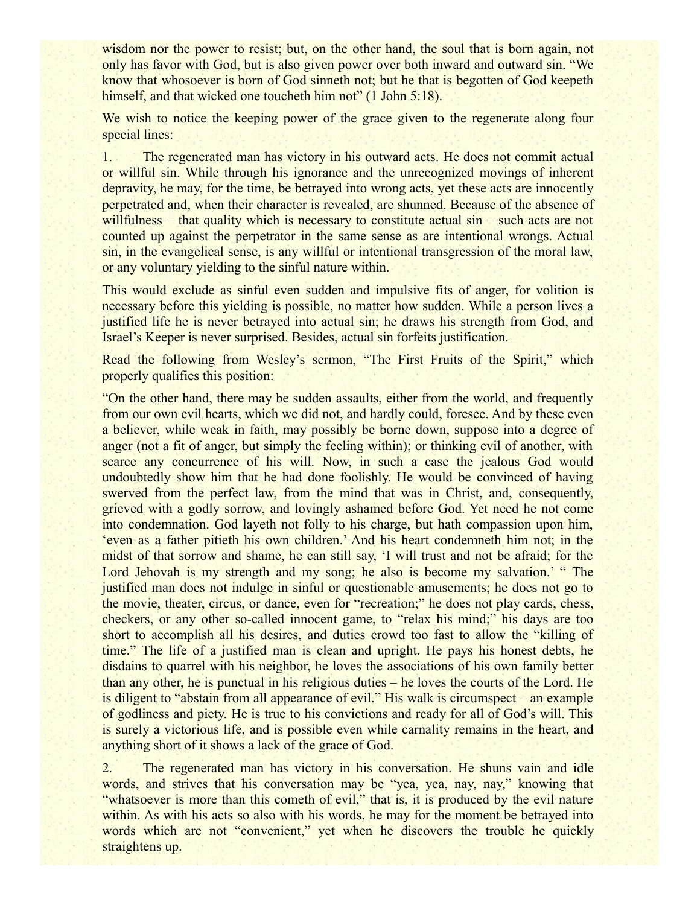wisdom nor the power to resist; but, on the other hand, the soul that is born again, not only has favor with God, but is also given power over both inward and outward sin. "We know that whosoever is born of God sinneth not; but he that is begotten of God keepeth himself, and that wicked one toucheth him not" (1 John 5:18).

We wish to notice the keeping power of the grace given to the regenerate along four special lines:

1. The regenerated man has victory in his outward acts. He does not commit actual or willful sin. While through his ignorance and the unrecognized movings of inherent depravity, he may, for the time, be betrayed into wrong acts, yet these acts are innocently perpetrated and, when their character is revealed, are shunned. Because of the absence of willfulness – that quality which is necessary to constitute actual sin – such acts are not counted up against the perpetrator in the same sense as are intentional wrongs. Actual sin, in the evangelical sense, is any willful or intentional transgression of the moral law, or any voluntary yielding to the sinful nature within.

This would exclude as sinful even sudden and impulsive fits of anger, for volition is necessary before this yielding is possible, no matter how sudden. While a person lives a justified life he is never betrayed into actual sin; he draws his strength from God, and Israel's Keeper is never surprised. Besides, actual sin forfeits justification.

Read the following from Wesley's sermon, "The First Fruits of the Spirit," which properly qualifies this position:

"On the other hand, there may be sudden assaults, either from the world, and frequently from our own evil hearts, which we did not, and hardly could, foresee. And by these even a believer, while weak in faith, may possibly be borne down, suppose into a degree of anger (not a fit of anger, but simply the feeling within); or thinking evil of another, with scarce any concurrence of his will. Now, in such a case the jealous God would undoubtedly show him that he had done foolishly. He would be convinced of having swerved from the perfect law, from the mind that was in Christ, and, consequently, grieved with a godly sorrow, and lovingly ashamed before God. Yet need he not come into condemnation. God layeth not folly to his charge, but hath compassion upon him, 'even as a father pitieth his own children.' And his heart condemneth him not; in the midst of that sorrow and shame, he can still say, 'I will trust and not be afraid; for the Lord Jehovah is my strength and my song; he also is become my salvation.' " The justified man does not indulge in sinful or questionable amusements; he does not go to the movie, theater, circus, or dance, even for "recreation;" he does not play cards, chess, checkers, or any other so-called innocent game, to "relax his mind;" his days are too short to accomplish all his desires, and duties crowd too fast to allow the "killing of time." The life of a justified man is clean and upright. He pays his honest debts, he disdains to quarrel with his neighbor, he loves the associations of his own family better than any other, he is punctual in his religious duties – he loves the courts of the Lord. He is diligent to "abstain from all appearance of evil." His walk is circumspect – an example of godliness and piety. He is true to his convictions and ready for all of God's will. This is surely a victorious life, and is possible even while carnality remains in the heart, and anything short of it shows a lack of the grace of God.

2. The regenerated man has victory in his conversation. He shuns vain and idle words, and strives that his conversation may be "yea, yea, nay, nay," knowing that "whatsoever is more than this cometh of evil," that is, it is produced by the evil nature within. As with his acts so also with his words, he may for the moment be betrayed into words which are not "convenient," yet when he discovers the trouble he quickly straightens up.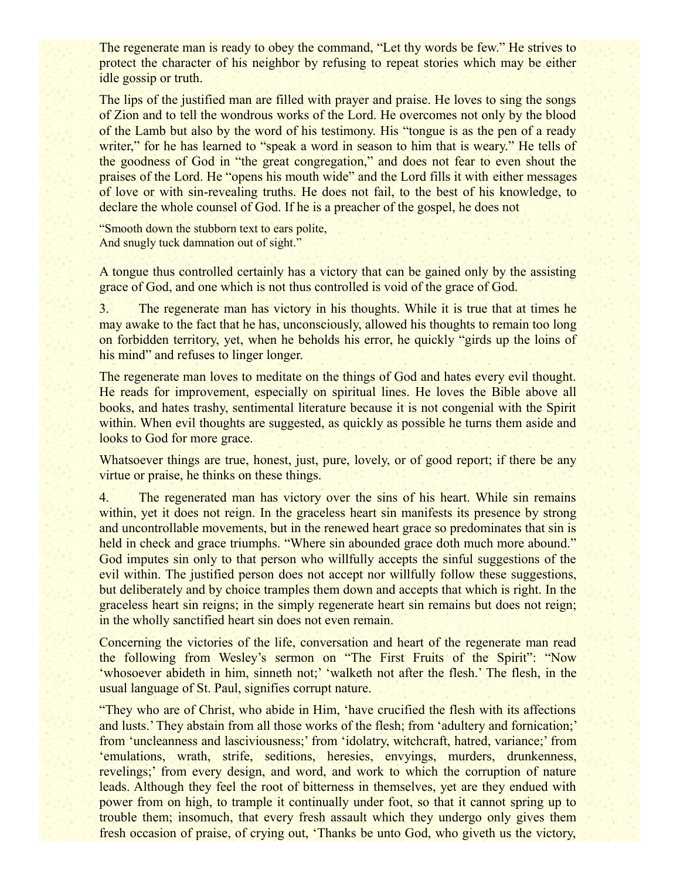The regenerate man is ready to obey the command, "Let thy words be few." He strives to protect the character of his neighbor by refusing to repeat stories which may be either idle gossip or truth.

The lips of the justified man are filled with prayer and praise. He loves to sing the songs of Zion and to tell the wondrous works of the Lord. He overcomes not only by the blood of the Lamb but also by the word of his testimony. His "tongue is as the pen of a ready writer," for he has learned to "speak a word in season to him that is weary." He tells of the goodness of God in "the great congregation," and does not fear to even shout the praises of the Lord. He "opens his mouth wide" and the Lord fills it with either messages of love or with sin-revealing truths. He does not fail, to the best of his knowledge, to declare the whole counsel of God. If he is a preacher of the gospel, he does not

"Smooth down the stubborn text to ears polite,
And snugly tuck damnation out of sight."

A tongue thus controlled certainly has a victory that can be gained only by the assisting grace of God, and one which is not thus controlled is void of the grace of God.

3. The regenerate man has victory in his thoughts. While it is true that at times he may awake to the fact that he has, unconsciously, allowed his thoughts to remain too long on forbidden territory, yet, when he beholds his error, he quickly "girds up the loins of his mind" and refuses to linger longer.

The regenerate man loves to meditate on the things of God and hates every evil thought. He reads for improvement, especially on spiritual lines. He loves the Bible above all books, and hates trashy, sentimental literature because it is not congenial with the Spirit within. When evil thoughts are suggested, as quickly as possible he turns them aside and looks to God for more grace.

Whatsoever things are true, honest, just, pure, lovely, or of good report; if there be any virtue or praise, he thinks on these things.

4. The regenerated man has victory over the sins of his heart. While sin remains within, yet it does not reign. In the graceless heart sin manifests its presence by strong and uncontrollable movements, but in the renewed heart grace so predominates that sin is held in check and grace triumphs. "Where sin abounded grace doth much more abound." God imputes sin only to that person who willfully accepts the sinful suggestions of the evil within. The justified person does not accept nor willfully follow these suggestions, but deliberately and by choice tramples them down and accepts that which is right. In the graceless heart sin reigns; in the simply regenerate heart sin remains but does not reign; in the wholly sanctified heart sin does not even remain.

Concerning the victories of the life, conversation and heart of the regenerate man read the following from Wesley's sermon on "The First Fruits of the Spirit": "Now 'whosoever abideth in him, sinneth not;' 'walketh not after the flesh.' The flesh, in the usual language of St. Paul, signifies corrupt nature.

"They who are of Christ, who abide in Him, 'have crucified the flesh with its affections and lusts.' They abstain from all those works of the flesh; from 'adultery and fornication;' from 'uncleanness and lasciviousness;' from 'idolatry, witchcraft, hatred, variance;' from 'emulations, wrath, strife, seditions, heresies, envyings, murders, drunkenness, revelings;' from every design, and word, and work to which the corruption of nature leads. Although they feel the root of bitterness in themselves, yet are they endued with power from on high, to trample it continually under foot, so that it cannot spring up to trouble them; insomuch, that every fresh assault which they undergo only gives them fresh occasion of praise, of crying out, 'Thanks be unto God, who giveth us the victory,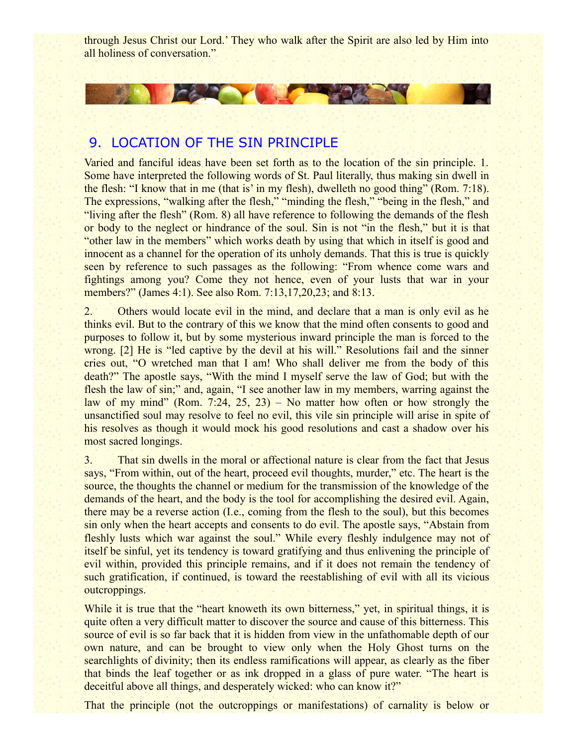through Jesus Christ our Lord.' They who walk after the Spirit are also led by Him into all holiness of conversation."

## 9. LOCATION OF THE SIN PRINCIPLE

Varied and fanciful ideas have been set forth as to the location of the sin principle. 1. Some have interpreted the following words of St. Paul literally, thus making sin dwell in the flesh: "I know that in me (that is' in my flesh), dwelleth no good thing" (Rom. 7:18). The expressions, "walking after the flesh," "minding the flesh," "being in the flesh," and "living after the flesh" (Rom. 8) all have reference to following the demands of the flesh or body to the neglect or hindrance of the soul. Sin is not "in the flesh," but it is that "other law in the members" which works death by using that which in itself is good and innocent as a channel for the operation of its unholy demands. That this is true is quickly seen by reference to such passages as the following: "From whence come wars and fightings among you? Come they not hence, even of your lusts that war in your members?" (James 4:1). See also Rom. 7:13,17,20,23; and 8:13.

2. Others would locate evil in the mind, and declare that a man is only evil as he thinks evil. But to the contrary of this we know that the mind often consents to good and purposes to follow it, but by some mysterious inward principle the man is forced to the wrong. [2] He is "led captive by the devil at his will." Resolutions fail and the sinner cries out, "O wretched man that I am! Who shall deliver me from the body of this death?" The apostle says, "With the mind I myself serve the law of God; but with the flesh the law of sin;" and, again, "I see another law in my members, warring against the law of my mind" (Rom. 7:24, 25, 23) – No matter how often or how strongly the unsanctified soul may resolve to feel no evil, this vile sin principle will arise in spite of his resolves as though it would mock his good resolutions and cast a shadow over his most sacred longings.

3. That sin dwells in the moral or affectional nature is clear from the fact that Jesus says, "From within, out of the heart, proceed evil thoughts, murder," etc. The heart is the source, the thoughts the channel or medium for the transmission of the knowledge of the demands of the heart, and the body is the tool for accomplishing the desired evil. Again, there may be a reverse action (I.e., coming from the flesh to the soul), but this becomes sin only when the heart accepts and consents to do evil. The apostle says, "Abstain from fleshly lusts which war against the soul." While every fleshly indulgence may not of itself be sinful, yet its tendency is toward gratifying and thus enlivening the principle of evil within, provided this principle remains, and if it does not remain the tendency of such gratification, if continued, is toward the reestablishing of evil with all its vicious outcroppings.

While it is true that the "heart knoweth its own bitterness," yet, in spiritual things, it is quite often a very difficult matter to discover the source and cause of this bitterness. This source of evil is so far back that it is hidden from view in the unfathomable depth of our own nature, and can be brought to view only when the Holy Ghost turns on the searchlights of divinity; then its endless ramifications will appear, as clearly as the fiber that binds the leaf together or as ink dropped in a glass of pure water. "The heart is deceitful above all things, and desperately wicked: who can know it?"

That the principle (not the outcroppings or manifestations) of carnality is below or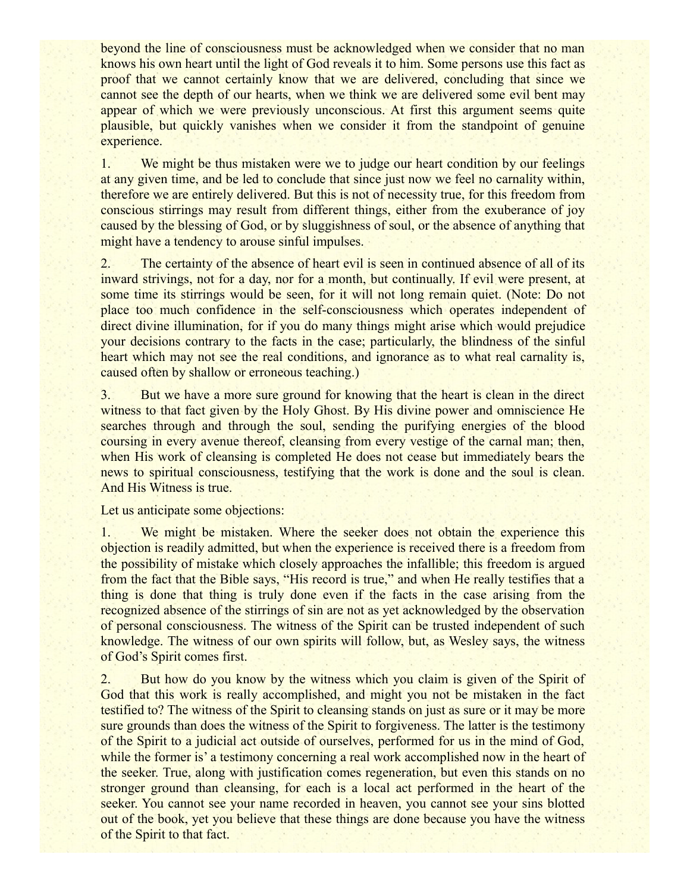beyond the line of consciousness must be acknowledged when we consider that no man knows his own heart until the light of God reveals it to him. Some persons use this fact as proof that we cannot certainly know that we are delivered, concluding that since we cannot see the depth of our hearts, when we think we are delivered some evil bent may appear of which we were previously unconscious. At first this argument seems quite plausible, but quickly vanishes when we consider it from the standpoint of genuine experience.

1. We might be thus mistaken were we to judge our heart condition by our feelings at any given time, and be led to conclude that since just now we feel no carnality within, therefore we are entirely delivered. But this is not of necessity true, for this freedom from conscious stirrings may result from different things, either from the exuberance of joy caused by the blessing of God, or by sluggishness of soul, or the absence of anything that might have a tendency to arouse sinful impulses.

2. The certainty of the absence of heart evil is seen in continued absence of all of its inward strivings, not for a day, nor for a month, but continually. If evil were present, at some time its stirrings would be seen, for it will not long remain quiet. (Note: Do not place too much confidence in the self-consciousness which operates independent of direct divine illumination, for if you do many things might arise which would prejudice your decisions contrary to the facts in the case; particularly, the blindness of the sinful heart which may not see the real conditions, and ignorance as to what real carnality is, caused often by shallow or erroneous teaching.)

3. But we have a more sure ground for knowing that the heart is clean in the direct witness to that fact given by the Holy Ghost. By His divine power and omniscience He searches through and through the soul, sending the purifying energies of the blood coursing in every avenue thereof, cleansing from every vestige of the carnal man; then, when His work of cleansing is completed He does not cease but immediately bears the news to spiritual consciousness, testifying that the work is done and the soul is clean. And His Witness is true.

Let us anticipate some objections:

1. We might be mistaken. Where the seeker does not obtain the experience this objection is readily admitted, but when the experience is received there is a freedom from the possibility of mistake which closely approaches the infallible; this freedom is argued from the fact that the Bible says, "His record is true," and when He really testifies that a thing is done that thing is truly done even if the facts in the case arising from the recognized absence of the stirrings of sin are not as yet acknowledged by the observation of personal consciousness. The witness of the Spirit can be trusted independent of such knowledge. The witness of our own spirits will follow, but, as Wesley says, the witness of God's Spirit comes first.

2. But how do you know by the witness which you claim is given of the Spirit of God that this work is really accomplished, and might you not be mistaken in the fact testified to? The witness of the Spirit to cleansing stands on just as sure or it may be more sure grounds than does the witness of the Spirit to forgiveness. The latter is the testimony of the Spirit to a judicial act outside of ourselves, performed for us in the mind of God, while the former is' a testimony concerning a real work accomplished now in the heart of the seeker. True, along with justification comes regeneration, but even this stands on no stronger ground than cleansing, for each is a local act performed in the heart of the seeker. You cannot see your name recorded in heaven, you cannot see your sins blotted out of the book, yet you believe that these things are done because you have the witness of the Spirit to that fact.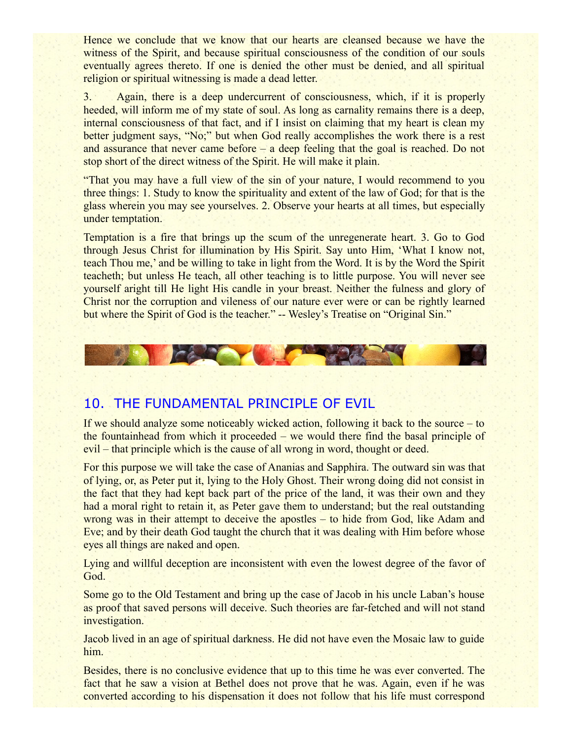Hence we conclude that we know that our hearts are cleansed because we have the witness of the Spirit, and because spiritual consciousness of the condition of our souls eventually agrees thereto. If one is denied the other must be denied, and all spiritual religion or spiritual witnessing is made a dead letter.

3. Again, there is a deep undercurrent of consciousness, which, if it is properly heeded, will inform me of my state of soul. As long as carnality remains there is a deep, internal consciousness of that fact, and if I insist on claiming that my heart is clean my better judgment says, "No;" but when God really accomplishes the work there is a rest and assurance that never came before – a deep feeling that the goal is reached. Do not stop short of the direct witness of the Spirit. He will make it plain.

"That you may have a full view of the sin of your nature, I would recommend to you three things: 1. Study to know the spirituality and extent of the law of God; for that is the glass wherein you may see yourselves. 2. Observe your hearts at all times, but especially under temptation.

Temptation is a fire that brings up the scum of the unregenerate heart. 3. Go to God through Jesus Christ for illumination by His Spirit. Say unto Him, 'What I know not, teach Thou me,' and be willing to take in light from the Word. It is by the Word the Spirit teacheth; but unless He teach, all other teaching is to little purpose. You will never see yourself aright till He light His candle in your breast. Neither the fulness and glory of Christ nor the corruption and vileness of our nature ever were or can be rightly learned but where the Spirit of God is the teacher." -- Wesley's Treatise on "Original Sin."

## 10. THE FUNDAMENTAL PRINCIPLE OF EVIL

If we should analyze some noticeably wicked action, following it back to the source – to the fountainhead from which it proceeded – we would there find the basal principle of evil – that principle which is the cause of all wrong in word, thought or deed.

For this purpose we will take the case of Ananias and Sapphira. The outward sin was that of lying, or, as Peter put it, lying to the Holy Ghost. Their wrong doing did not consist in the fact that they had kept back part of the price of the land, it was their own and they had a moral right to retain it, as Peter gave them to understand; but the real outstanding wrong was in their attempt to deceive the apostles – to hide from God, like Adam and Eve; and by their death God taught the church that it was dealing with Him before whose eyes all things are naked and open.

Lying and willful deception are inconsistent with even the lowest degree of the favor of God.

Some go to the Old Testament and bring up the case of Jacob in his uncle Laban's house as proof that saved persons will deceive. Such theories are far-fetched and will not stand investigation.

Jacob lived in an age of spiritual darkness. He did not have even the Mosaic law to guide him.

Besides, there is no conclusive evidence that up to this time he was ever converted. The fact that he saw a vision at Bethel does not prove that he was. Again, even if he was converted according to his dispensation it does not follow that his life must correspond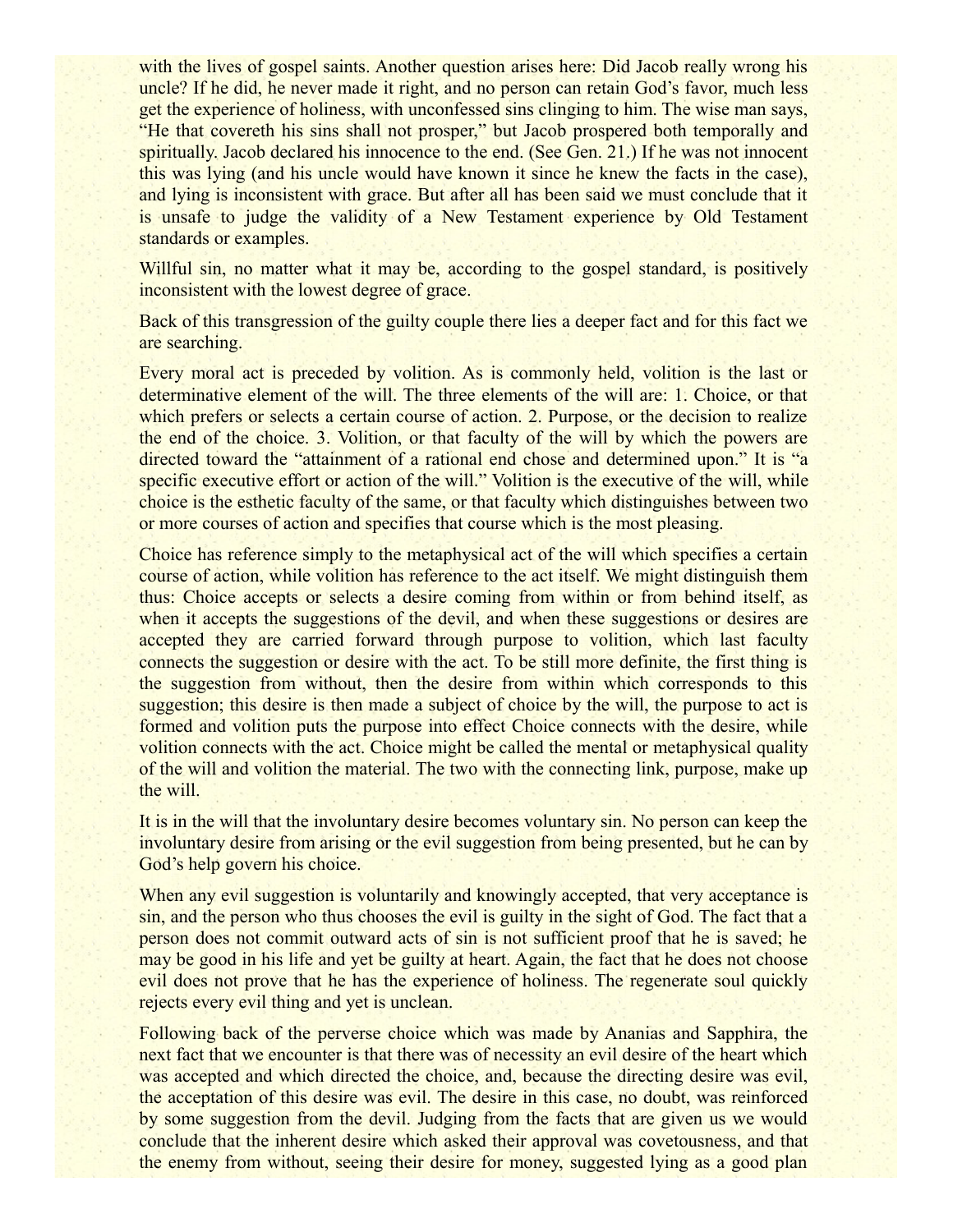with the lives of gospel saints. Another question arises here: Did Jacob really wrong his uncle? If he did, he never made it right, and no person can retain God's favor, much less get the experience of holiness, with unconfessed sins clinging to him. The wise man says, "He that covereth his sins shall not prosper," but Jacob prospered both temporally and spiritually. Jacob declared his innocence to the end. (See Gen. 21.) If he was not innocent this was lying (and his uncle would have known it since he knew the facts in the case), and lying is inconsistent with grace. But after all has been said we must conclude that it is unsafe to judge the validity of a New Testament experience by Old Testament standards or examples.

Willful sin, no matter what it may be, according to the gospel standard, is positively inconsistent with the lowest degree of grace.

Back of this transgression of the guilty couple there lies a deeper fact and for this fact we are searching.

Every moral act is preceded by volition. As is commonly held, volition is the last or determinative element of the will. The three elements of the will are: 1. Choice, or that which prefers or selects a certain course of action. 2. Purpose, or the decision to realize the end of the choice. 3. Volition, or that faculty of the will by which the powers are directed toward the "attainment of a rational end chose and determined upon." It is "a specific executive effort or action of the will." Volition is the executive of the will, while choice is the esthetic faculty of the same, or that faculty which distinguishes between two or more courses of action and specifies that course which is the most pleasing.

Choice has reference simply to the metaphysical act of the will which specifies a certain course of action, while volition has reference to the act itself. We might distinguish them thus: Choice accepts or selects a desire coming from within or from behind itself, as when it accepts the suggestions of the devil, and when these suggestions or desires are accepted they are carried forward through purpose to volition, which last faculty connects the suggestion or desire with the act. To be still more definite, the first thing is the suggestion from without, then the desire from within which corresponds to this suggestion; this desire is then made a subject of choice by the will, the purpose to act is formed and volition puts the purpose into effect Choice connects with the desire, while volition connects with the act. Choice might be called the mental or metaphysical quality of the will and volition the material. The two with the connecting link, purpose, make up the will.

It is in the will that the involuntary desire becomes voluntary sin. No person can keep the involuntary desire from arising or the evil suggestion from being presented, but he can by God's help govern his choice.

When any evil suggestion is voluntarily and knowingly accepted, that very acceptance is sin, and the person who thus chooses the evil is guilty in the sight of God. The fact that a person does not commit outward acts of sin is not sufficient proof that he is saved; he may be good in his life and yet be guilty at heart. Again, the fact that he does not choose evil does not prove that he has the experience of holiness. The regenerate soul quickly rejects every evil thing and yet is unclean.

Following back of the perverse choice which was made by Ananias and Sapphira, the next fact that we encounter is that there was of necessity an evil desire of the heart which was accepted and which directed the choice, and, because the directing desire was evil, the acceptation of this desire was evil. The desire in this case, no doubt, was reinforced by some suggestion from the devil. Judging from the facts that are given us we would conclude that the inherent desire which asked their approval was covetousness, and that the enemy from without, seeing their desire for money, suggested lying as a good plan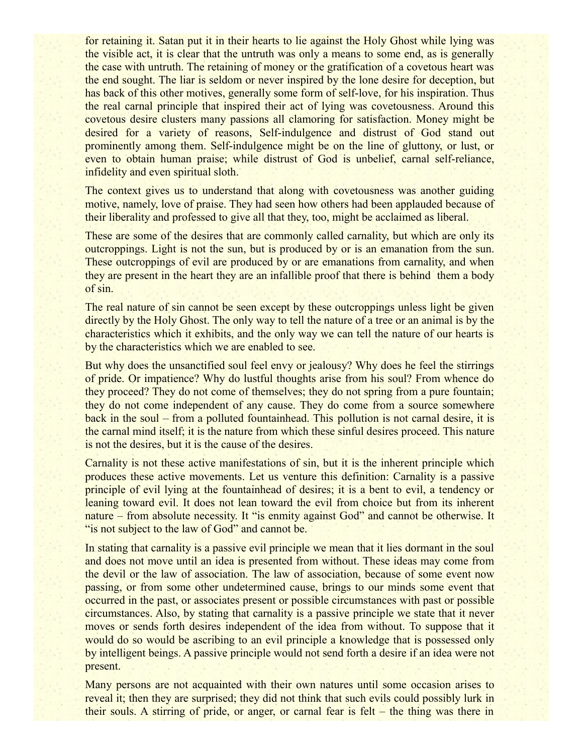for retaining it. Satan put it in their hearts to lie against the Holy Ghost while lying was the visible act, it is clear that the untruth was only a means to some end, as is generally the case with untruth. The retaining of money or the gratification of a covetous heart was the end sought. The liar is seldom or never inspired by the lone desire for deception, but has back of this other motives, generally some form of self-love, for his inspiration. Thus the real carnal principle that inspired their act of lying was covetousness. Around this covetous desire clusters many passions all clamoring for satisfaction. Money might be desired for a variety of reasons, Self-indulgence and distrust of God stand out prominently among them. Self-indulgence might be on the line of gluttony, or lust, or even to obtain human praise; while distrust of God is unbelief, carnal self-reliance, infidelity and even spiritual sloth.

The context gives us to understand that along with covetousness was another guiding motive, namely, love of praise. They had seen how others had been applauded because of their liberality and professed to give all that they, too, might be acclaimed as liberal.

These are some of the desires that are commonly called carnality, but which are only its outcroppings. Light is not the sun, but is produced by or is an emanation from the sun. These outcroppings of evil are produced by or are emanations from carnality, and when they are present in the heart they are an infallible proof that there is behind them a body of sin.

The real nature of sin cannot be seen except by these outcroppings unless light be given directly by the Holy Ghost. The only way to tell the nature of a tree or an animal is by the characteristics which it exhibits, and the only way we can tell the nature of our hearts is by the characteristics which we are enabled to see.

But why does the unsanctified soul feel envy or jealousy? Why does he feel the stirrings of pride. Or impatience? Why do lustful thoughts arise from his soul? From whence do they proceed? They do not come of themselves; they do not spring from a pure fountain; they do not come independent of any cause. They do come from a source somewhere back in the soul – from a polluted fountainhead. This pollution is not carnal desire, it is the carnal mind itself; it is the nature from which these sinful desires proceed. This nature is not the desires, but it is the cause of the desires.

Carnality is not these active manifestations of sin, but it is the inherent principle which produces these active movements. Let us venture this definition: Carnality is a passive principle of evil lying at the fountainhead of desires; it is a bent to evil, a tendency or leaning toward evil. It does not lean toward the evil from choice but from its inherent nature – from absolute necessity. It "is enmity against God" and cannot be otherwise. It "is not subject to the law of God" and cannot be.

In stating that carnality is a passive evil principle we mean that it lies dormant in the soul and does not move until an idea is presented from without. These ideas may come from the devil or the law of association. The law of association, because of some event now passing, or from some other undetermined cause, brings to our minds some event that occurred in the past, or associates present or possible circumstances with past or possible circumstances. Also, by stating that carnality is a passive principle we state that it never moves or sends forth desires independent of the idea from without. To suppose that it would do so would be ascribing to an evil principle a knowledge that is possessed only by intelligent beings. A passive principle would not send forth a desire if an idea were not present.

Many persons are not acquainted with their own natures until some occasion arises to reveal it; then they are surprised; they did not think that such evils could possibly lurk in their souls. A stirring of pride, or anger, or carnal fear is felt – the thing was there in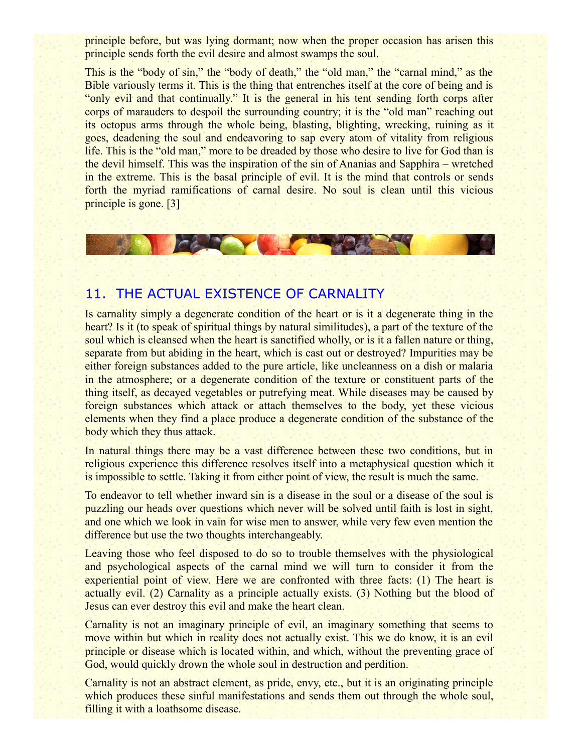principle before, but was lying dormant; now when the proper occasion has arisen this principle sends forth the evil desire and almost swamps the soul.

This is the "body of sin," the "body of death," the "old man," the "carnal mind," as the Bible variously terms it. This is the thing that entrenches itself at the core of being and is "only evil and that continually." It is the general in his tent sending forth corps after corps of marauders to despoil the surrounding country; it is the "old man" reaching out its octopus arms through the whole being, blasting, blighting, wrecking, ruining as it goes, deadening the soul and endeavoring to sap every atom of vitality from religious life. This is the "old man," more to be dreaded by those who desire to live for God than is the devil himself. This was the inspiration of the sin of Ananias and Sapphira – wretched in the extreme. This is the basal principle of evil. It is the mind that controls or sends forth the myriad ramifications of carnal desire. No soul is clean until this vicious principle is gone. [3]

## 11. THE ACTUAL EXISTENCE OF CARNALITY

Is carnality simply a degenerate condition of the heart or is it a degenerate thing in the heart? Is it (to speak of spiritual things by natural similitudes), a part of the texture of the soul which is cleansed when the heart is sanctified wholly, or is it a fallen nature or thing, separate from but abiding in the heart, which is cast out or destroyed? Impurities may be either foreign substances added to the pure article, like uncleanness on a dish or malaria in the atmosphere; or a degenerate condition of the texture or constituent parts of the thing itself, as decayed vegetables or putrefying meat. While diseases may be caused by foreign substances which attack or attach themselves to the body, yet these vicious elements when they find a place produce a degenerate condition of the substance of the body which they thus attack.

In natural things there may be a vast difference between these two conditions, but in religious experience this difference resolves itself into a metaphysical question which it is impossible to settle. Taking it from either point of view, the result is much the same.

To endeavor to tell whether inward sin is a disease in the soul or a disease of the soul is puzzling our heads over questions which never will be solved until faith is lost in sight, and one which we look in vain for wise men to answer, while very few even mention the difference but use the two thoughts interchangeably.

Leaving those who feel disposed to do so to trouble themselves with the physiological and psychological aspects of the carnal mind we will turn to consider it from the experiential point of view. Here we are confronted with three facts: (1) The heart is actually evil. (2) Carnality as a principle actually exists. (3) Nothing but the blood of Jesus can ever destroy this evil and make the heart clean.

Carnality is not an imaginary principle of evil, an imaginary something that seems to move within but which in reality does not actually exist. This we do know, it is an evil principle or disease which is located within, and which, without the preventing grace of God, would quickly drown the whole soul in destruction and perdition.

Carnality is not an abstract element, as pride, envy, etc., but it is an originating principle which produces these sinful manifestations and sends them out through the whole soul, filling it with a loathsome disease.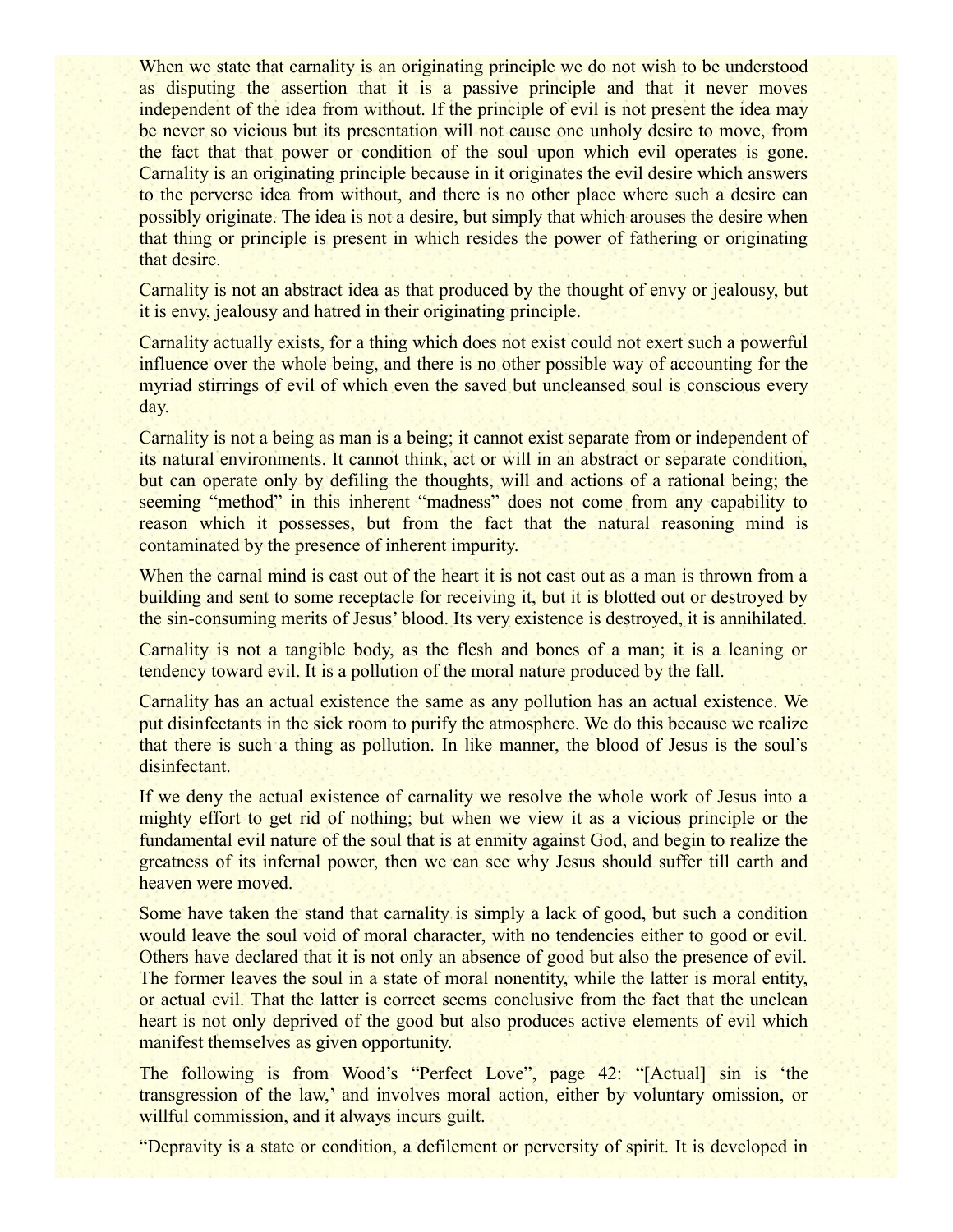When we state that carnality is an originating principle we do not wish to be understood as disputing the assertion that it is a passive principle and that it never moves independent of the idea from without. If the principle of evil is not present the idea may be never so vicious but its presentation will not cause one unholy desire to move, from the fact that that power or condition of the soul upon which evil operates is gone. Carnality is an originating principle because in it originates the evil desire which answers to the perverse idea from without, and there is no other place where such a desire can possibly originate. The idea is not a desire, but simply that which arouses the desire when that thing or principle is present in which resides the power of fathering or originating that desire.

Carnality is not an abstract idea as that produced by the thought of envy or jealousy, but it is envy, jealousy and hatred in their originating principle.

Carnality actually exists, for a thing which does not exist could not exert such a powerful influence over the whole being, and there is no other possible way of accounting for the myriad stirrings of evil of which even the saved but uncleansed soul is conscious every day.

Carnality is not a being as man is a being; it cannot exist separate from or independent of its natural environments. It cannot think, act or will in an abstract or separate condition, but can operate only by defiling the thoughts, will and actions of a rational being; the seeming "method" in this inherent "madness" does not come from any capability to reason which it possesses, but from the fact that the natural reasoning mind is contaminated by the presence of inherent impurity.

When the carnal mind is cast out of the heart it is not cast out as a man is thrown from a building and sent to some receptacle for receiving it, but it is blotted out or destroyed by the sin-consuming merits of Jesus' blood. Its very existence is destroyed, it is annihilated.

Carnality is not a tangible body, as the flesh and bones of a man; it is a leaning or tendency toward evil. It is a pollution of the moral nature produced by the fall.

Carnality has an actual existence the same as any pollution has an actual existence. We put disinfectants in the sick room to purify the atmosphere. We do this because we realize that there is such a thing as pollution. In like manner, the blood of Jesus is the soul's disinfectant.

If we deny the actual existence of carnality we resolve the whole work of Jesus into a mighty effort to get rid of nothing; but when we view it as a vicious principle or the fundamental evil nature of the soul that is at enmity against God, and begin to realize the greatness of its infernal power, then we can see why Jesus should suffer till earth and heaven were moved.

Some have taken the stand that carnality is simply a lack of good, but such a condition would leave the soul void of moral character, with no tendencies either to good or evil. Others have declared that it is not only an absence of good but also the presence of evil. The former leaves the soul in a state of moral nonentity, while the latter is moral entity, or actual evil. That the latter is correct seems conclusive from the fact that the unclean heart is not only deprived of the good but also produces active elements of evil which manifest themselves as given opportunity.

The following is from Wood's "Perfect Love", page 42: "[Actual] sin is 'the transgression of the law,' and involves moral action, either by voluntary omission, or willful commission, and it always incurs guilt.

"Depravity is a state or condition, a defilement or perversity of spirit. It is developed in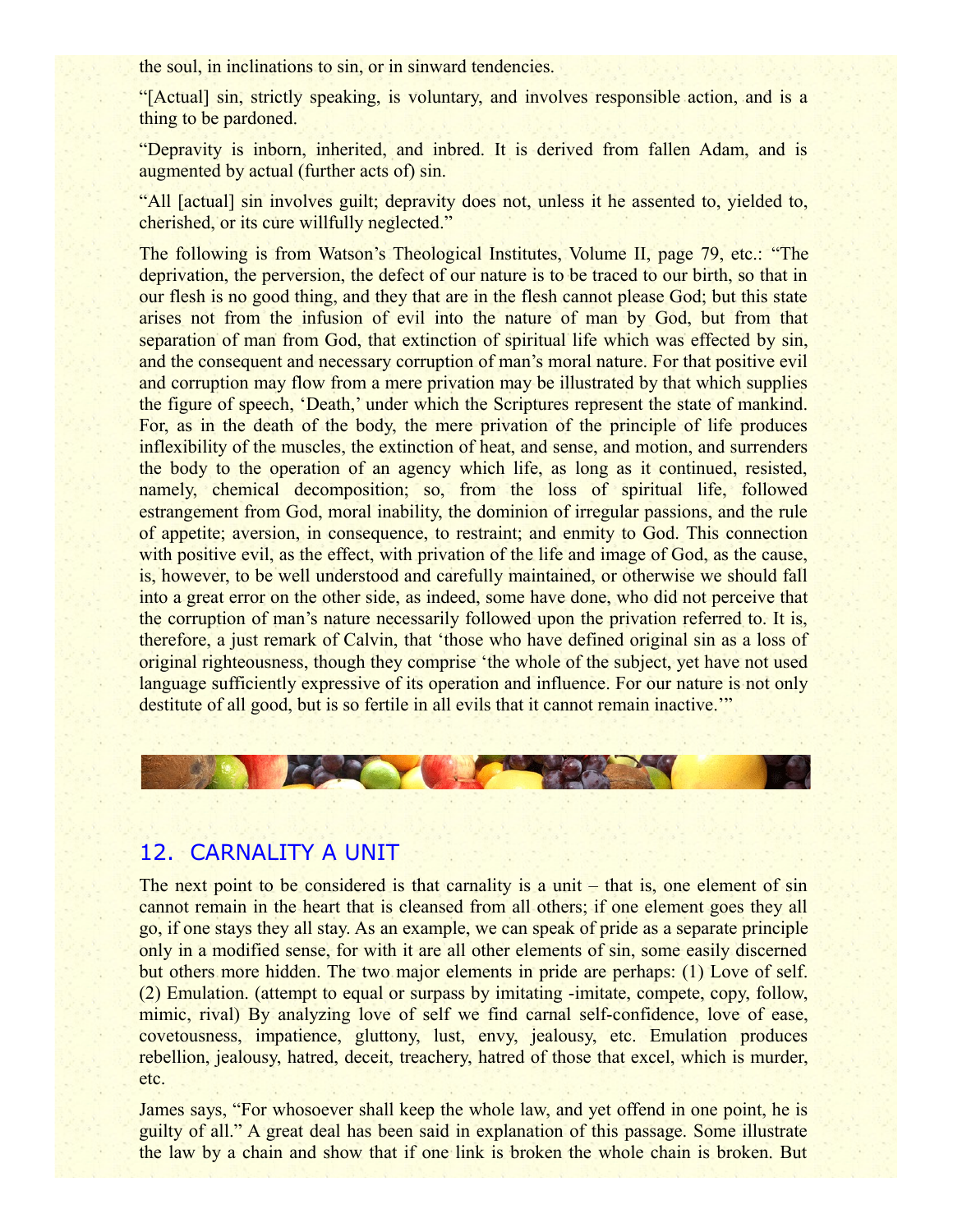the soul, in inclinations to sin, or in sinward tendencies.

“[Actual] sin, strictly speaking, is voluntary, and involves responsible action, and is a thing to be pardoned.

“Depravity is inborn, inherited, and inbred. It is derived from fallen Adam, and is augmented by actual (further acts of) sin.

“All [actual] sin involves guilt; depravity does not, unless it he assented to, yielded to, cherished, or its cure willfully neglected.”

The following is from Watson’s Theological Institutes, Volume II, page 79, etc.: “The deprivation, the perversion, the defect of our nature is to be traced to our birth, so that in our flesh is no good thing, and they that are in the flesh cannot please God; but this state arises not from the infusion of evil into the nature of man by God, but from that separation of man from God, that extinction of spiritual life which was effected by sin, and the consequent and necessary corruption of man’s moral nature. For that positive evil and corruption may flow from a mere privation may be illustrated by that which supplies the figure of speech, ‘Death,’ under which the Scriptures represent the state of mankind. For, as in the death of the body, the mere privation of the principle of life produces inflexibility of the muscles, the extinction of heat, and sense, and motion, and surrenders the body to the operation of an agency which life, as long as it continued, resisted, namely, chemical decomposition; so, from the loss of spiritual life, followed estrangement from God, moral inability, the dominion of irregular passions, and the rule of appetite; aversion, in consequence, to restraint; and enmity to God. This connection with positive evil, as the effect, with privation of the life and image of God, as the cause, is, however, to be well understood and carefully maintained, or otherwise we should fall into a great error on the other side, as indeed, some have done, who did not perceive that the corruption of man’s nature necessarily followed upon the privation referred to. It is, therefore, a just remark of Calvin, that ‘those who have defined original sin as a loss of original righteousness, though they comprise ‘the whole of the subject, yet have not used language sufficiently expressive of its operation and influence. For our nature is not only destitute of all good, but is so fertile in all evils that it cannot remain inactive.’”

## 12. CARNALITY A UNIT

The next point to be considered is that carnality is a unit – that is, one element of sin cannot remain in the heart that is cleansed from all others; if one element goes they all go, if one stays they all stay. As an example, we can speak of pride as a separate principle only in a modified sense, for with it are all other elements of sin, some easily discerned but others more hidden. The two major elements in pride are perhaps: (1) Love of self. (2) Emulation. (attempt to equal or surpass by imitating -imitate, compete, copy, follow, mimic, rival) By analyzing love of self we find carnal self-confidence, love of ease, covetousness, impatience, gluttony, lust, envy, jealousy, etc. Emulation produces rebellion, jealousy, hatred, deceit, treachery, hatred of those that excel, which is murder, etc.

James says, “For whosoever shall keep the whole law, and yet offend in one point, he is guilty of all.” A great deal has been said in explanation of this passage. Some illustrate the law by a chain and show that if one link is broken the whole chain is broken. But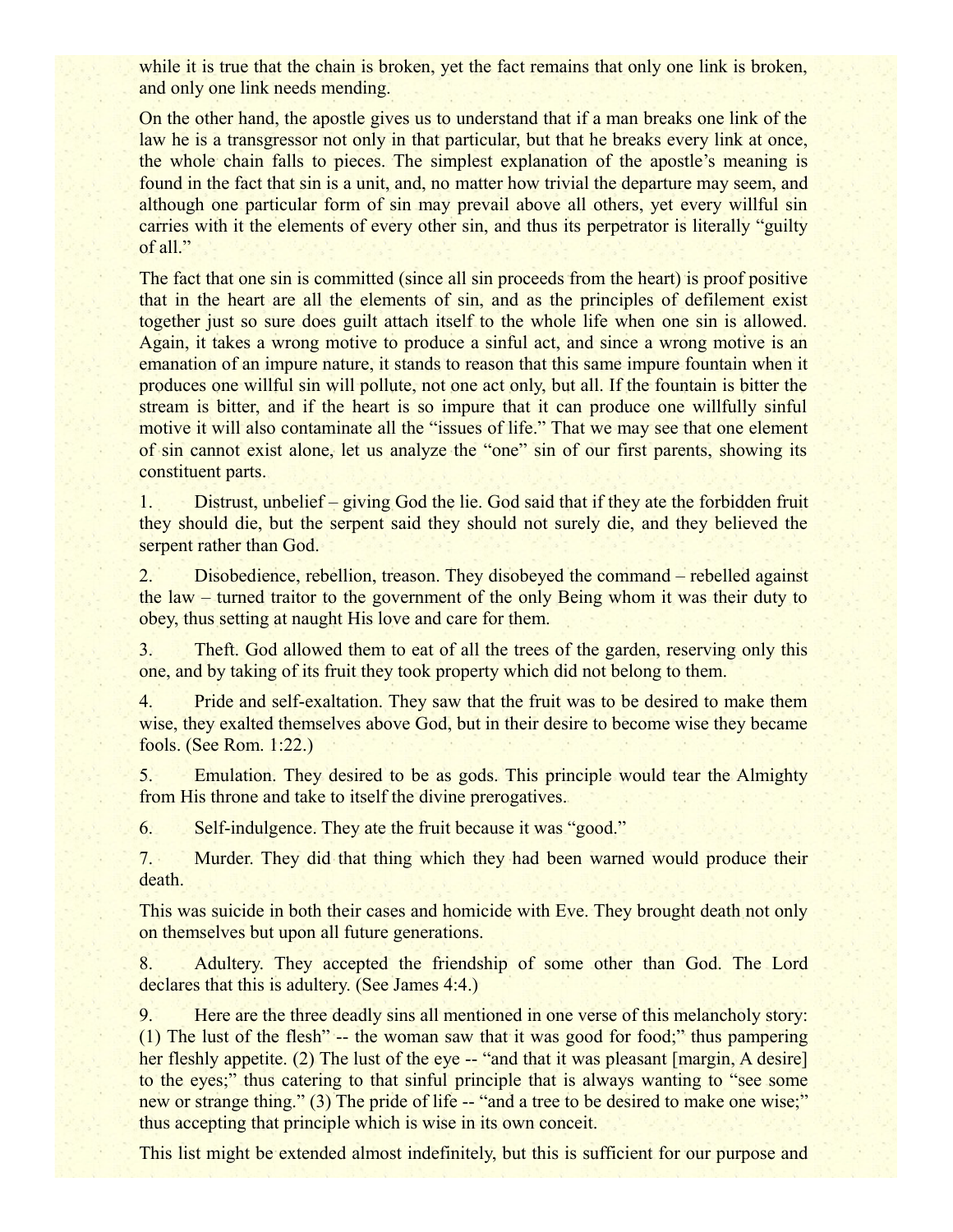while it is true that the chain is broken, yet the fact remains that only one link is broken, and only one link needs mending.

On the other hand, the apostle gives us to understand that if a man breaks one link of the law he is a transgressor not only in that particular, but that he breaks every link at once, the whole chain falls to pieces. The simplest explanation of the apostle's meaning is found in the fact that sin is a unit, and, no matter how trivial the departure may seem, and although one particular form of sin may prevail above all others, yet every willful sin carries with it the elements of every other sin, and thus its perpetrator is literally "guilty of all."

The fact that one sin is committed (since all sin proceeds from the heart) is proof positive that in the heart are all the elements of sin, and as the principles of defilement exist together just so sure does guilt attach itself to the whole life when one sin is allowed. Again, it takes a wrong motive to produce a sinful act, and since a wrong motive is an emanation of an impure nature, it stands to reason that this same impure fountain when it produces one willful sin will pollute, not one act only, but all. If the fountain is bitter the stream is bitter, and if the heart is so impure that it can produce one willfully sinful motive it will also contaminate all the "issues of life." That we may see that one element of sin cannot exist alone, let us analyze the "one" sin of our first parents, showing its constituent parts.

1. Distrust, unbelief – giving God the lie. God said that if they ate the forbidden fruit they should die, but the serpent said they should not surely die, and they believed the serpent rather than God.

2. Disobedience, rebellion, treason. They disobeyed the command – rebelled against the law – turned traitor to the government of the only Being whom it was their duty to obey, thus setting at naught His love and care for them.

3. Theft. God allowed them to eat of all the trees of the garden, reserving only this one, and by taking of its fruit they took property which did not belong to them.

4. Pride and self-exaltation. They saw that the fruit was to be desired to make them wise, they exalted themselves above God, but in their desire to become wise they became fools. (See Rom. 1:22.)

5. Emulation. They desired to be as gods. This principle would tear the Almighty from His throne and take to itself the divine prerogatives.

6. Self-indulgence. They ate the fruit because it was "good."

7. Murder. They did that thing which they had been warned would produce their death.

This was suicide in both their cases and homicide with Eve. They brought death not only on themselves but upon all future generations.

8. Adultery. They accepted the friendship of some other than God. The Lord declares that this is adultery. (See James 4:4.)

9. Here are the three deadly sins all mentioned in one verse of this melancholy story: (1) The lust of the flesh" -- the woman saw that it was good for food;" thus pampering her fleshly appetite. (2) The lust of the eye -- "and that it was pleasant [margin, A desire] to the eyes;" thus catering to that sinful principle that is always wanting to "see some new or strange thing." (3) The pride of life -- "and a tree to be desired to make one wise;" thus accepting that principle which is wise in its own conceit.

This list might be extended almost indefinitely, but this is sufficient for our purpose and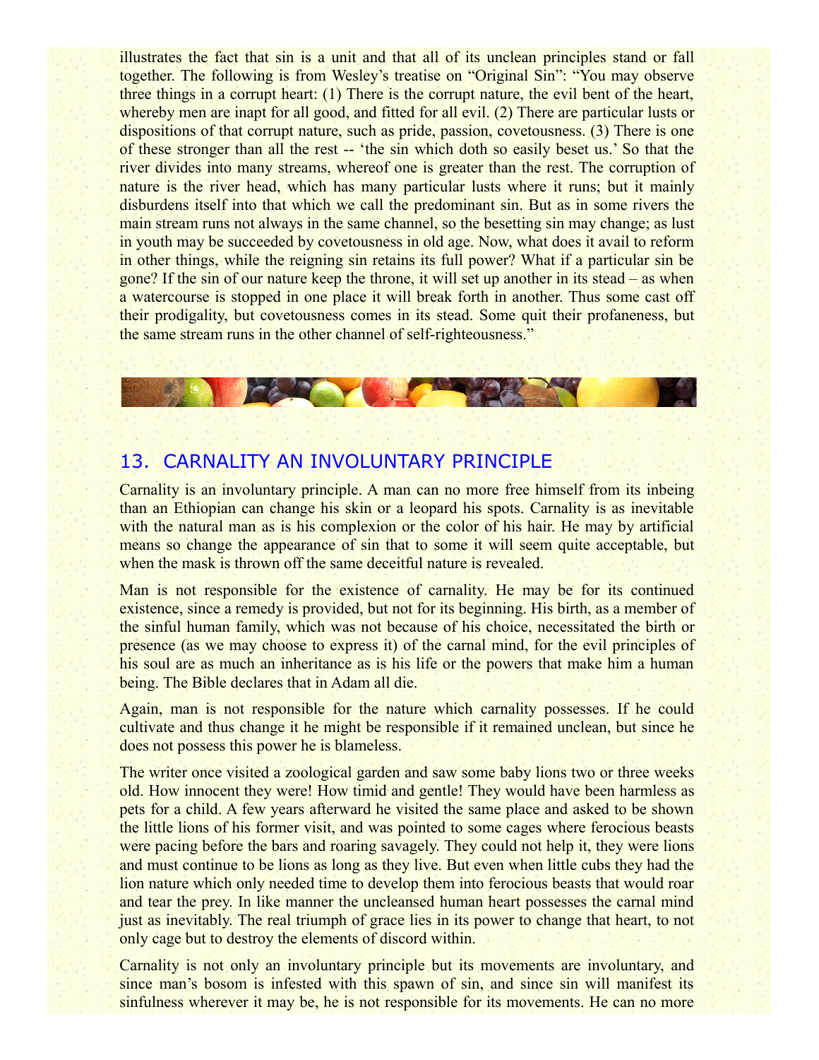illustrates the fact that sin is a unit and that all of its unclean principles stand or fall together. The following is from Wesley's treatise on "Original Sin": "You may observe three things in a corrupt heart: (1) There is the corrupt nature, the evil bent of the heart, whereby men are inapt for all good, and fitted for all evil. (2) There are particular lusts or dispositions of that corrupt nature, such as pride, passion, covetousness. (3) There is one of these stronger than all the rest -- 'the sin which doth so easily beset us.' So that the river divides into many streams, whereof one is greater than the rest. The corruption of nature is the river head, which has many particular lusts where it runs; but it mainly disburdens itself into that which we call the predominant sin. But as in some rivers the main stream runs not always in the same channel, so the besetting sin may change; as lust in youth may be succeeded by covetousness in old age. Now, what does it avail to reform in other things, while the reigning sin retains its full power? What if a particular sin be gone? If the sin of our nature keep the throne, it will set up another in its stead – as when a watercourse is stopped in one place it will break forth in another. Thus some cast off their prodigality, but covetousness comes in its stead. Some quit their profaneness, but the same stream runs in the other channel of self-righteousness."

## 13. CARNALITY AN INVOLUNTARY PRINCIPLE

Carnality is an involuntary principle. A man can no more free himself from its inbeing than an Ethiopian can change his skin or a leopard his spots. Carnality is as inevitable with the natural man as is his complexion or the color of his hair. He may by artificial means so change the appearance of sin that to some it will seem quite acceptable, but when the mask is thrown off the same deceitful nature is revealed.

Man is not responsible for the existence of carnality. He may be for its continued existence, since a remedy is provided, but not for its beginning. His birth, as a member of the sinful human family, which was not because of his choice, necessitated the birth or presence (as we may choose to express it) of the carnal mind, for the evil principles of his soul are as much an inheritance as is his life or the powers that make him a human being. The Bible declares that in Adam all die.

Again, man is not responsible for the nature which carnality possesses. If he could cultivate and thus change it he might be responsible if it remained unclean, but since he does not possess this power he is blameless.

The writer once visited a zoological garden and saw some baby lions two or three weeks old. How innocent they were! How timid and gentle! They would have been harmless as pets for a child. A few years afterward he visited the same place and asked to be shown the little lions of his former visit, and was pointed to some cages where ferocious beasts were pacing before the bars and roaring savagely. They could not help it, they were lions and must continue to be lions as long as they live. But even when little cubs they had the lion nature which only needed time to develop them into ferocious beasts that would roar and tear the prey. In like manner the uncleansed human heart possesses the carnal mind just as inevitably. The real triumph of grace lies in its power to change that heart, to not only cage but to destroy the elements of discord within.

Carnality is not only an involuntary principle but its movements are involuntary, and since man's bosom is infested with this spawn of sin, and since sin will manifest its sinfulness wherever it may be, he is not responsible for its movements. He can no more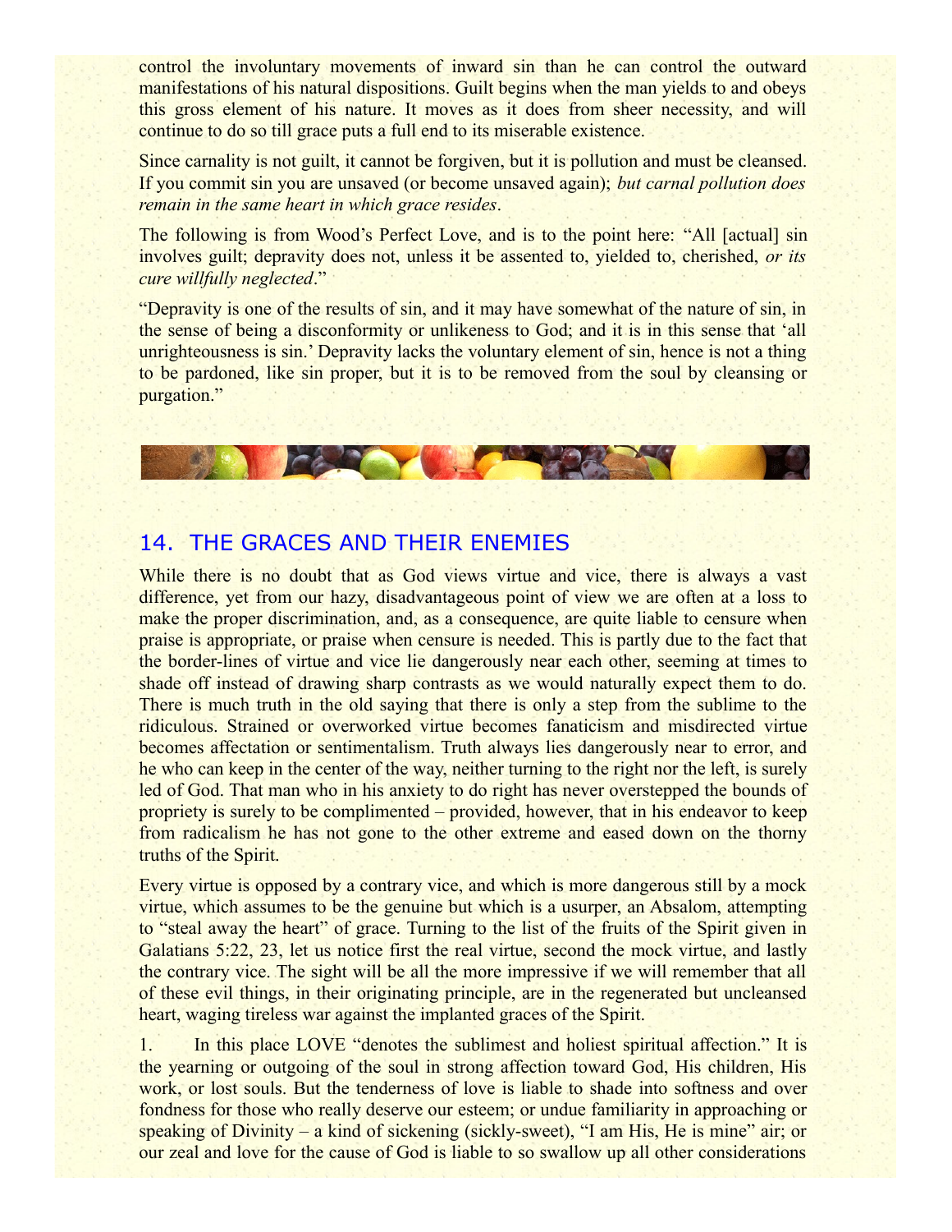control the involuntary movements of inward sin than he can control the outward manifestations of his natural dispositions. Guilt begins when the man yields to and obeys this gross element of his nature. It moves as it does from sheer necessity, and will continue to do so till grace puts a full end to its miserable existence.

Since carnality is not guilt, it cannot be forgiven, but it is pollution and must be cleansed. If you commit sin you are unsaved (or become unsaved again); *but carnal pollution does remain in the same heart in which grace resides*.

The following is from Wood's Perfect Love, and is to the point here: "All [actual] sin involves guilt; depravity does not, unless it be assented to, yielded to, cherished, *or its cure willfully neglected*."

"Depravity is one of the results of sin, and it may have somewhat of the nature of sin, in the sense of being a disconformity or unlikeness to God; and it is in this sense that 'all unrighteousness is sin.' Depravity lacks the voluntary element of sin, hence is not a thing to be pardoned, like sin proper, but it is to be removed from the soul by cleansing or purgation."

## 14. THE GRACES AND THEIR ENEMIES

While there is no doubt that as God views virtue and vice, there is always a vast difference, yet from our hazy, disadvantageous point of view we are often at a loss to make the proper discrimination, and, as a consequence, are quite liable to censure when praise is appropriate, or praise when censure is needed. This is partly due to the fact that the border-lines of virtue and vice lie dangerously near each other, seeming at times to shade off instead of drawing sharp contrasts as we would naturally expect them to do. There is much truth in the old saying that there is only a step from the sublime to the ridiculous. Strained or overworked virtue becomes fanaticism and misdirected virtue becomes affectation or sentimentalism. Truth always lies dangerously near to error, and he who can keep in the center of the way, neither turning to the right nor the left, is surely led of God. That man who in his anxiety to do right has never overstepped the bounds of propriety is surely to be complimented – provided, however, that in his endeavor to keep from radicalism he has not gone to the other extreme and eased down on the thorny truths of the Spirit.

Every virtue is opposed by a contrary vice, and which is more dangerous still by a mock virtue, which assumes to be the genuine but which is a usurper, an Absalom, attempting to "steal away the heart" of grace. Turning to the list of the fruits of the Spirit given in Galatians 5:22, 23, let us notice first the real virtue, second the mock virtue, and lastly the contrary vice. The sight will be all the more impressive if we will remember that all of these evil things, in their originating principle, are in the regenerated but uncleansed heart, waging tireless war against the implanted graces of the Spirit.

1. In this place LOVE "denotes the sublimest and holiest spiritual affection." It is the yearning or outgoing of the soul in strong affection toward God, His children, His work, or lost souls. But the tenderness of love is liable to shade into softness and over fondness for those who really deserve our esteem; or undue familiarity in approaching or speaking of Divinity – a kind of sickening (sickly-sweet), "I am His, He is mine" air; or our zeal and love for the cause of God is liable to so swallow up all other considerations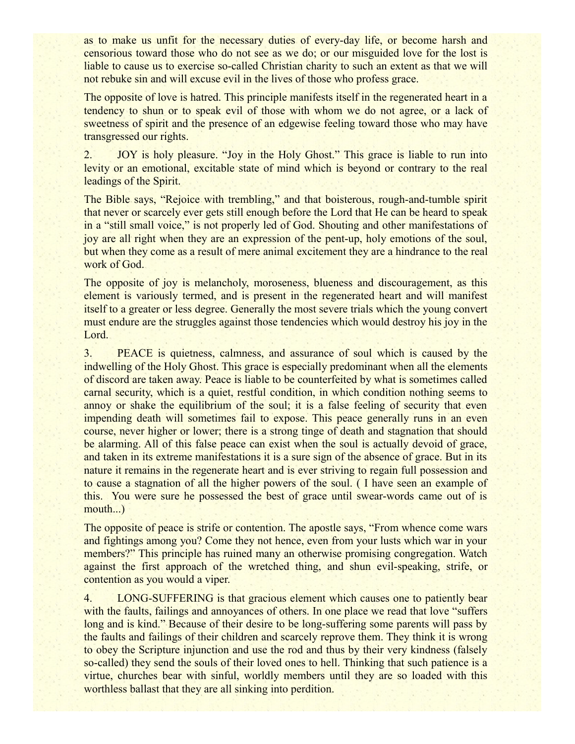as to make us unfit for the necessary duties of every-day life, or become harsh and censorious toward those who do not see as we do; or our misguided love for the lost is liable to cause us to exercise so-called Christian charity to such an extent as that we will not rebuke sin and will excuse evil in the lives of those who profess grace.

The opposite of love is hatred. This principle manifests itself in the regenerated heart in a tendency to shun or to speak evil of those with whom we do not agree, or a lack of sweetness of spirit and the presence of an edgewise feeling toward those who may have transgressed our rights.

2. JOY is holy pleasure. "Joy in the Holy Ghost." This grace is liable to run into levity or an emotional, excitable state of mind which is beyond or contrary to the real leadings of the Spirit.

The Bible says, "Rejoice with trembling," and that boisterous, rough-and-tumble spirit that never or scarcely ever gets still enough before the Lord that He can be heard to speak in a "still small voice," is not properly led of God. Shouting and other manifestations of joy are all right when they are an expression of the pent-up, holy emotions of the soul, but when they come as a result of mere animal excitement they are a hindrance to the real work of God.

The opposite of joy is melancholy, moroseness, blueness and discouragement, as this element is variously termed, and is present in the regenerated heart and will manifest itself to a greater or less degree. Generally the most severe trials which the young convert must endure are the struggles against those tendencies which would destroy his joy in the Lord.

3. PEACE is quietness, calmness, and assurance of soul which is caused by the indwelling of the Holy Ghost. This grace is especially predominant when all the elements of discord are taken away. Peace is liable to be counterfeited by what is sometimes called carnal security, which is a quiet, restful condition, in which condition nothing seems to annoy or shake the equilibrium of the soul; it is a false feeling of security that even impending death will sometimes fail to expose. This peace generally runs in an even course, never higher or lower; there is a strong tinge of death and stagnation that should be alarming. All of this false peace can exist when the soul is actually devoid of grace, and taken in its extreme manifestations it is a sure sign of the absence of grace. But in its nature it remains in the regenerate heart and is ever striving to regain full possession and to cause a stagnation of all the higher powers of the soul. ( I have seen an example of this. You were sure he possessed the best of grace until swear-words came out of is mouth...)

The opposite of peace is strife or contention. The apostle says, "From whence come wars and fightings among you? Come they not hence, even from your lusts which war in your members?" This principle has ruined many an otherwise promising congregation. Watch against the first approach of the wretched thing, and shun evil-speaking, strife, or contention as you would a viper.

4. LONG-SUFFERING is that gracious element which causes one to patiently bear with the faults, failings and annoyances of others. In one place we read that love "suffers long and is kind." Because of their desire to be long-suffering some parents will pass by the faults and failings of their children and scarcely reprove them. They think it is wrong to obey the Scripture injunction and use the rod and thus by their very kindness (falsely so-called) they send the souls of their loved ones to hell. Thinking that such patience is a virtue, churches bear with sinful, worldly members until they are so loaded with this worthless ballast that they are all sinking into perdition.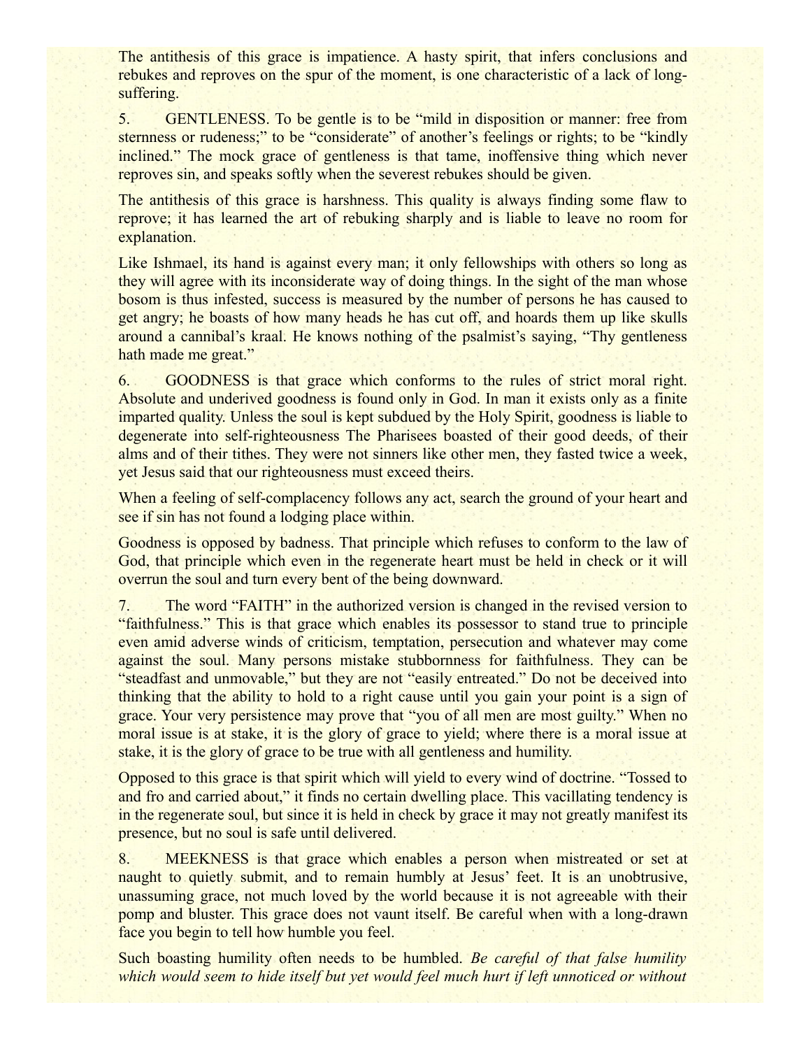The antithesis of this grace is impatience. A hasty spirit, that infers conclusions and rebukes and reproves on the spur of the moment, is one characteristic of a lack of long-suffering.

5. GENTLENESS. To be gentle is to be "mild in disposition or manner: free from sternness or rudeness;" to be "considerate" of another's feelings or rights; to be "kindly inclined." The mock grace of gentleness is that tame, inoffensive thing which never reproves sin, and speaks softly when the severest rebukes should be given.

The antithesis of this grace is harshness. This quality is always finding some flaw to reprove; it has learned the art of rebuking sharply and is liable to leave no room for explanation.

Like Ishmael, its hand is against every man; it only fellowships with others so long as they will agree with its inconsiderate way of doing things. In the sight of the man whose bosom is thus infested, success is measured by the number of persons he has caused to get angry; he boasts of how many heads he has cut off, and hoards them up like skulls around a cannibal's kraal. He knows nothing of the psalmist's saying, "Thy gentleness hath made me great."

6. GOODNESS is that grace which conforms to the rules of strict moral right. Absolute and underived goodness is found only in God. In man it exists only as a finite imparted quality. Unless the soul is kept subdued by the Holy Spirit, goodness is liable to degenerate into self-righteousness The Pharisees boasted of their good deeds, of their alms and of their tithes. They were not sinners like other men, they fasted twice a week, yet Jesus said that our righteousness must exceed theirs.

When a feeling of self-complacency follows any act, search the ground of your heart and see if sin has not found a lodging place within.

Goodness is opposed by badness. That principle which refuses to conform to the law of God, that principle which even in the regenerate heart must be held in check or it will overrun the soul and turn every bent of the being downward.

7. The word "FAITH" in the authorized version is changed in the revised version to "faithfulness." This is that grace which enables its possessor to stand true to principle even amid adverse winds of criticism, temptation, persecution and whatever may come against the soul. Many persons mistake stubbornness for faithfulness. They can be "steadfast and unmovable," but they are not "easily entreated." Do not be deceived into thinking that the ability to hold to a right cause until you gain your point is a sign of grace. Your very persistence may prove that "you of all men are most guilty." When no moral issue is at stake, it is the glory of grace to yield; where there is a moral issue at stake, it is the glory of grace to be true with all gentleness and humility.

Opposed to this grace is that spirit which will yield to every wind of doctrine. "Tossed to and fro and carried about," it finds no certain dwelling place. This vacillating tendency is in the regenerate soul, but since it is held in check by grace it may not greatly manifest its presence, but no soul is safe until delivered.

8. MEEKNESS is that grace which enables a person when mistreated or set at naught to quietly submit, and to remain humbly at Jesus' feet. It is an unobtrusive, unassuming grace, not much loved by the world because it is not agreeable with their pomp and bluster. This grace does not vaunt itself. Be careful when with a long-drawn face you begin to tell how humble you feel.

Such boasting humility often needs to be humbled. *Be careful of that false humility which would seem to hide itself but yet would feel much hurt if left unnoticed or without*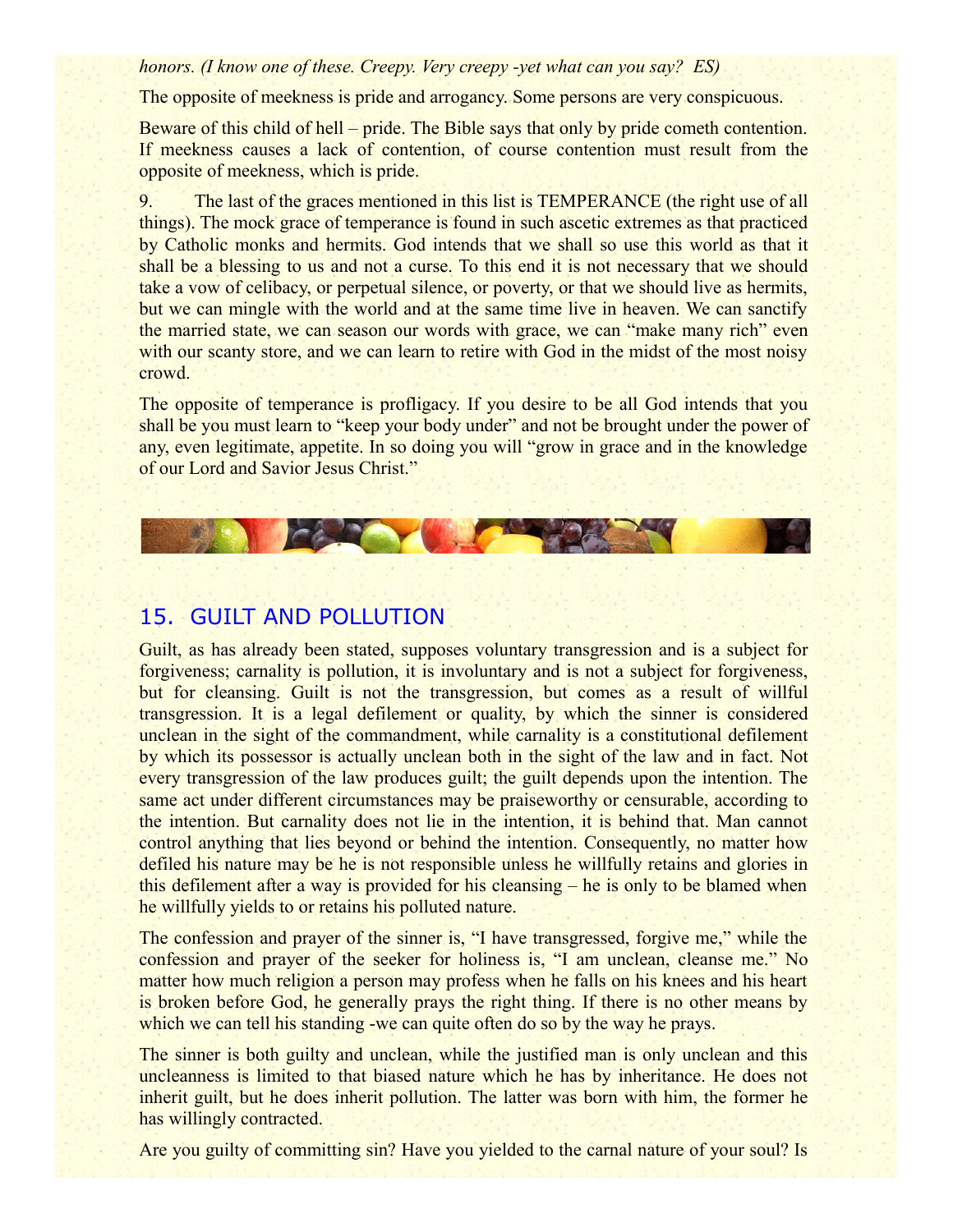*honors. (I know one of these. Creepy. Very creepy -yet what can you say? ES)*

The opposite of meekness is pride and arrogancy. Some persons are very conspicuous.

Beware of this child of hell – pride. The Bible says that only by pride cometh contention. If meekness causes a lack of contention, of course contention must result from the opposite of meekness, which is pride.

9. The last of the graces mentioned in this list is TEMPERANCE (the right use of all things). The mock grace of temperance is found in such ascetic extremes as that practiced by Catholic monks and hermits. God intends that we shall so use this world as that it shall be a blessing to us and not a curse. To this end it is not necessary that we should take a vow of celibacy, or perpetual silence, or poverty, or that we should live as hermits, but we can mingle with the world and at the same time live in heaven. We can sanctify the married state, we can season our words with grace, we can "make many rich" even with our scanty store, and we can learn to retire with God in the midst of the most noisy crowd.

The opposite of temperance is profligacy. If you desire to be all God intends that you shall be you must learn to "keep your body under" and not be brought under the power of any, even legitimate, appetite. In so doing you will "grow in grace and in the knowledge of our Lord and Savior Jesus Christ."

## 15. GUILT AND POLLUTION

Guilt, as has already been stated, supposes voluntary transgression and is a subject for forgiveness; carnality is pollution, it is involuntary and is not a subject for forgiveness, but for cleansing. Guilt is not the transgression, but comes as a result of willful transgression. It is a legal defilement or quality, by which the sinner is considered unclean in the sight of the commandment, while carnality is a constitutional defilement by which its possessor is actually unclean both in the sight of the law and in fact. Not every transgression of the law produces guilt; the guilt depends upon the intention. The same act under different circumstances may be praiseworthy or censurable, according to the intention. But carnality does not lie in the intention, it is behind that. Man cannot control anything that lies beyond or behind the intention. Consequently, no matter how defiled his nature may be he is not responsible unless he willfully retains and glories in this defilement after a way is provided for his cleansing – he is only to be blamed when he willfully yields to or retains his polluted nature.

The confession and prayer of the sinner is, "I have transgressed, forgive me," while the confession and prayer of the seeker for holiness is, "I am unclean, cleanse me." No matter how much religion a person may profess when he falls on his knees and his heart is broken before God, he generally prays the right thing. If there is no other means by which we can tell his standing -we can quite often do so by the way he prays.

The sinner is both guilty and unclean, while the justified man is only unclean and this uncleanness is limited to that biased nature which he has by inheritance. He does not inherit guilt, but he does inherit pollution. The latter was born with him, the former he has willingly contracted.

Are you guilty of committing sin? Have you yielded to the carnal nature of your soul? Is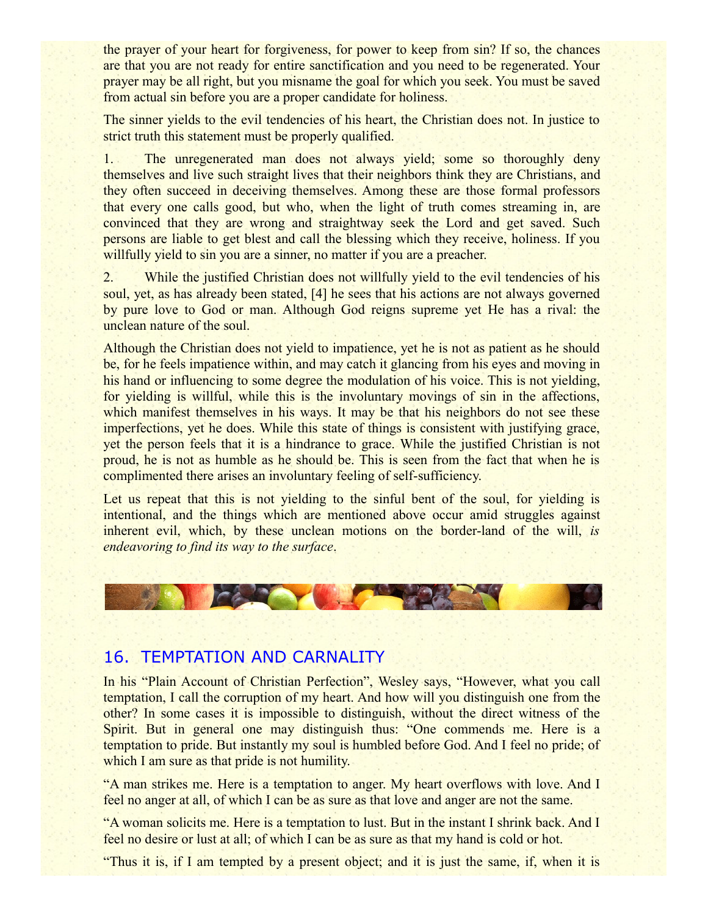the prayer of your heart for forgiveness, for power to keep from sin? If so, the chances are that you are not ready for entire sanctification and you need to be regenerated. Your prayer may be all right, but you misname the goal for which you seek. You must be saved from actual sin before you are a proper candidate for holiness.

The sinner yields to the evil tendencies of his heart, the Christian does not. In justice to strict truth this statement must be properly qualified.

1. The unregenerated man does not always yield; some so thoroughly deny themselves and live such straight lives that their neighbors think they are Christians, and they often succeed in deceiving themselves. Among these are those formal professors that every one calls good, but who, when the light of truth comes streaming in, are convinced that they are wrong and straightway seek the Lord and get saved. Such persons are liable to get blest and call the blessing which they receive, holiness. If you willfully yield to sin you are a sinner, no matter if you are a preacher.

2. While the justified Christian does not willfully yield to the evil tendencies of his soul, yet, as has already been stated, [4] he sees that his actions are not always governed by pure love to God or man. Although God reigns supreme yet He has a rival: the unclean nature of the soul.

Although the Christian does not yield to impatience, yet he is not as patient as he should be, for he feels impatience within, and may catch it glancing from his eyes and moving in his hand or influencing to some degree the modulation of his voice. This is not yielding, for yielding is willful, while this is the involuntary movings of sin in the affections, which manifest themselves in his ways. It may be that his neighbors do not see these imperfections, yet he does. While this state of things is consistent with justifying grace, yet the person feels that it is a hindrance to grace. While the justified Christian is not proud, he is not as humble as he should be. This is seen from the fact that when he is complimented there arises an involuntary feeling of self-sufficiency.

Let us repeat that this is not yielding to the sinful bent of the soul, for yielding is intentional, and the things which are mentioned above occur amid struggles against inherent evil, which, by these unclean motions on the border-land of the will, *is endeavoring to find its way to the surface*.

## 16. TEMPTATION AND CARNALITY

In his "Plain Account of Christian Perfection", Wesley says, "However, what you call temptation, I call the corruption of my heart. And how will you distinguish one from the other? In some cases it is impossible to distinguish, without the direct witness of the Spirit. But in general one may distinguish thus: "One commends me. Here is a temptation to pride. But instantly my soul is humbled before God. And I feel no pride; of which I am sure as that pride is not humility.

"A man strikes me. Here is a temptation to anger. My heart overflows with love. And I feel no anger at all, of which I can be as sure as that love and anger are not the same.

"A woman solicits me. Here is a temptation to lust. But in the instant I shrink back. And I feel no desire or lust at all; of which I can be as sure as that my hand is cold or hot.

"Thus it is, if I am tempted by a present object; and it is just the same, if, when it is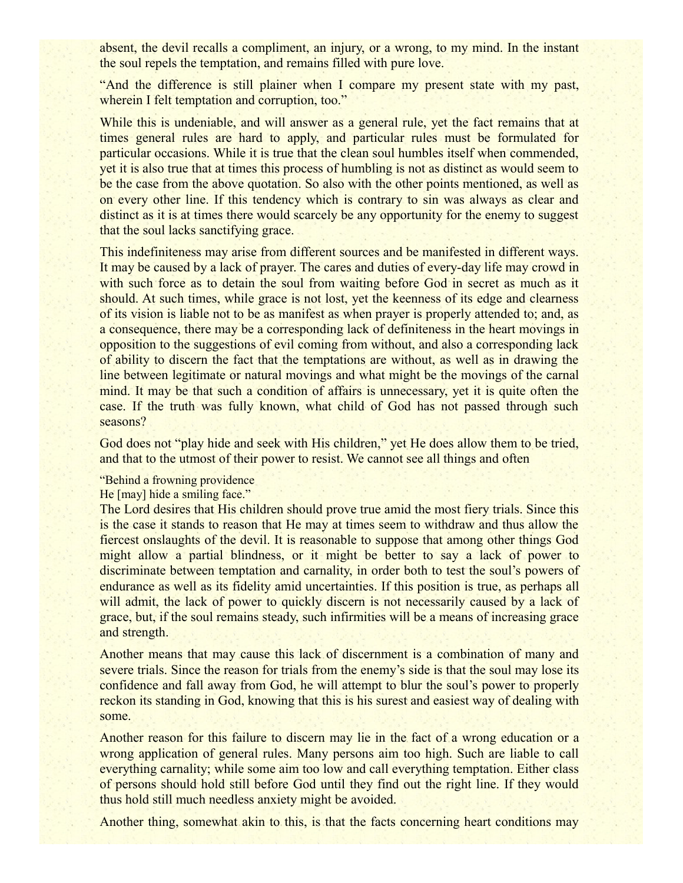absent, the devil recalls a compliment, an injury, or a wrong, to my mind. In the instant the soul repels the temptation, and remains filled with pure love.

"And the difference is still plainer when I compare my present state with my past, wherein I felt temptation and corruption, too."

While this is undeniable, and will answer as a general rule, yet the fact remains that at times general rules are hard to apply, and particular rules must be formulated for particular occasions. While it is true that the clean soul humbles itself when commended, yet it is also true that at times this process of humbling is not as distinct as would seem to be the case from the above quotation. So also with the other points mentioned, as well as on every other line. If this tendency which is contrary to sin was always as clear and distinct as it is at times there would scarcely be any opportunity for the enemy to suggest that the soul lacks sanctifying grace.

This indefiniteness may arise from different sources and be manifested in different ways. It may be caused by a lack of prayer. The cares and duties of every-day life may crowd in with such force as to detain the soul from waiting before God in secret as much as it should. At such times, while grace is not lost, yet the keenness of its edge and clearness of its vision is liable not to be as manifest as when prayer is properly attended to; and, as a consequence, there may be a corresponding lack of definiteness in the heart movings in opposition to the suggestions of evil coming from without, and also a corresponding lack of ability to discern the fact that the temptations are without, as well as in drawing the line between legitimate or natural movings and what might be the movings of the carnal mind. It may be that such a condition of affairs is unnecessary, yet it is quite often the case. If the truth was fully known, what child of God has not passed through such seasons?

God does not "play hide and seek with His children," yet He does allow them to be tried, and that to the utmost of their power to resist. We cannot see all things and often

"Behind a frowning providence
He [may] hide a smiling face."

The Lord desires that His children should prove true amid the most fiery trials. Since this is the case it stands to reason that He may at times seem to withdraw and thus allow the fiercest onslaughts of the devil. It is reasonable to suppose that among other things God might allow a partial blindness, or it might be better to say a lack of power to discriminate between temptation and carnality, in order both to test the soul's powers of endurance as well as its fidelity amid uncertainties. If this position is true, as perhaps all will admit, the lack of power to quickly discern is not necessarily caused by a lack of grace, but, if the soul remains steady, such infirmities will be a means of increasing grace and strength.

Another means that may cause this lack of discernment is a combination of many and severe trials. Since the reason for trials from the enemy's side is that the soul may lose its confidence and fall away from God, he will attempt to blur the soul's power to properly reckon its standing in God, knowing that this is his surest and easiest way of dealing with some.

Another reason for this failure to discern may lie in the fact of a wrong education or a wrong application of general rules. Many persons aim too high. Such are liable to call everything carnality; while some aim too low and call everything temptation. Either class of persons should hold still before God until they find out the right line. If they would thus hold still much needless anxiety might be avoided.

Another thing, somewhat akin to this, is that the facts concerning heart conditions may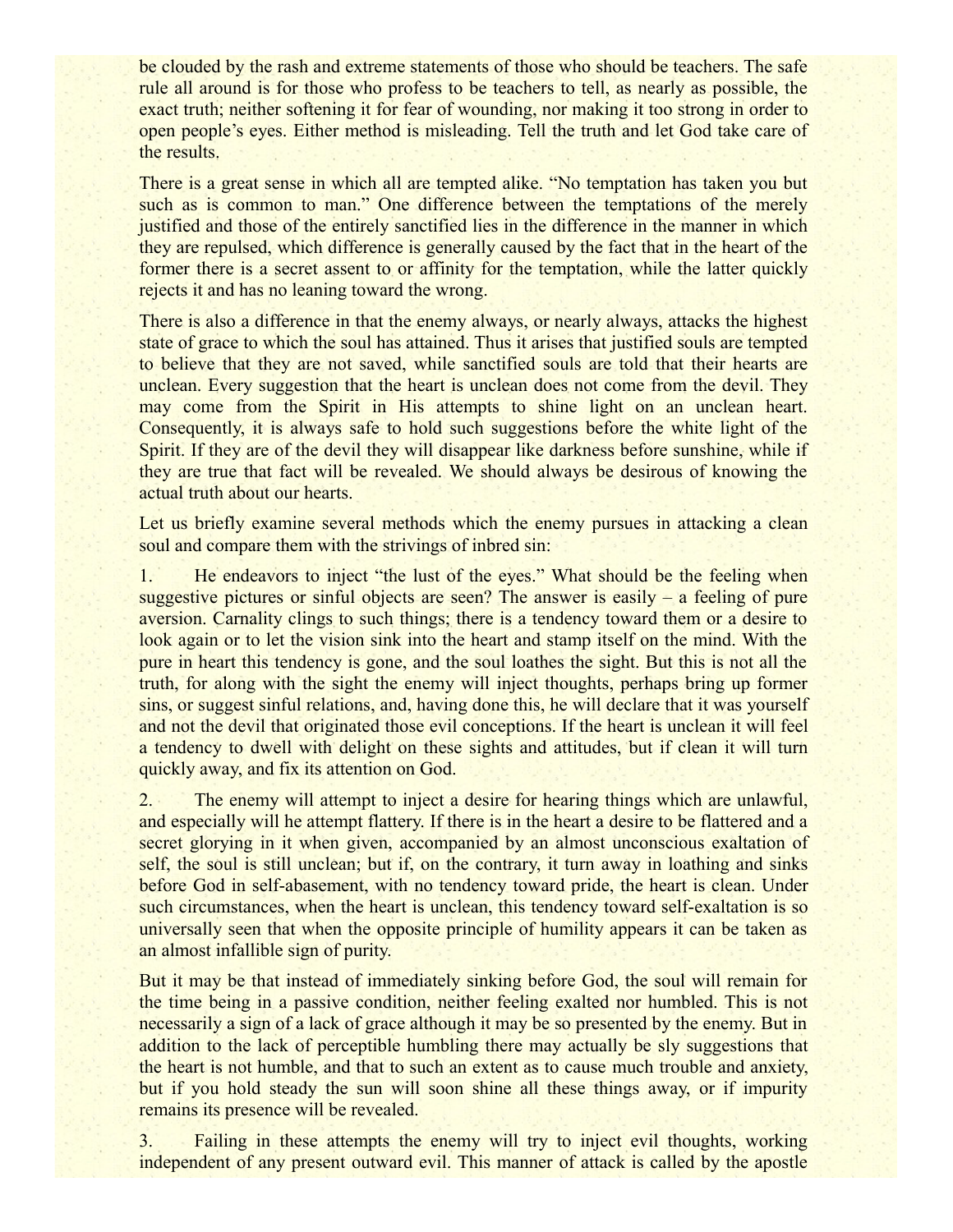be clouded by the rash and extreme statements of those who should be teachers. The safe rule all around is for those who profess to be teachers to tell, as nearly as possible, the exact truth; neither softening it for fear of wounding, nor making it too strong in order to open people's eyes. Either method is misleading. Tell the truth and let God take care of the results.

There is a great sense in which all are tempted alike. "No temptation has taken you but such as is common to man." One difference between the temptations of the merely justified and those of the entirely sanctified lies in the difference in the manner in which they are repulsed, which difference is generally caused by the fact that in the heart of the former there is a secret assent to or affinity for the temptation, while the latter quickly rejects it and has no leaning toward the wrong.

There is also a difference in that the enemy always, or nearly always, attacks the highest state of grace to which the soul has attained. Thus it arises that justified souls are tempted to believe that they are not saved, while sanctified souls are told that their hearts are unclean. Every suggestion that the heart is unclean does not come from the devil. They may come from the Spirit in His attempts to shine light on an unclean heart. Consequently, it is always safe to hold such suggestions before the white light of the Spirit. If they are of the devil they will disappear like darkness before sunshine, while if they are true that fact will be revealed. We should always be desirous of knowing the actual truth about our hearts.

Let us briefly examine several methods which the enemy pursues in attacking a clean soul and compare them with the strivings of inbred sin:

1. He endeavors to inject "the lust of the eyes." What should be the feeling when suggestive pictures or sinful objects are seen? The answer is easily – a feeling of pure aversion. Carnality clings to such things; there is a tendency toward them or a desire to look again or to let the vision sink into the heart and stamp itself on the mind. With the pure in heart this tendency is gone, and the soul loathes the sight. But this is not all the truth, for along with the sight the enemy will inject thoughts, perhaps bring up former sins, or suggest sinful relations, and, having done this, he will declare that it was yourself and not the devil that originated those evil conceptions. If the heart is unclean it will feel a tendency to dwell with delight on these sights and attitudes, but if clean it will turn quickly away, and fix its attention on God.

2. The enemy will attempt to inject a desire for hearing things which are unlawful, and especially will he attempt flattery. If there is in the heart a desire to be flattered and a secret glorying in it when given, accompanied by an almost unconscious exaltation of self, the soul is still unclean; but if, on the contrary, it turn away in loathing and sinks before God in self-abasement, with no tendency toward pride, the heart is clean. Under such circumstances, when the heart is unclean, this tendency toward self-exaltation is so universally seen that when the opposite principle of humility appears it can be taken as an almost infallible sign of purity.

But it may be that instead of immediately sinking before God, the soul will remain for the time being in a passive condition, neither feeling exalted nor humbled. This is not necessarily a sign of a lack of grace although it may be so presented by the enemy. But in addition to the lack of perceptible humbling there may actually be sly suggestions that the heart is not humble, and that to such an extent as to cause much trouble and anxiety, but if you hold steady the sun will soon shine all these things away, or if impurity remains its presence will be revealed.

3. Failing in these attempts the enemy will try to inject evil thoughts, working independent of any present outward evil. This manner of attack is called by the apostle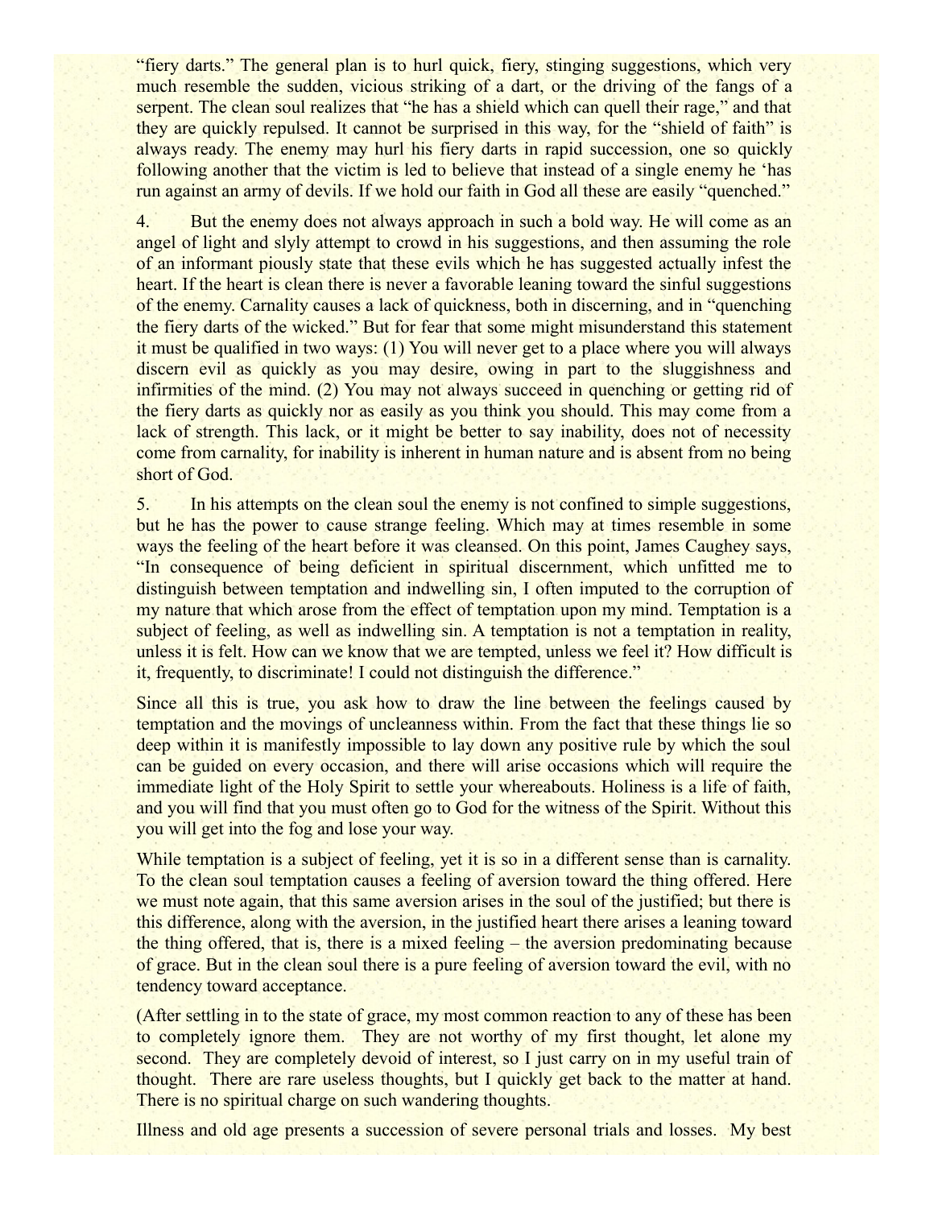"fiery darts." The general plan is to hurl quick, fiery, stinging suggestions, which very much resemble the sudden, vicious striking of a dart, or the driving of the fangs of a serpent. The clean soul realizes that "he has a shield which can quell their rage," and that they are quickly repulsed. It cannot be surprised in this way, for the "shield of faith" is always ready. The enemy may hurl his fiery darts in rapid succession, one so quickly following another that the victim is led to believe that instead of a single enemy he 'has run against an army of devils. If we hold our faith in God all these are easily "quenched."

4. But the enemy does not always approach in such a bold way. He will come as an angel of light and slyly attempt to crowd in his suggestions, and then assuming the role of an informant piously state that these evils which he has suggested actually infest the heart. If the heart is clean there is never a favorable leaning toward the sinful suggestions of the enemy. Carnality causes a lack of quickness, both in discerning, and in "quenching the fiery darts of the wicked." But for fear that some might misunderstand this statement it must be qualified in two ways: (1) You will never get to a place where you will always discern evil as quickly as you may desire, owing in part to the sluggishness and infirmities of the mind. (2) You may not always succeed in quenching or getting rid of the fiery darts as quickly nor as easily as you think you should. This may come from a lack of strength. This lack, or it might be better to say inability, does not of necessity come from carnality, for inability is inherent in human nature and is absent from no being short of God.

5. In his attempts on the clean soul the enemy is not confined to simple suggestions, but he has the power to cause strange feeling. Which may at times resemble in some ways the feeling of the heart before it was cleansed. On this point, James Caughey says, "In consequence of being deficient in spiritual discernment, which unfitted me to distinguish between temptation and indwelling sin, I often imputed to the corruption of my nature that which arose from the effect of temptation upon my mind. Temptation is a subject of feeling, as well as indwelling sin. A temptation is not a temptation in reality, unless it is felt. How can we know that we are tempted, unless we feel it? How difficult is it, frequently, to discriminate! I could not distinguish the difference."

Since all this is true, you ask how to draw the line between the feelings caused by temptation and the movings of uncleanness within. From the fact that these things lie so deep within it is manifestly impossible to lay down any positive rule by which the soul can be guided on every occasion, and there will arise occasions which will require the immediate light of the Holy Spirit to settle your whereabouts. Holiness is a life of faith, and you will find that you must often go to God for the witness of the Spirit. Without this you will get into the fog and lose your way.

While temptation is a subject of feeling, yet it is so in a different sense than is carnality. To the clean soul temptation causes a feeling of aversion toward the thing offered. Here we must note again, that this same aversion arises in the soul of the justified; but there is this difference, along with the aversion, in the justified heart there arises a leaning toward the thing offered, that is, there is a mixed feeling – the aversion predominating because of grace. But in the clean soul there is a pure feeling of aversion toward the evil, with no tendency toward acceptance.

(After settling in to the state of grace, my most common reaction to any of these has been to completely ignore them. They are not worthy of my first thought, let alone my second. They are completely devoid of interest, so I just carry on in my useful train of thought. There are rare useless thoughts, but I quickly get back to the matter at hand. There is no spiritual charge on such wandering thoughts.

Illness and old age presents a succession of severe personal trials and losses. My best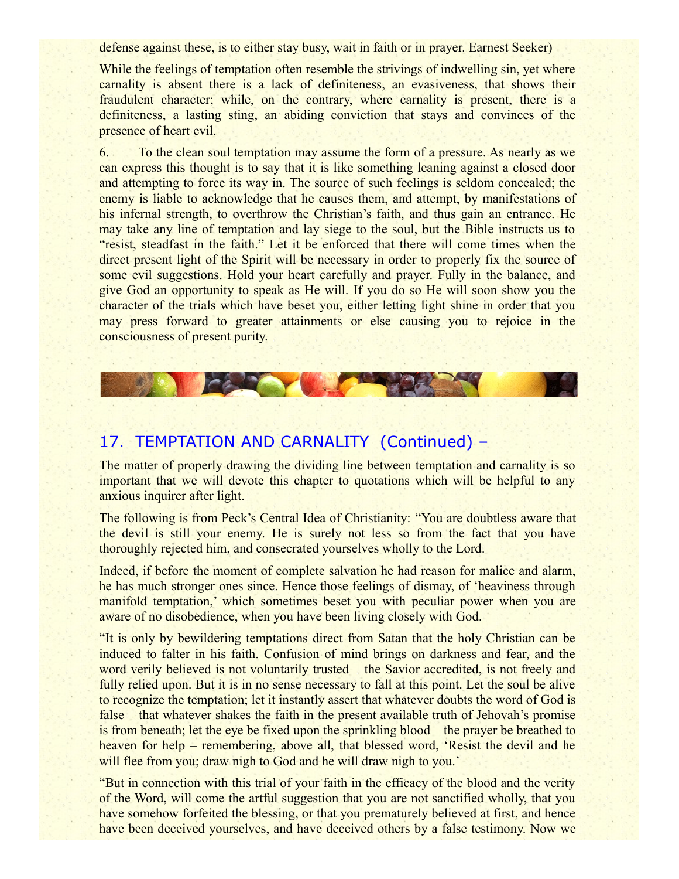defense against these, is to either stay busy, wait in faith or in prayer. Earnest Seeker)

While the feelings of temptation often resemble the strivings of indwelling sin, yet where carnality is absent there is a lack of definiteness, an evasiveness, that shows their fraudulent character; while, on the contrary, where carnality is present, there is a definiteness, a lasting sting, an abiding conviction that stays and convinces of the presence of heart evil.

6. To the clean soul temptation may assume the form of a pressure. As nearly as we can express this thought is to say that it is like something leaning against a closed door and attempting to force its way in. The source of such feelings is seldom concealed; the enemy is liable to acknowledge that he causes them, and attempt, by manifestations of his infernal strength, to overthrow the Christian's faith, and thus gain an entrance. He may take any line of temptation and lay siege to the soul, but the Bible instructs us to "resist, steadfast in the faith." Let it be enforced that there will come times when the direct present light of the Spirit will be necessary in order to properly fix the source of some evil suggestions. Hold your heart carefully and prayer. Fully in the balance, and give God an opportunity to speak as He will. If you do so He will soon show you the character of the trials which have beset you, either letting light shine in order that you may press forward to greater attainments or else causing you to rejoice in the consciousness of present purity.

## 17. TEMPTATION AND CARNALITY (Continued) –

The matter of properly drawing the dividing line between temptation and carnality is so important that we will devote this chapter to quotations which will be helpful to any anxious inquirer after light.

The following is from Peck's Central Idea of Christianity: "You are doubtless aware that the devil is still your enemy. He is surely not less so from the fact that you have thoroughly rejected him, and consecrated yourselves wholly to the Lord.

Indeed, if before the moment of complete salvation he had reason for malice and alarm, he has much stronger ones since. Hence those feelings of dismay, of 'heaviness through manifold temptation,' which sometimes beset you with peculiar power when you are aware of no disobedience, when you have been living closely with God.

"It is only by bewildering temptations direct from Satan that the holy Christian can be induced to falter in his faith. Confusion of mind brings on darkness and fear, and the word verily believed is not voluntarily trusted – the Savior accredited, is not freely and fully relied upon. But it is in no sense necessary to fall at this point. Let the soul be alive to recognize the temptation; let it instantly assert that whatever doubts the word of God is false – that whatever shakes the faith in the present available truth of Jehovah's promise is from beneath; let the eye be fixed upon the sprinkling blood – the prayer be breathed to heaven for help – remembering, above all, that blessed word, 'Resist the devil and he will flee from you; draw nigh to God and he will draw nigh to you.'

"But in connection with this trial of your faith in the efficacy of the blood and the verity of the Word, will come the artful suggestion that you are not sanctified wholly, that you have somehow forfeited the blessing, or that you prematurely believed at first, and hence have been deceived yourselves, and have deceived others by a false testimony. Now we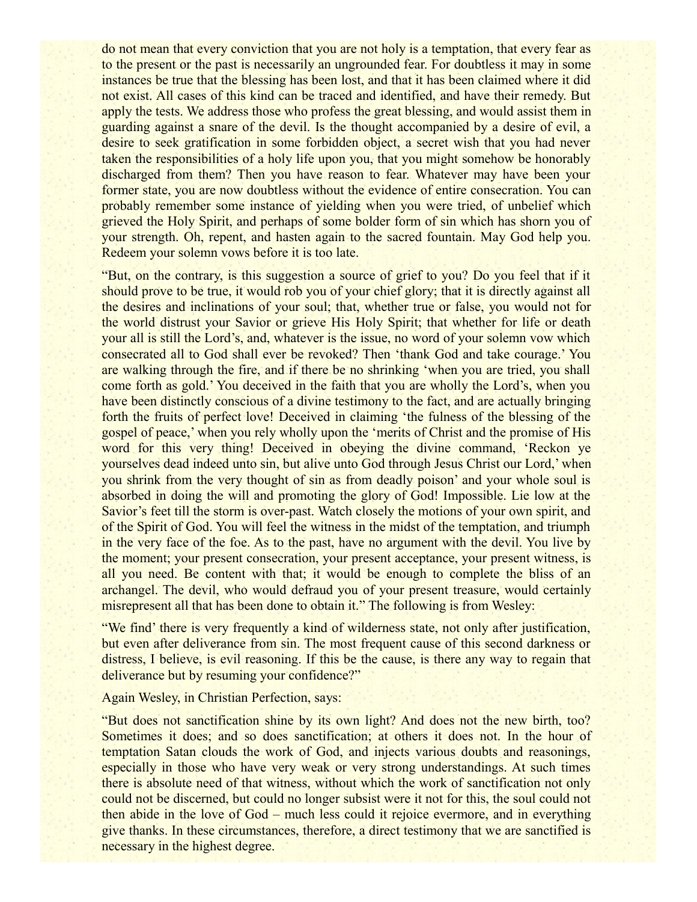do not mean that every conviction that you are not holy is a temptation, that every fear as to the present or the past is necessarily an ungrounded fear. For doubtless it may in some instances be true that the blessing has been lost, and that it has been claimed where it did not exist. All cases of this kind can be traced and identified, and have their remedy. But apply the tests. We address those who profess the great blessing, and would assist them in guarding against a snare of the devil. Is the thought accompanied by a desire of evil, a desire to seek gratification in some forbidden object, a secret wish that you had never taken the responsibilities of a holy life upon you, that you might somehow be honorably discharged from them? Then you have reason to fear. Whatever may have been your former state, you are now doubtless without the evidence of entire consecration. You can probably remember some instance of yielding when you were tried, of unbelief which grieved the Holy Spirit, and perhaps of some bolder form of sin which has shorn you of your strength. Oh, repent, and hasten again to the sacred fountain. May God help you. Redeem your solemn vows before it is too late.

"But, on the contrary, is this suggestion a source of grief to you? Do you feel that if it should prove to be true, it would rob you of your chief glory; that it is directly against all the desires and inclinations of your soul; that, whether true or false, you would not for the world distrust your Savior or grieve His Holy Spirit; that whether for life or death your all is still the Lord's, and, whatever is the issue, no word of your solemn vow which consecrated all to God shall ever be revoked? Then 'thank God and take courage.' You are walking through the fire, and if there be no shrinking 'when you are tried, you shall come forth as gold.' You deceived in the faith that you are wholly the Lord's, when you have been distinctly conscious of a divine testimony to the fact, and are actually bringing forth the fruits of perfect love! Deceived in claiming 'the fulness of the blessing of the gospel of peace,' when you rely wholly upon the 'merits of Christ and the promise of His word for this very thing! Deceived in obeying the divine command, 'Reckon ye yourselves dead indeed unto sin, but alive unto God through Jesus Christ our Lord,' when you shrink from the very thought of sin as from deadly poison' and your whole soul is absorbed in doing the will and promoting the glory of God! Impossible. Lie low at the Savior's feet till the storm is over-past. Watch closely the motions of your own spirit, and of the Spirit of God. You will feel the witness in the midst of the temptation, and triumph in the very face of the foe. As to the past, have no argument with the devil. You live by the moment; your present consecration, your present acceptance, your present witness, is all you need. Be content with that; it would be enough to complete the bliss of an archangel. The devil, who would defraud you of your present treasure, would certainly misrepresent all that has been done to obtain it." The following is from Wesley:

"We find' there is very frequently a kind of wilderness state, not only after justification, but even after deliverance from sin. The most frequent cause of this second darkness or distress, I believe, is evil reasoning. If this be the cause, is there any way to regain that deliverance but by resuming your confidence?"

Again Wesley, in Christian Perfection, says:

"But does not sanctification shine by its own light? And does not the new birth, too? Sometimes it does; and so does sanctification; at others it does not. In the hour of temptation Satan clouds the work of God, and injects various doubts and reasonings, especially in those who have very weak or very strong understandings. At such times there is absolute need of that witness, without which the work of sanctification not only could not be discerned, but could no longer subsist were it not for this, the soul could not then abide in the love of God – much less could it rejoice evermore, and in everything give thanks. In these circumstances, therefore, a direct testimony that we are sanctified is necessary in the highest degree.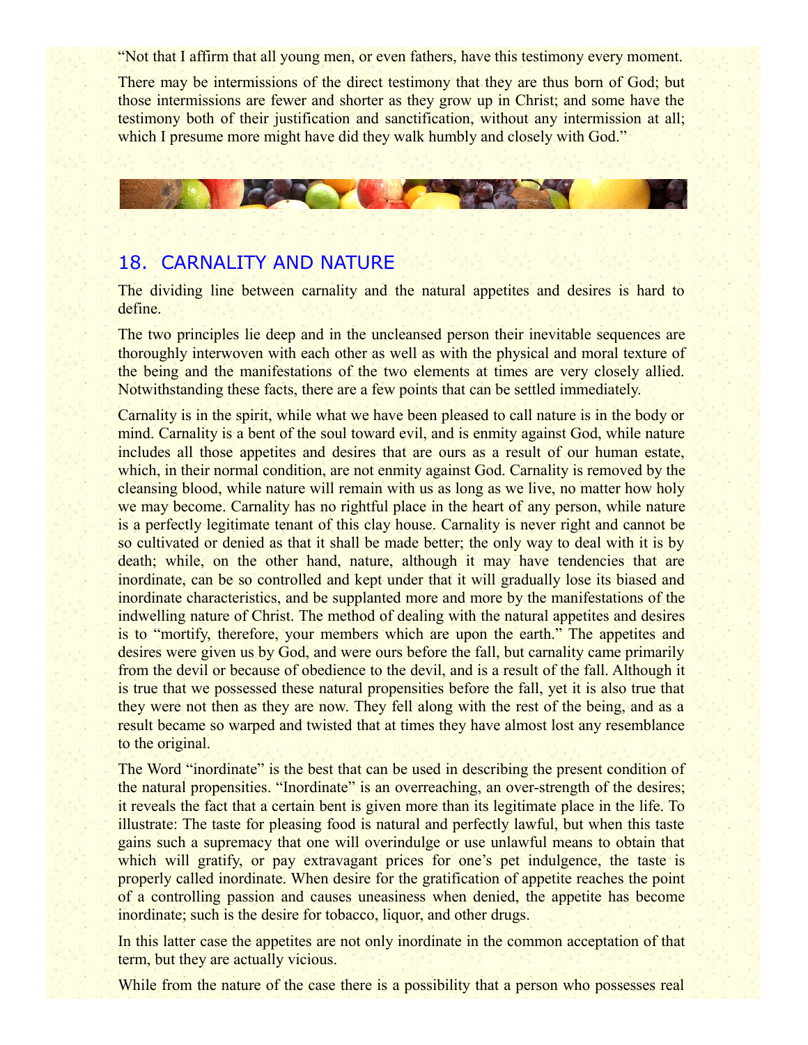"Not that I affirm that all young men, or even fathers, have this testimony every moment.

There may be intermissions of the direct testimony that they are thus born of God; but those intermissions are fewer and shorter as they grow up in Christ; and some have the testimony both of their justification and sanctification, without any intermission at all; which I presume more might have did they walk humbly and closely with God."

## 18. CARNALITY AND NATURE

The dividing line between carnality and the natural appetites and desires is hard to define.

The two principles lie deep and in the uncleansed person their inevitable sequences are thoroughly interwoven with each other as well as with the physical and moral texture of the being and the manifestations of the two elements at times are very closely allied. Notwithstanding these facts, there are a few points that can be settled immediately.

Carnality is in the spirit, while what we have been pleased to call nature is in the body or mind. Carnality is a bent of the soul toward evil, and is enmity against God, while nature includes all those appetites and desires that are ours as a result of our human estate, which, in their normal condition, are not enmity against God. Carnality is removed by the cleansing blood, while nature will remain with us as long as we live, no matter how holy we may become. Carnality has no rightful place in the heart of any person, while nature is a perfectly legitimate tenant of this clay house. Carnality is never right and cannot be so cultivated or denied as that it shall be made better; the only way to deal with it is by death; while, on the other hand, nature, although it may have tendencies that are inordinate, can be so controlled and kept under that it will gradually lose its biased and inordinate characteristics, and be supplanted more and more by the manifestations of the indwelling nature of Christ. The method of dealing with the natural appetites and desires is to "mortify, therefore, your members which are upon the earth." The appetites and desires were given us by God, and were ours before the fall, but carnality came primarily from the devil or because of obedience to the devil, and is a result of the fall. Although it is true that we possessed these natural propensities before the fall, yet it is also true that they were not then as they are now. They fell along with the rest of the being, and as a result became so warped and twisted that at times they have almost lost any resemblance to the original.

The Word "inordinate" is the best that can be used in describing the present condition of the natural propensities. "Inordinate" is an overreaching, an over-strength of the desires; it reveals the fact that a certain bent is given more than its legitimate place in the life. To illustrate: The taste for pleasing food is natural and perfectly lawful, but when this taste gains such a supremacy that one will overindulge or use unlawful means to obtain that which will gratify, or pay extravagant prices for one's pet indulgence, the taste is properly called inordinate. When desire for the gratification of appetite reaches the point of a controlling passion and causes uneasiness when denied, the appetite has become inordinate; such is the desire for tobacco, liquor, and other drugs.

In this latter case the appetites are not only inordinate in the common acceptation of that term, but they are actually vicious.

While from the nature of the case there is a possibility that a person who possesses real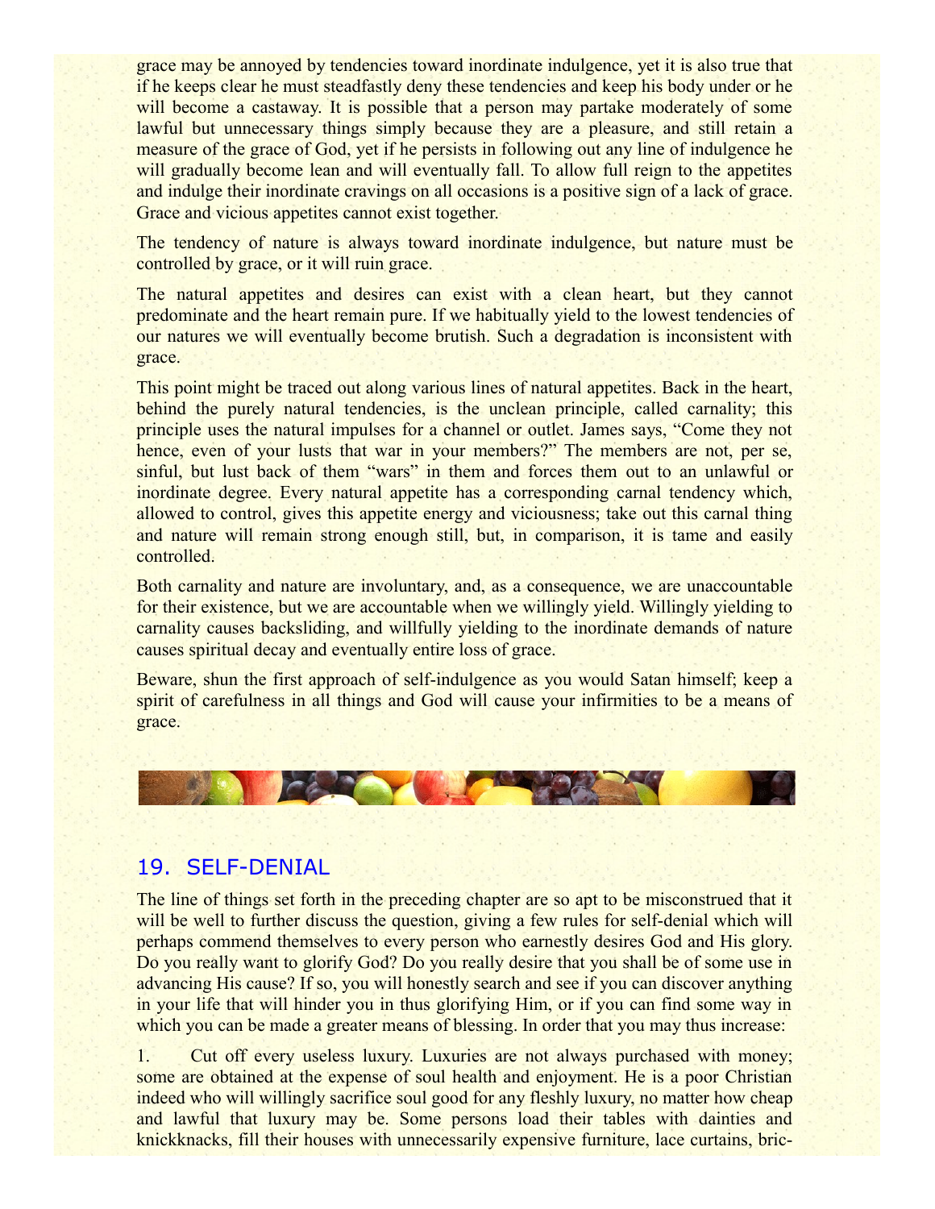grace may be annoyed by tendencies toward inordinate indulgence, yet it is also true that if he keeps clear he must steadfastly deny these tendencies and keep his body under or he will become a castaway. It is possible that a person may partake moderately of some lawful but unnecessary things simply because they are a pleasure, and still retain a measure of the grace of God, yet if he persists in following out any line of indulgence he will gradually become lean and will eventually fall. To allow full reign to the appetites and indulge their inordinate cravings on all occasions is a positive sign of a lack of grace. Grace and vicious appetites cannot exist together.

The tendency of nature is always toward inordinate indulgence, but nature must be controlled by grace, or it will ruin grace.

The natural appetites and desires can exist with a clean heart, but they cannot predominate and the heart remain pure. If we habitually yield to the lowest tendencies of our natures we will eventually become brutish. Such a degradation is inconsistent with grace.

This point might be traced out along various lines of natural appetites. Back in the heart, behind the purely natural tendencies, is the unclean principle, called carnality; this principle uses the natural impulses for a channel or outlet. James says, "Come they not hence, even of your lusts that war in your members?" The members are not, per se, sinful, but lust back of them "wars" in them and forces them out to an unlawful or inordinate degree. Every natural appetite has a corresponding carnal tendency which, allowed to control, gives this appetite energy and viciousness; take out this carnal thing and nature will remain strong enough still, but, in comparison, it is tame and easily controlled.

Both carnality and nature are involuntary, and, as a consequence, we are unaccountable for their existence, but we are accountable when we willingly yield. Willingly yielding to carnality causes backsliding, and willfully yielding to the inordinate demands of nature causes spiritual decay and eventually entire loss of grace.

Beware, shun the first approach of self-indulgence as you would Satan himself; keep a spirit of carefulness in all things and God will cause your infirmities to be a means of grace.

## 19. SELF-DENIAL

The line of things set forth in the preceding chapter are so apt to be misconstrued that it will be well to further discuss the question, giving a few rules for self-denial which will perhaps commend themselves to every person who earnestly desires God and His glory. Do you really want to glorify God? Do you really desire that you shall be of some use in advancing His cause? If so, you will honestly search and see if you can discover anything in your life that will hinder you in thus glorifying Him, or if you can find some way in which you can be made a greater means of blessing. In order that you may thus increase:

1. Cut off every useless luxury. Luxuries are not always purchased with money; some are obtained at the expense of soul health and enjoyment. He is a poor Christian indeed who will willingly sacrifice soul good for any fleshly luxury, no matter how cheap and lawful that luxury may be. Some persons load their tables with dainties and knickknacks, fill their houses with unnecessarily expensive furniture, lace curtains, bric-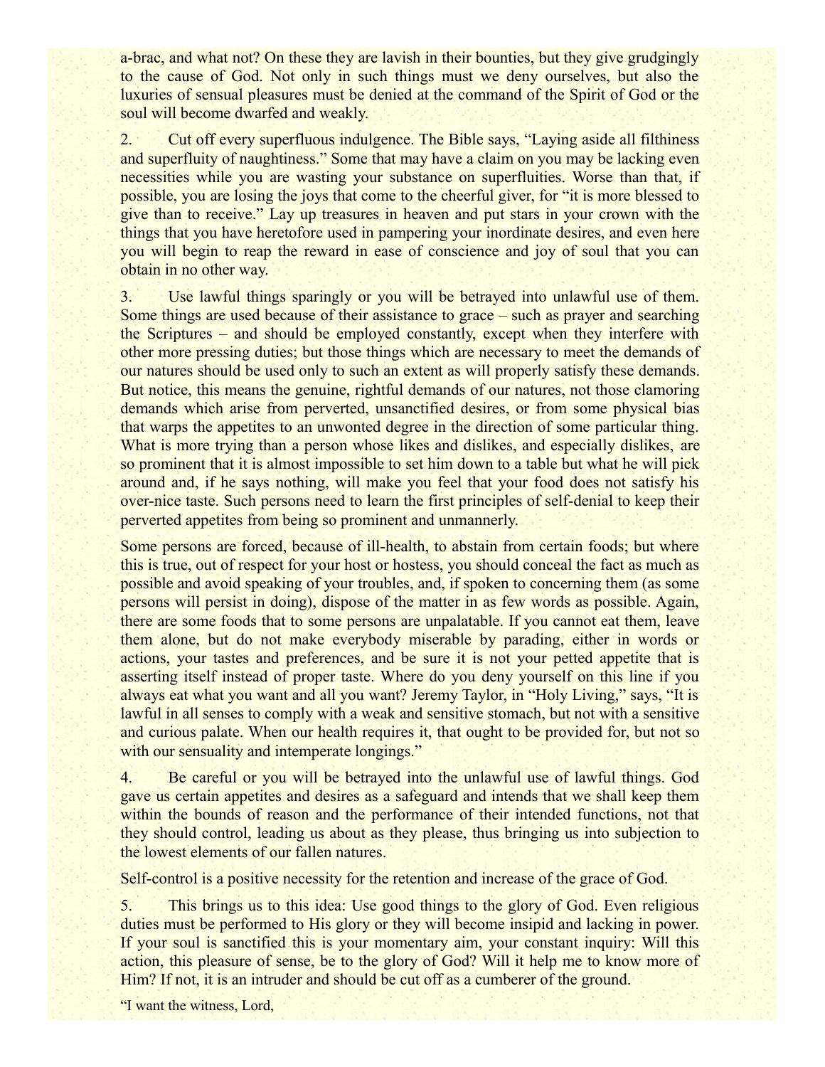a-brac, and what not? On these they are lavish in their bounties, but they give grudgingly to the cause of God. Not only in such things must we deny ourselves, but also the luxuries of sensual pleasures must be denied at the command of the Spirit of God or the soul will become dwarfed and weakly.

2. Cut off every superfluous indulgence. The Bible says, "Laying aside all filthiness and superfluity of naughtiness." Some that may have a claim on you may be lacking even necessities while you are wasting your substance on superfluities. Worse than that, if possible, you are losing the joys that come to the cheerful giver, for "it is more blessed to give than to receive." Lay up treasures in heaven and put stars in your crown with the things that you have heretofore used in pampering your inordinate desires, and even here you will begin to reap the reward in ease of conscience and joy of soul that you can obtain in no other way.

3. Use lawful things sparingly or you will be betrayed into unlawful use of them. Some things are used because of their assistance to grace – such as prayer and searching the Scriptures – and should be employed constantly, except when they interfere with other more pressing duties; but those things which are necessary to meet the demands of our natures should be used only to such an extent as will properly satisfy these demands. But notice, this means the genuine, rightful demands of our natures, not those clamoring demands which arise from perverted, unsanctified desires, or from some physical bias that warps the appetites to an unwonted degree in the direction of some particular thing. What is more trying than a person whose likes and dislikes, and especially dislikes, are so prominent that it is almost impossible to set him down to a table but what he will pick around and, if he says nothing, will make you feel that your food does not satisfy his over-nice taste. Such persons need to learn the first principles of self-denial to keep their perverted appetites from being so prominent and unmannerly.

Some persons are forced, because of ill-health, to abstain from certain foods; but where this is true, out of respect for your host or hostess, you should conceal the fact as much as possible and avoid speaking of your troubles, and, if spoken to concerning them (as some persons will persist in doing), dispose of the matter in as few words as possible. Again, there are some foods that to some persons are unpalatable. If you cannot eat them, leave them alone, but do not make everybody miserable by parading, either in words or actions, your tastes and preferences, and be sure it is not your petted appetite that is asserting itself instead of proper taste. Where do you deny yourself on this line if you always eat what you want and all you want? Jeremy Taylor, in "Holy Living," says, "It is lawful in all senses to comply with a weak and sensitive stomach, but not with a sensitive and curious palate. When our health requires it, that ought to be provided for, but not so with our sensuality and intemperate longings."

4. Be careful or you will be betrayed into the unlawful use of lawful things. God gave us certain appetites and desires as a safeguard and intends that we shall keep them within the bounds of reason and the performance of their intended functions, not that they should control, leading us about as they please, thus bringing us into subjection to the lowest elements of our fallen natures.

Self-control is a positive necessity for the retention and increase of the grace of God.

5. This brings us to this idea: Use good things to the glory of God. Even religious duties must be performed to His glory or they will become insipid and lacking in power. If your soul is sanctified this is your momentary aim, your constant inquiry: Will this action, this pleasure of sense, be to the glory of God? Will it help me to know more of Him? If not, it is an intruder and should be cut off as a cumberer of the ground.

"I want the witness, Lord,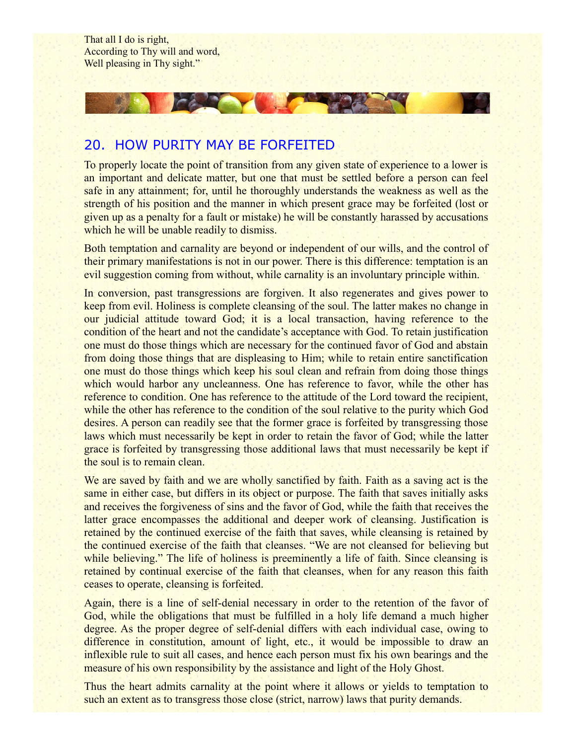That all I do is right,  
According to Thy will and word,  
Well pleasing in Thy sight."

## 20. HOW PURITY MAY BE FORFEITED

To properly locate the point of transition from any given state of experience to a lower is an important and delicate matter, but one that must be settled before a person can feel safe in any attainment; for, until he thoroughly understands the weakness as well as the strength of his position and the manner in which present grace may be forfeited (lost or given up as a penalty for a fault or mistake) he will be constantly harassed by accusations which he will be unable readily to dismiss.

Both temptation and carnality are beyond or independent of our wills, and the control of their primary manifestations is not in our power. There is this difference: temptation is an evil suggestion coming from without, while carnality is an involuntary principle within.

In conversion, past transgressions are forgiven. It also regenerates and gives power to keep from evil. Holiness is complete cleansing of the soul. The latter makes no change in our judicial attitude toward God; it is a local transaction, having reference to the condition of the heart and not the candidate's acceptance with God. To retain justification one must do those things which are necessary for the continued favor of God and abstain from doing those things that are displeasing to Him; while to retain entire sanctification one must do those things which keep his soul clean and refrain from doing those things which would harbor any uncleanness. One has reference to favor, while the other has reference to condition. One has reference to the attitude of the Lord toward the recipient, while the other has reference to the condition of the soul relative to the purity which God desires. A person can readily see that the former grace is forfeited by transgressing those laws which must necessarily be kept in order to retain the favor of God; while the latter grace is forfeited by transgressing those additional laws that must necessarily be kept if the soul is to remain clean.

We are saved by faith and we are wholly sanctified by faith. Faith as a saving act is the same in either case, but differs in its object or purpose. The faith that saves initially asks and receives the forgiveness of sins and the favor of God, while the faith that receives the latter grace encompasses the additional and deeper work of cleansing. Justification is retained by the continued exercise of the faith that saves, while cleansing is retained by the continued exercise of the faith that cleanses. "We are not cleansed for believing but while believing." The life of holiness is preeminently a life of faith. Since cleansing is retained by continual exercise of the faith that cleanses, when for any reason this faith ceases to operate, cleansing is forfeited.

Again, there is a line of self-denial necessary in order to the retention of the favor of God, while the obligations that must be fulfilled in a holy life demand a much higher degree. As the proper degree of self-denial differs with each individual case, owing to difference in constitution, amount of light, etc., it would be impossible to draw an inflexible rule to suit all cases, and hence each person must fix his own bearings and the measure of his own responsibility by the assistance and light of the Holy Ghost.

Thus the heart admits carnality at the point where it allows or yields to temptation to such an extent as to transgress those close (strict, narrow) laws that purity demands.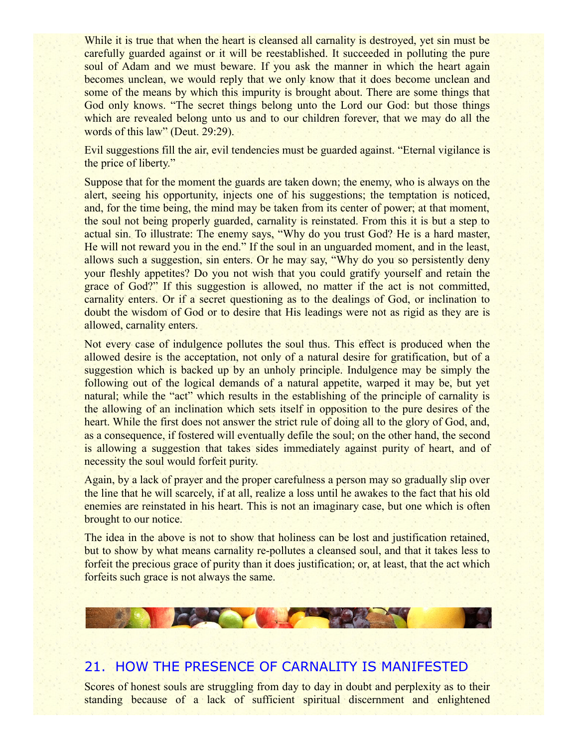While it is true that when the heart is cleansed all carnality is destroyed, yet sin must be carefully guarded against or it will be reestablished. It succeeded in polluting the pure soul of Adam and we must beware. If you ask the manner in which the heart again becomes unclean, we would reply that we only know that it does become unclean and some of the means by which this impurity is brought about. There are some things that God only knows. “The secret things belong unto the Lord our God: but those things which are revealed belong unto us and to our children forever, that we may do all the words of this law” (Deut. 29:29).

Evil suggestions fill the air, evil tendencies must be guarded against. “Eternal vigilance is the price of liberty.”

Suppose that for the moment the guards are taken down; the enemy, who is always on the alert, seeing his opportunity, injects one of his suggestions; the temptation is noticed, and, for the time being, the mind may be taken from its center of power; at that moment, the soul not being properly guarded, carnality is reinstated. From this it is but a step to actual sin. To illustrate: The enemy says, “Why do you trust God? He is a hard master, He will not reward you in the end.” If the soul in an unguarded moment, and in the least, allows such a suggestion, sin enters. Or he may say, “Why do you so persistently deny your fleshly appetites? Do you not wish that you could gratify yourself and retain the grace of God?” If this suggestion is allowed, no matter if the act is not committed, carnality enters. Or if a secret questioning as to the dealings of God, or inclination to doubt the wisdom of God or to desire that His leadings were not as rigid as they are is allowed, carnality enters.

Not every case of indulgence pollutes the soul thus. This effect is produced when the allowed desire is the acceptation, not only of a natural desire for gratification, but of a suggestion which is backed up by an unholy principle. Indulgence may be simply the following out of the logical demands of a natural appetite, warped it may be, but yet natural; while the “act” which results in the establishing of the principle of carnality is the allowing of an inclination which sets itself in opposition to the pure desires of the heart. While the first does not answer the strict rule of doing all to the glory of God, and, as a consequence, if fostered will eventually defile the soul; on the other hand, the second is allowing a suggestion that takes sides immediately against purity of heart, and of necessity the soul would forfeit purity.

Again, by a lack of prayer and the proper carefulness a person may so gradually slip over the line that he will scarcely, if at all, realize a loss until he awakes to the fact that his old enemies are reinstated in his heart. This is not an imaginary case, but one which is often brought to our notice.

The idea in the above is not to show that holiness can be lost and justification retained, but to show by what means carnality re-pollutes a cleansed soul, and that it takes less to forfeit the precious grace of purity than it does justification; or, at least, that the act which forfeits such grace is not always the same.

## 21. HOW THE PRESENCE OF CARNALITY IS MANIFESTED

Scores of honest souls are struggling from day to day in doubt and perplexity as to their standing because of a lack of sufficient spiritual discernment and enlightened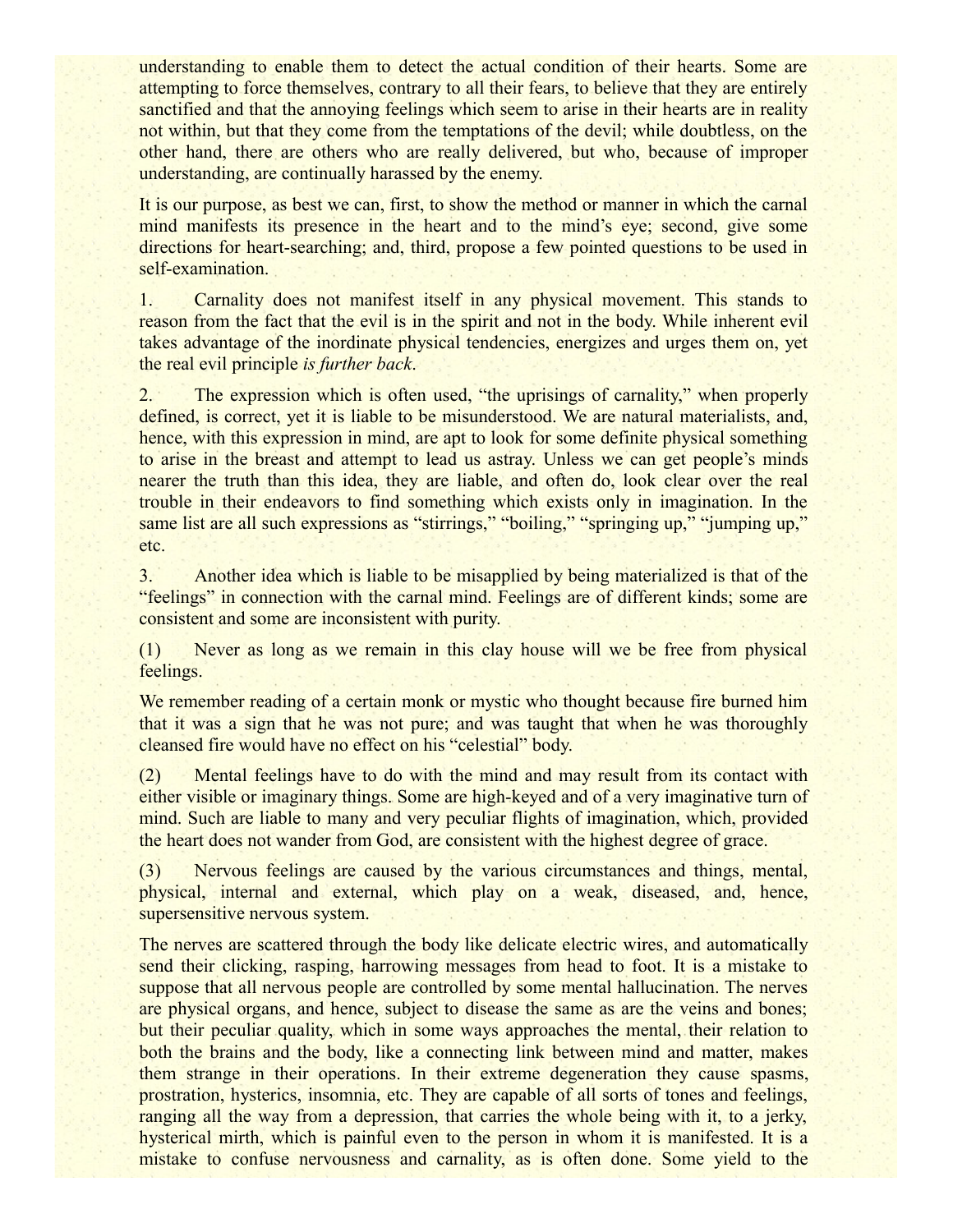understanding to enable them to detect the actual condition of their hearts. Some are attempting to force themselves, contrary to all their fears, to believe that they are entirely sanctified and that the annoying feelings which seem to arise in their hearts are in reality not within, but that they come from the temptations of the devil; while doubtless, on the other hand, there are others who are really delivered, but who, because of improper understanding, are continually harassed by the enemy.

It is our purpose, as best we can, first, to show the method or manner in which the carnal mind manifests its presence in the heart and to the mind's eye; second, give some directions for heart-searching; and, third, propose a few pointed questions to be used in self-examination.

1. Carnality does not manifest itself in any physical movement. This stands to reason from the fact that the evil is in the spirit and not in the body. While inherent evil takes advantage of the inordinate physical tendencies, energizes and urges them on, yet the real evil principle *is further back*.

2. The expression which is often used, "the uprisings of carnality," when properly defined, is correct, yet it is liable to be misunderstood. We are natural materialists, and, hence, with this expression in mind, are apt to look for some definite physical something to arise in the breast and attempt to lead us astray. Unless we can get people's minds nearer the truth than this idea, they are liable, and often do, look clear over the real trouble in their endeavors to find something which exists only in imagination. In the same list are all such expressions as "stirrings," "boiling," "springing up," "jumping up," etc.

3. Another idea which is liable to be misapplied by being materialized is that of the "feelings" in connection with the carnal mind. Feelings are of different kinds; some are consistent and some are inconsistent with purity.

(1) Never as long as we remain in this clay house will we be free from physical feelings.

We remember reading of a certain monk or mystic who thought because fire burned him that it was a sign that he was not pure; and was taught that when he was thoroughly cleansed fire would have no effect on his "celestial" body.

(2) Mental feelings have to do with the mind and may result from its contact with either visible or imaginary things. Some are high-keyed and of a very imaginative turn of mind. Such are liable to many and very peculiar flights of imagination, which, provided the heart does not wander from God, are consistent with the highest degree of grace.

(3) Nervous feelings are caused by the various circumstances and things, mental, physical, internal and external, which play on a weak, diseased, and, hence, supersensitive nervous system.

The nerves are scattered through the body like delicate electric wires, and automatically send their clicking, rasping, harrowing messages from head to foot. It is a mistake to suppose that all nervous people are controlled by some mental hallucination. The nerves are physical organs, and hence, subject to disease the same as are the veins and bones; but their peculiar quality, which in some ways approaches the mental, their relation to both the brains and the body, like a connecting link between mind and matter, makes them strange in their operations. In their extreme degeneration they cause spasms, prostration, hysterics, insomnia, etc. They are capable of all sorts of tones and feelings, ranging all the way from a depression, that carries the whole being with it, to a jerky, hysterical mirth, which is painful even to the person in whom it is manifested. It is a mistake to confuse nervousness and carnality, as is often done. Some yield to the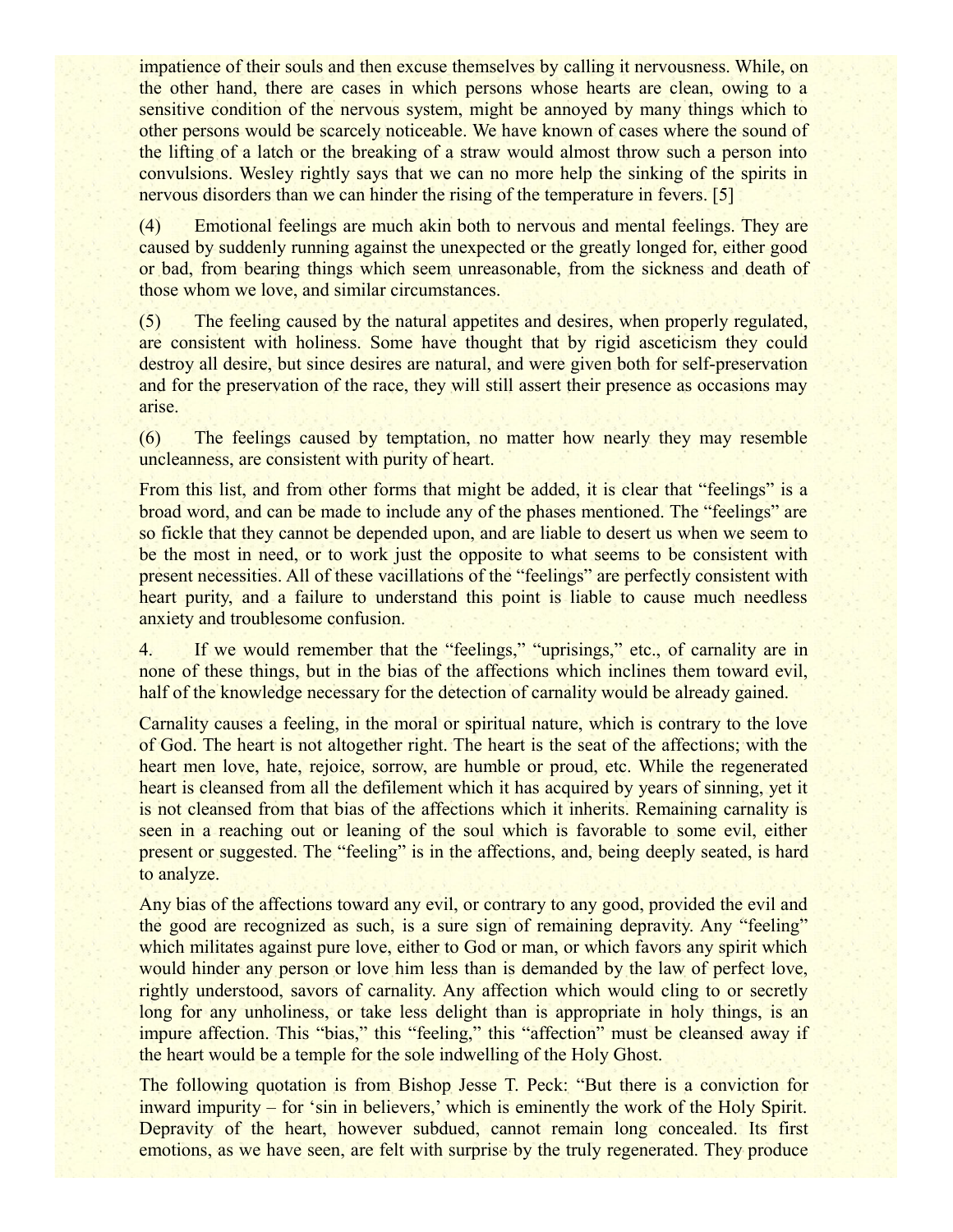impatience of their souls and then excuse themselves by calling it nervousness. While, on the other hand, there are cases in which persons whose hearts are clean, owing to a sensitive condition of the nervous system, might be annoyed by many things which to other persons would be scarcely noticeable. We have known of cases where the sound of the lifting of a latch or the breaking of a straw would almost throw such a person into convulsions. Wesley rightly says that we can no more help the sinking of the spirits in nervous disorders than we can hinder the rising of the temperature in fevers. [5]

(4) Emotional feelings are much akin both to nervous and mental feelings. They are caused by suddenly running against the unexpected or the greatly longed for, either good or bad, from bearing things which seem unreasonable, from the sickness and death of those whom we love, and similar circumstances.

(5) The feeling caused by the natural appetites and desires, when properly regulated, are consistent with holiness. Some have thought that by rigid asceticism they could destroy all desire, but since desires are natural, and were given both for self-preservation and for the preservation of the race, they will still assert their presence as occasions may arise.

(6) The feelings caused by temptation, no matter how nearly they may resemble uncleanness, are consistent with purity of heart.

From this list, and from other forms that might be added, it is clear that "feelings" is a broad word, and can be made to include any of the phases mentioned. The "feelings" are so fickle that they cannot be depended upon, and are liable to desert us when we seem to be the most in need, or to work just the opposite to what seems to be consistent with present necessities. All of these vacillations of the "feelings" are perfectly consistent with heart purity, and a failure to understand this point is liable to cause much needless anxiety and troublesome confusion.

4. If we would remember that the "feelings," "uprisings," etc., of carnality are in none of these things, but in the bias of the affections which inclines them toward evil, half of the knowledge necessary for the detection of carnality would be already gained.

Carnality causes a feeling, in the moral or spiritual nature, which is contrary to the love of God. The heart is not altogether right. The heart is the seat of the affections; with the heart men love, hate, rejoice, sorrow, are humble or proud, etc. While the regenerated heart is cleansed from all the defilement which it has acquired by years of sinning, yet it is not cleansed from that bias of the affections which it inherits. Remaining carnality is seen in a reaching out or leaning of the soul which is favorable to some evil, either present or suggested. The "feeling" is in the affections, and, being deeply seated, is hard to analyze.

Any bias of the affections toward any evil, or contrary to any good, provided the evil and the good are recognized as such, is a sure sign of remaining depravity. Any "feeling" which militates against pure love, either to God or man, or which favors any spirit which would hinder any person or love him less than is demanded by the law of perfect love, rightly understood, savors of carnality. Any affection which would cling to or secretly long for any unholiness, or take less delight than is appropriate in holy things, is an impure affection. This "bias," this "feeling," this "affection" must be cleansed away if the heart would be a temple for the sole indwelling of the Holy Ghost.

The following quotation is from Bishop Jesse T. Peck: "But there is a conviction for inward impurity – for 'sin in believers,' which is eminently the work of the Holy Spirit. Depravity of the heart, however subdued, cannot remain long concealed. Its first emotions, as we have seen, are felt with surprise by the truly regenerated. They produce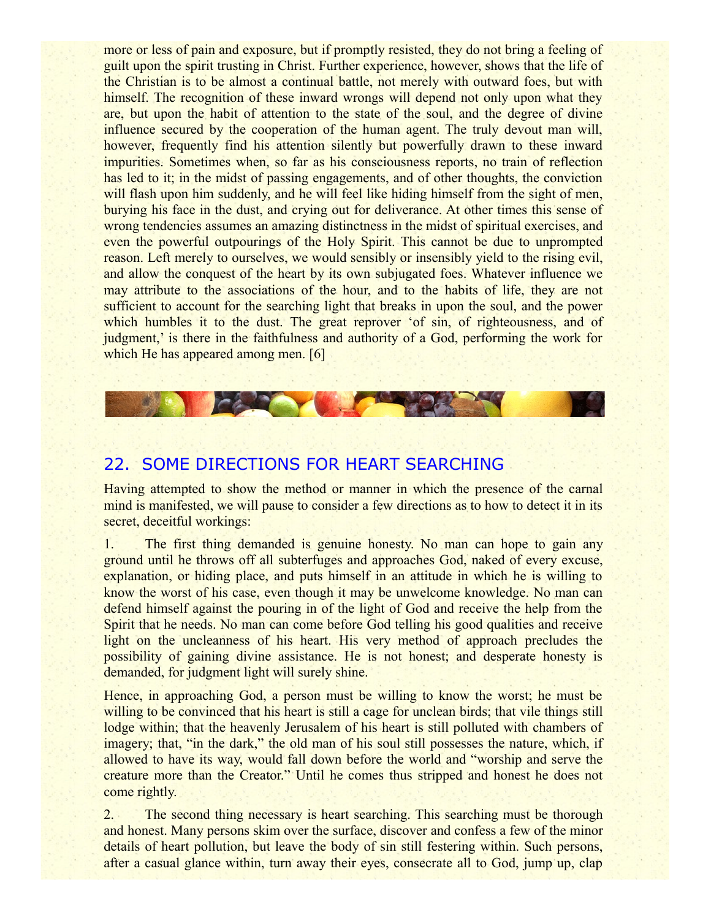more or less of pain and exposure, but if promptly resisted, they do not bring a feeling of guilt upon the spirit trusting in Christ. Further experience, however, shows that the life of the Christian is to be almost a continual battle, not merely with outward foes, but with himself. The recognition of these inward wrongs will depend not only upon what they are, but upon the habit of attention to the state of the soul, and the degree of divine influence secured by the cooperation of the human agent. The truly devout man will, however, frequently find his attention silently but powerfully drawn to these inward impurities. Sometimes when, so far as his consciousness reports, no train of reflection has led to it; in the midst of passing engagements, and of other thoughts, the conviction will flash upon him suddenly, and he will feel like hiding himself from the sight of men, burying his face in the dust, and crying out for deliverance. At other times this sense of wrong tendencies assumes an amazing distinctness in the midst of spiritual exercises, and even the powerful outpourings of the Holy Spirit. This cannot be due to unprompted reason. Left merely to ourselves, we would sensibly or insensibly yield to the rising evil, and allow the conquest of the heart by its own subjugated foes. Whatever influence we may attribute to the associations of the hour, and to the habits of life, they are not sufficient to account for the searching light that breaks in upon the soul, and the power which humbles it to the dust. The great reprover 'of sin, of righteousness, and of judgment,' is there in the faithfulness and authority of a God, performing the work for which He has appeared among men. [6]

## 22. SOME DIRECTIONS FOR HEART SEARCHING

Having attempted to show the method or manner in which the presence of the carnal mind is manifested, we will pause to consider a few directions as to how to detect it in its secret, deceitful workings:

1. The first thing demanded is genuine honesty. No man can hope to gain any ground until he throws off all subterfuges and approaches God, naked of every excuse, explanation, or hiding place, and puts himself in an attitude in which he is willing to know the worst of his case, even though it may be unwelcome knowledge. No man can defend himself against the pouring in of the light of God and receive the help from the Spirit that he needs. No man can come before God telling his good qualities and receive light on the uncleanness of his heart. His very method of approach precludes the possibility of gaining divine assistance. He is not honest; and desperate honesty is demanded, for judgment light will surely shine.

Hence, in approaching God, a person must be willing to know the worst; he must be willing to be convinced that his heart is still a cage for unclean birds; that vile things still lodge within; that the heavenly Jerusalem of his heart is still polluted with chambers of imagery; that, "in the dark," the old man of his soul still possesses the nature, which, if allowed to have its way, would fall down before the world and "worship and serve the creature more than the Creator." Until he comes thus stripped and honest he does not come rightly.

2. The second thing necessary is heart searching. This searching must be thorough and honest. Many persons skim over the surface, discover and confess a few of the minor details of heart pollution, but leave the body of sin still festering within. Such persons, after a casual glance within, turn away their eyes, consecrate all to God, jump up, clap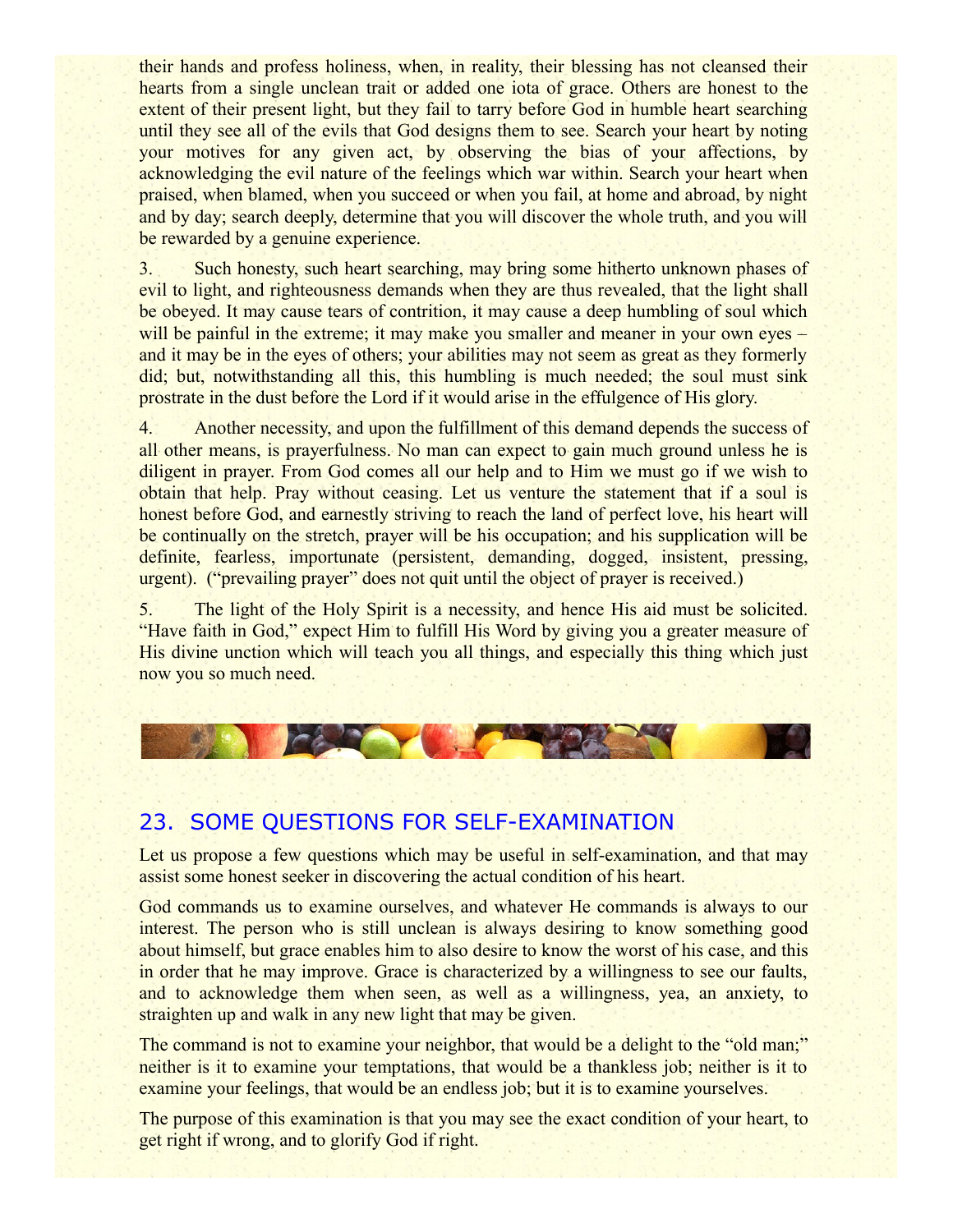their hands and profess holiness, when, in reality, their blessing has not cleansed their hearts from a single unclean trait or added one iota of grace. Others are honest to the extent of their present light, but they fail to tarry before God in humble heart searching until they see all of the evils that God designs them to see. Search your heart by noting your motives for any given act, by observing the bias of your affections, by acknowledging the evil nature of the feelings which war within. Search your heart when praised, when blamed, when you succeed or when you fail, at home and abroad, by night and by day; search deeply, determine that you will discover the whole truth, and you will be rewarded by a genuine experience.

3. Such honesty, such heart searching, may bring some hitherto unknown phases of evil to light, and righteousness demands when they are thus revealed, that the light shall be obeyed. It may cause tears of contrition, it may cause a deep humbling of soul which will be painful in the extreme; it may make you smaller and meaner in your own eyes – and it may be in the eyes of others; your abilities may not seem as great as they formerly did; but, notwithstanding all this, this humbling is much needed; the soul must sink prostrate in the dust before the Lord if it would arise in the effulgence of His glory.

4. Another necessity, and upon the fulfillment of this demand depends the success of all other means, is prayerfulness. No man can expect to gain much ground unless he is diligent in prayer. From God comes all our help and to Him we must go if we wish to obtain that help. Pray without ceasing. Let us venture the statement that if a soul is honest before God, and earnestly striving to reach the land of perfect love, his heart will be continually on the stretch, prayer will be his occupation; and his supplication will be definite, fearless, importunate (persistent, demanding, dogged, insistent, pressing, urgent). ("prevailing prayer" does not quit until the object of prayer is received.)

5. The light of the Holy Spirit is a necessity, and hence His aid must be solicited. "Have faith in God," expect Him to fulfill His Word by giving you a greater measure of His divine unction which will teach you all things, and especially this thing which just now you so much need.

## 23. SOME QUESTIONS FOR SELF-EXAMINATION

Let us propose a few questions which may be useful in self-examination, and that may assist some honest seeker in discovering the actual condition of his heart.

God commands us to examine ourselves, and whatever He commands is always to our interest. The person who is still unclean is always desiring to know something good about himself, but grace enables him to also desire to know the worst of his case, and this in order that he may improve. Grace is characterized by a willingness to see our faults, and to acknowledge them when seen, as well as a willingness, yea, an anxiety, to straighten up and walk in any new light that may be given.

The command is not to examine your neighbor, that would be a delight to the "old man;" neither is it to examine your temptations, that would be a thankless job; neither is it to examine your feelings, that would be an endless job; but it is to examine yourselves.

The purpose of this examination is that you may see the exact condition of your heart, to get right if wrong, and to glorify God if right.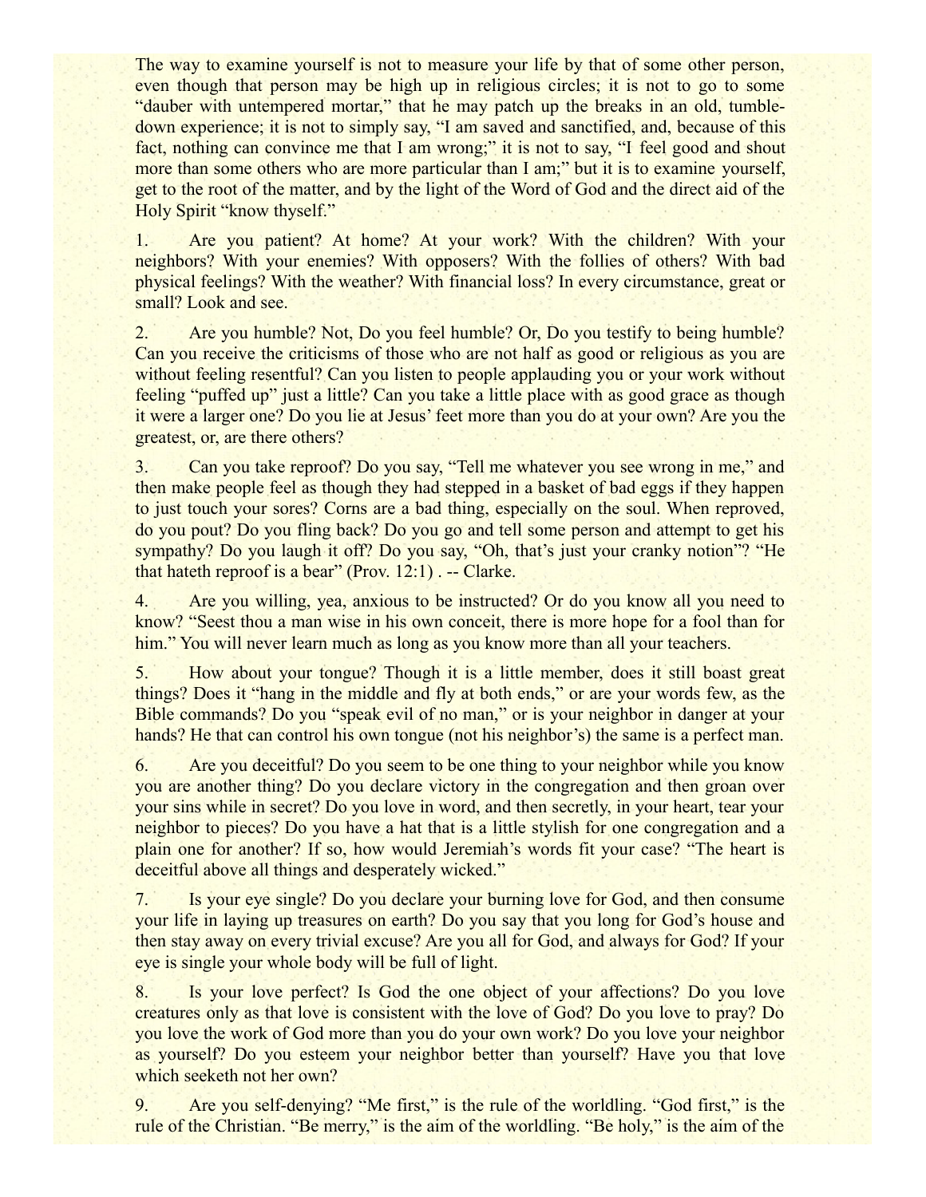The way to examine yourself is not to measure your life by that of some other person, even though that person may be high up in religious circles; it is not to go to some "dauber with untempered mortar," that he may patch up the breaks in an old, tumble-down experience; it is not to simply say, "I am saved and sanctified, and, because of this fact, nothing can convince me that I am wrong;" it is not to say, "I feel good and shout more than some others who are more particular than I am;" but it is to examine yourself, get to the root of the matter, and by the light of the Word of God and the direct aid of the Holy Spirit "know thyself."

1. Are you patient? At home? At your work? With the children? With your neighbors? With your enemies? With opposers? With the follies of others? With bad physical feelings? With the weather? With financial loss? In every circumstance, great or small? Look and see.

2. Are you humble? Not, Do you feel humble? Or, Do you testify to being humble? Can you receive the criticisms of those who are not half as good or religious as you are without feeling resentful? Can you listen to people applauding you or your work without feeling "puffed up" just a little? Can you take a little place with as good grace as though it were a larger one? Do you lie at Jesus' feet more than you do at your own? Are you the greatest, or, are there others?

3. Can you take reproof? Do you say, "Tell me whatever you see wrong in me," and then make people feel as though they had stepped in a basket of bad eggs if they happen to just touch your sores? Corns are a bad thing, especially on the soul. When reproved, do you pout? Do you fling back? Do you go and tell some person and attempt to get his sympathy? Do you laugh it off? Do you say, "Oh, that's just your cranky notion"? "He that hateth reproof is a bear" (Prov. 12:1) . -- Clarke.

4. Are you willing, yea, anxious to be instructed? Or do you know all you need to know? "Seest thou a man wise in his own conceit, there is more hope for a fool than for him." You will never learn much as long as you know more than all your teachers.

5. How about your tongue? Though it is a little member, does it still boast great things? Does it "hang in the middle and fly at both ends," or are your words few, as the Bible commands? Do you "speak evil of no man," or is your neighbor in danger at your hands? He that can control his own tongue (not his neighbor's) the same is a perfect man.

6. Are you deceitful? Do you seem to be one thing to your neighbor while you know you are another thing? Do you declare victory in the congregation and then groan over your sins while in secret? Do you love in word, and then secretly, in your heart, tear your neighbor to pieces? Do you have a hat that is a little stylish for one congregation and a plain one for another? If so, how would Jeremiah's words fit your case? "The heart is deceitful above all things and desperately wicked."

7. Is your eye single? Do you declare your burning love for God, and then consume your life in laying up treasures on earth? Do you say that you long for God's house and then stay away on every trivial excuse? Are you all for God, and always for God? If your eye is single your whole body will be full of light.

8. Is your love perfect? Is God the one object of your affections? Do you love creatures only as that love is consistent with the love of God? Do you love to pray? Do you love the work of God more than you do your own work? Do you love your neighbor as yourself? Do you esteem your neighbor better than yourself? Have you that love which seeketh not her own?

9. Are you self-denying? "Me first," is the rule of the worldling. "God first," is the rule of the Christian. "Be merry," is the aim of the worldling. "Be holy," is the aim of the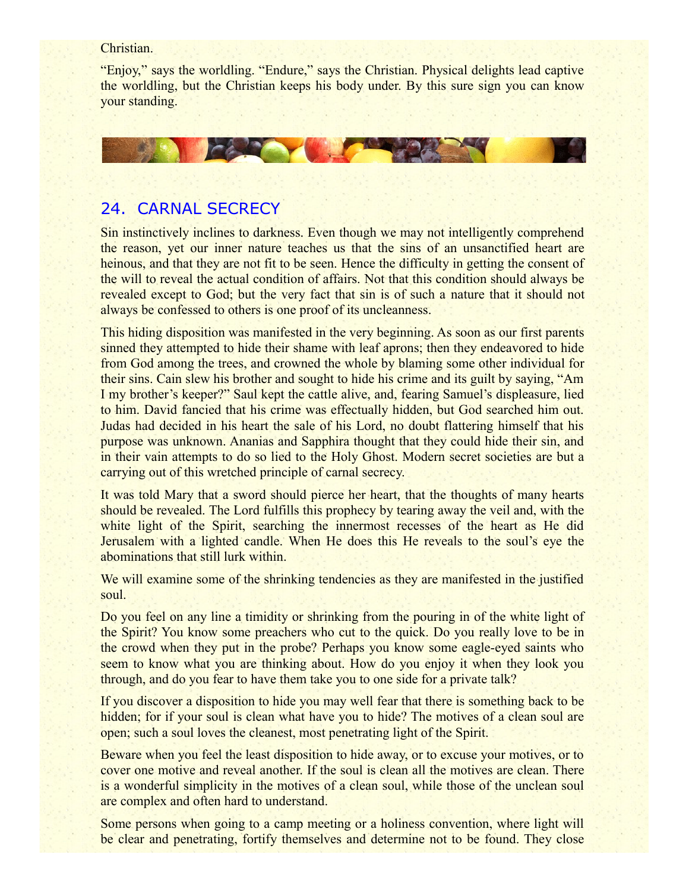Christian.

“Enjoy,” says the worldling. “Endure,” says the Christian. Physical delights lead captive the worldling, but the Christian keeps his body under. By this sure sign you can know your standing.

## 24. CARNAL SECRECY

Sin instinctively inclines to darkness. Even though we may not intelligently comprehend the reason, yet our inner nature teaches us that the sins of an unsanctified heart are heinous, and that they are not fit to be seen. Hence the difficulty in getting the consent of the will to reveal the actual condition of affairs. Not that this condition should always be revealed except to God; but the very fact that sin is of such a nature that it should not always be confessed to others is one proof of its uncleanness.

This hiding disposition was manifested in the very beginning. As soon as our first parents sinned they attempted to hide their shame with leaf aprons; then they endeavored to hide from God among the trees, and crowned the whole by blaming some other individual for their sins. Cain slew his brother and sought to hide his crime and its guilt by saying, “Am I my brother’s keeper?” Saul kept the cattle alive, and, fearing Samuel’s displeasure, lied to him. David fancied that his crime was effectually hidden, but God searched him out. Judas had decided in his heart the sale of his Lord, no doubt flattering himself that his purpose was unknown. Ananias and Sapphira thought that they could hide their sin, and in their vain attempts to do so lied to the Holy Ghost. Modern secret societies are but a carrying out of this wretched principle of carnal secrecy.

It was told Mary that a sword should pierce her heart, that the thoughts of many hearts should be revealed. The Lord fulfills this prophecy by tearing away the veil and, with the white light of the Spirit, searching the innermost recesses of the heart as He did Jerusalem with a lighted candle. When He does this He reveals to the soul’s eye the abominations that still lurk within.

We will examine some of the shrinking tendencies as they are manifested in the justified soul.

Do you feel on any line a timidity or shrinking from the pouring in of the white light of the Spirit? You know some preachers who cut to the quick. Do you really love to be in the crowd when they put in the probe? Perhaps you know some eagle-eyed saints who seem to know what you are thinking about. How do you enjoy it when they look you through, and do you fear to have them take you to one side for a private talk?

If you discover a disposition to hide you may well fear that there is something back to be hidden; for if your soul is clean what have you to hide? The motives of a clean soul are open; such a soul loves the cleanest, most penetrating light of the Spirit.

Beware when you feel the least disposition to hide away, or to excuse your motives, or to cover one motive and reveal another. If the soul is clean all the motives are clean. There is a wonderful simplicity in the motives of a clean soul, while those of the unclean soul are complex and often hard to understand.

Some persons when going to a camp meeting or a holiness convention, where light will be clear and penetrating, fortify themselves and determine not to be found. They close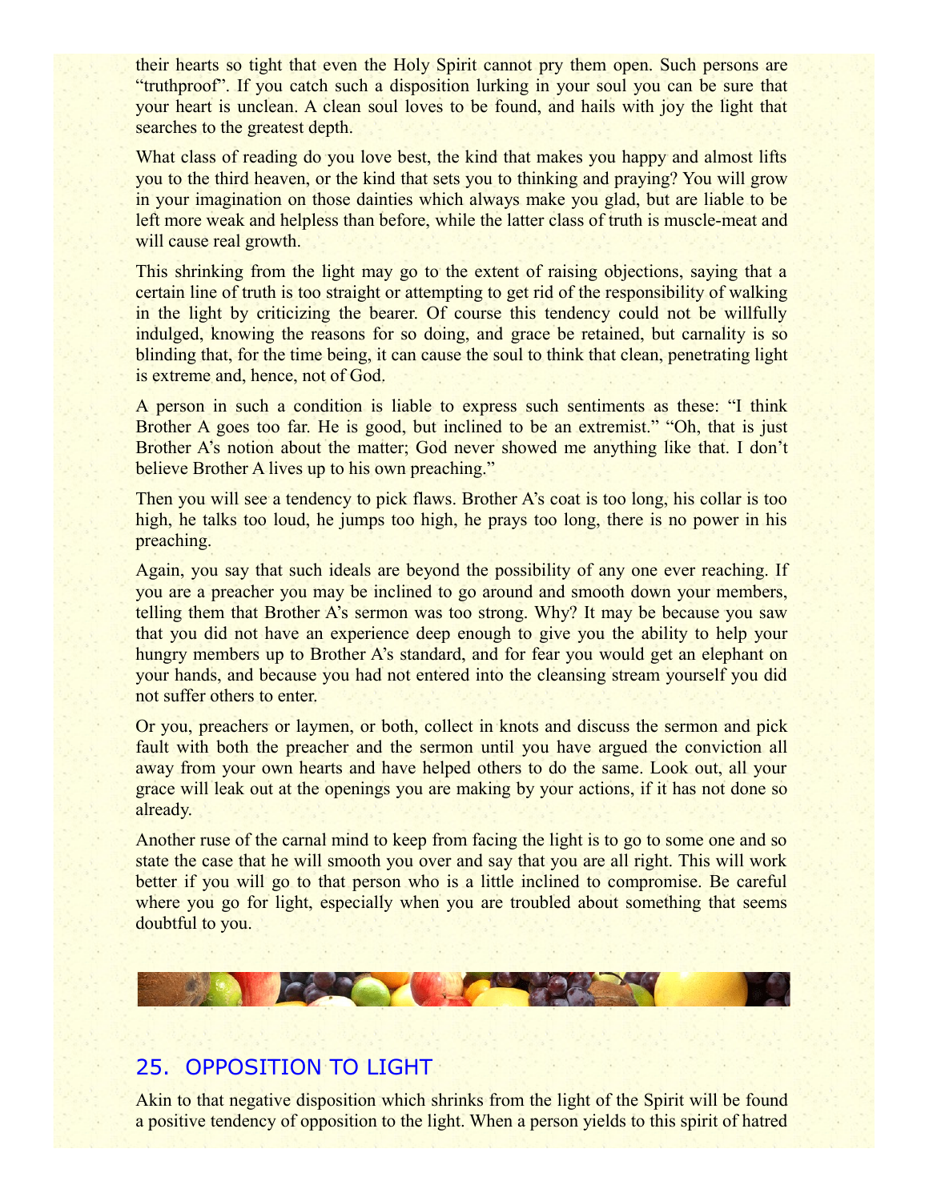their hearts so tight that even the Holy Spirit cannot pry them open. Such persons are "truthproof". If you catch such a disposition lurking in your soul you can be sure that your heart is unclean. A clean soul loves to be found, and hails with joy the light that searches to the greatest depth.

What class of reading do you love best, the kind that makes you happy and almost lifts you to the third heaven, or the kind that sets you to thinking and praying? You will grow in your imagination on those dainties which always make you glad, but are liable to be left more weak and helpless than before, while the latter class of truth is muscle-meat and will cause real growth.

This shrinking from the light may go to the extent of raising objections, saying that a certain line of truth is too straight or attempting to get rid of the responsibility of walking in the light by criticizing the bearer. Of course this tendency could not be willfully indulged, knowing the reasons for so doing, and grace be retained, but carnality is so blinding that, for the time being, it can cause the soul to think that clean, penetrating light is extreme and, hence, not of God.

A person in such a condition is liable to express such sentiments as these: "I think Brother A goes too far. He is good, but inclined to be an extremist." "Oh, that is just Brother A's notion about the matter; God never showed me anything like that. I don't believe Brother A lives up to his own preaching."

Then you will see a tendency to pick flaws. Brother A's coat is too long, his collar is too high, he talks too loud, he jumps too high, he prays too long, there is no power in his preaching.

Again, you say that such ideals are beyond the possibility of any one ever reaching. If you are a preacher you may be inclined to go around and smooth down your members, telling them that Brother A's sermon was too strong. Why? It may be because you saw that you did not have an experience deep enough to give you the ability to help your hungry members up to Brother A's standard, and for fear you would get an elephant on your hands, and because you had not entered into the cleansing stream yourself you did not suffer others to enter.

Or you, preachers or laymen, or both, collect in knots and discuss the sermon and pick fault with both the preacher and the sermon until you have argued the conviction all away from your own hearts and have helped others to do the same. Look out, all your grace will leak out at the openings you are making by your actions, if it has not done so already.

Another ruse of the carnal mind to keep from facing the light is to go to some one and so state the case that he will smooth you over and say that you are all right. This will work better if you will go to that person who is a little inclined to compromise. Be careful where you go for light, especially when you are troubled about something that seems doubtful to you.

## 25. OPPOSITION TO LIGHT

Akin to that negative disposition which shrinks from the light of the Spirit will be found a positive tendency of opposition to the light. When a person yields to this spirit of hatred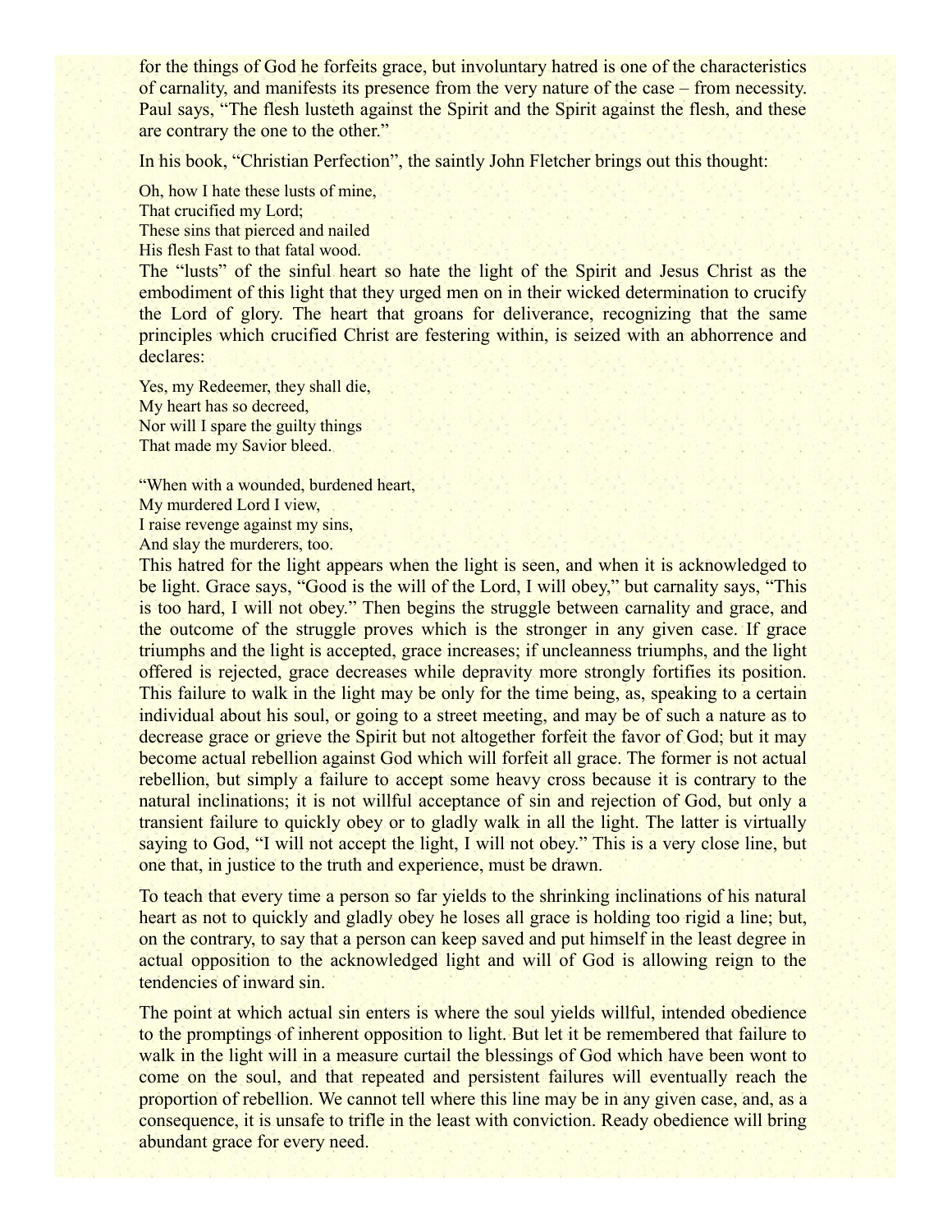for the things of God he forfeits grace, but involuntary hatred is one of the characteristics of carnality, and manifests its presence from the very nature of the case – from necessity. Paul says, "The flesh lusteth against the Spirit and the Spirit against the flesh, and these are contrary the one to the other."

In his book, "Christian Perfection", the saintly John Fletcher brings out this thought:

Oh, how I hate these lusts of mine,
That crucified my Lord;
These sins that pierced and nailed
His flesh Fast to that fatal wood.

The "lusts" of the sinful heart so hate the light of the Spirit and Jesus Christ as the embodiment of this light that they urged men on in their wicked determination to crucify the Lord of glory. The heart that groans for deliverance, recognizing that the same principles which crucified Christ are festering within, is seized with an abhorrence and declares:

Yes, my Redeemer, they shall die,
My heart has so decreed,
Nor will I spare the guilty things
That made my Savior bleed.

"When with a wounded, burdened heart,
My murdered Lord I view,
I raise revenge against my sins,
And slay the murderers, too.

This hatred for the light appears when the light is seen, and when it is acknowledged to be light. Grace says, "Good is the will of the Lord, I will obey," but carnality says, "This is too hard, I will not obey." Then begins the struggle between carnality and grace, and the outcome of the struggle proves which is the stronger in any given case. If grace triumphs and the light is accepted, grace increases; if uncleanness triumphs, and the light offered is rejected, grace decreases while depravity more strongly fortifies its position. This failure to walk in the light may be only for the time being, as, speaking to a certain individual about his soul, or going to a street meeting, and may be of such a nature as to decrease grace or grieve the Spirit but not altogether forfeit the favor of God; but it may become actual rebellion against God which will forfeit all grace. The former is not actual rebellion, but simply a failure to accept some heavy cross because it is contrary to the natural inclinations; it is not willful acceptance of sin and rejection of God, but only a transient failure to quickly obey or to gladly walk in all the light. The latter is virtually saying to God, "I will not accept the light, I will not obey." This is a very close line, but one that, in justice to the truth and experience, must be drawn.

To teach that every time a person so far yields to the shrinking inclinations of his natural heart as not to quickly and gladly obey he loses all grace is holding too rigid a line; but, on the contrary, to say that a person can keep saved and put himself in the least degree in actual opposition to the acknowledged light and will of God is allowing reign to the tendencies of inward sin.

The point at which actual sin enters is where the soul yields willful, intended obedience to the promptings of inherent opposition to light. But let it be remembered that failure to walk in the light will in a measure curtail the blessings of God which have been wont to come on the soul, and that repeated and persistent failures will eventually reach the proportion of rebellion. We cannot tell where this line may be in any given case, and, as a consequence, it is unsafe to trifle in the least with conviction. Ready obedience will bring abundant grace for every need.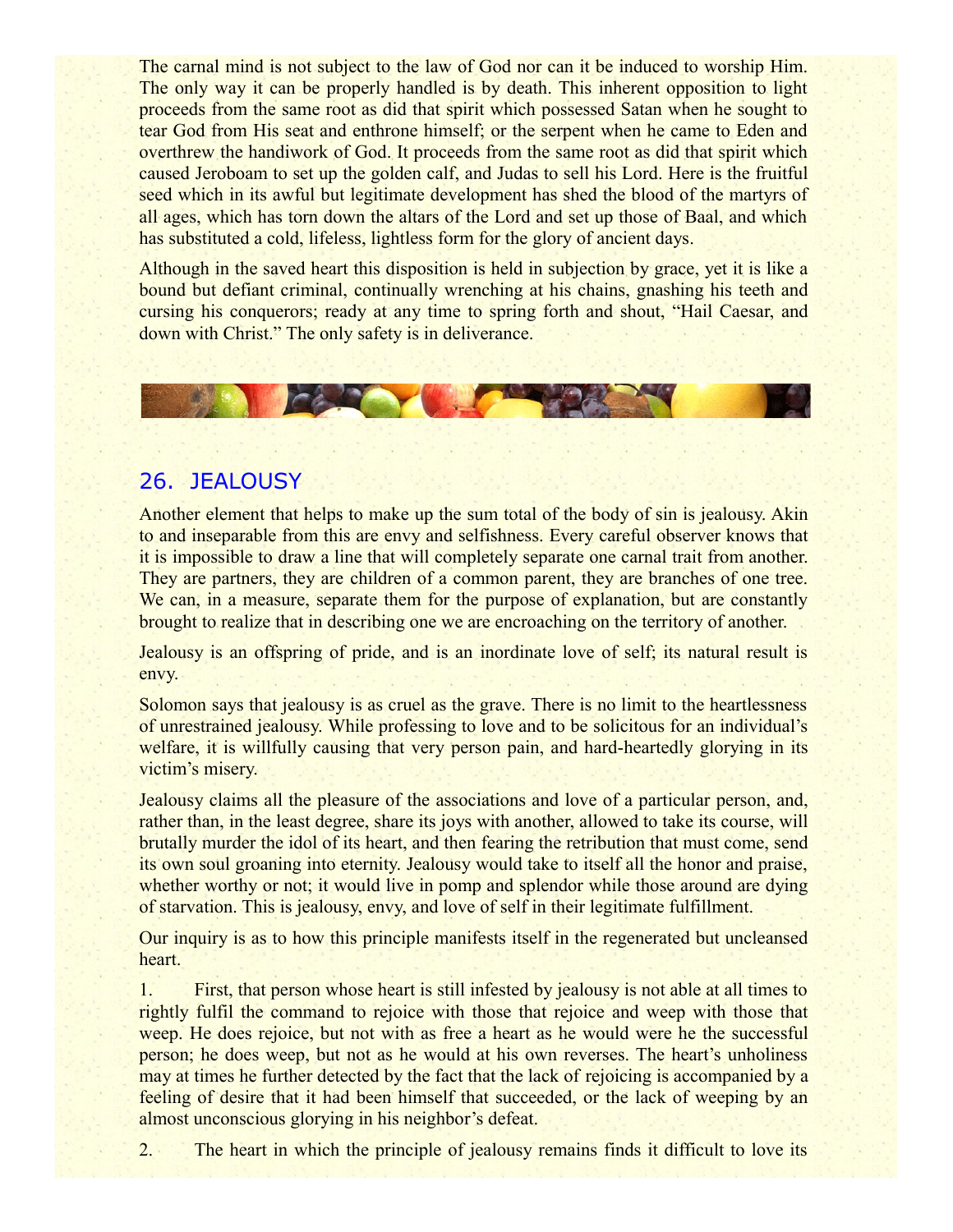The carnal mind is not subject to the law of God nor can it be induced to worship Him. The only way it can be properly handled is by death. This inherent opposition to light proceeds from the same root as did that spirit which possessed Satan when he sought to tear God from His seat and enthrone himself; or the serpent when he came to Eden and overthrew the handiwork of God. It proceeds from the same root as did that spirit which caused Jeroboam to set up the golden calf, and Judas to sell his Lord. Here is the fruitful seed which in its awful but legitimate development has shed the blood of the martyrs of all ages, which has torn down the altars of the Lord and set up those of Baal, and which has substituted a cold, lifeless, lightless form for the glory of ancient days.

Although in the saved heart this disposition is held in subjection by grace, yet it is like a bound but defiant criminal, continually wrenching at his chains, gnashing his teeth and cursing his conquerors; ready at any time to spring forth and shout, "Hail Caesar, and down with Christ." The only safety is in deliverance.

## 26. JEALOUSY

Another element that helps to make up the sum total of the body of sin is jealousy. Akin to and inseparable from this are envy and selfishness. Every careful observer knows that it is impossible to draw a line that will completely separate one carnal trait from another. They are partners, they are children of a common parent, they are branches of one tree. We can, in a measure, separate them for the purpose of explanation, but are constantly brought to realize that in describing one we are encroaching on the territory of another.

Jealousy is an offspring of pride, and is an inordinate love of self; its natural result is envy.

Solomon says that jealousy is as cruel as the grave. There is no limit to the heartlessness of unrestrained jealousy. While professing to love and to be solicitous for an individual's welfare, it is willfully causing that very person pain, and hard-heartedly glorying in its victim's misery.

Jealousy claims all the pleasure of the associations and love of a particular person, and, rather than, in the least degree, share its joys with another, allowed to take its course, will brutally murder the idol of its heart, and then fearing the retribution that must come, send its own soul groaning into eternity. Jealousy would take to itself all the honor and praise, whether worthy or not; it would live in pomp and splendor while those around are dying of starvation. This is jealousy, envy, and love of self in their legitimate fulfillment.

Our inquiry is as to how this principle manifests itself in the regenerated but uncleansed heart.

1. First, that person whose heart is still infested by jealousy is not able at all times to rightly fulfil the command to rejoice with those that rejoice and weep with those that weep. He does rejoice, but not with as free a heart as he would were he the successful person; he does weep, but not as he would at his own reverses. The heart's unholiness may at times he further detected by the fact that the lack of rejoicing is accompanied by a feeling of desire that it had been himself that succeeded, or the lack of weeping by an almost unconscious glorying in his neighbor's defeat.

2. The heart in which the principle of jealousy remains finds it difficult to love its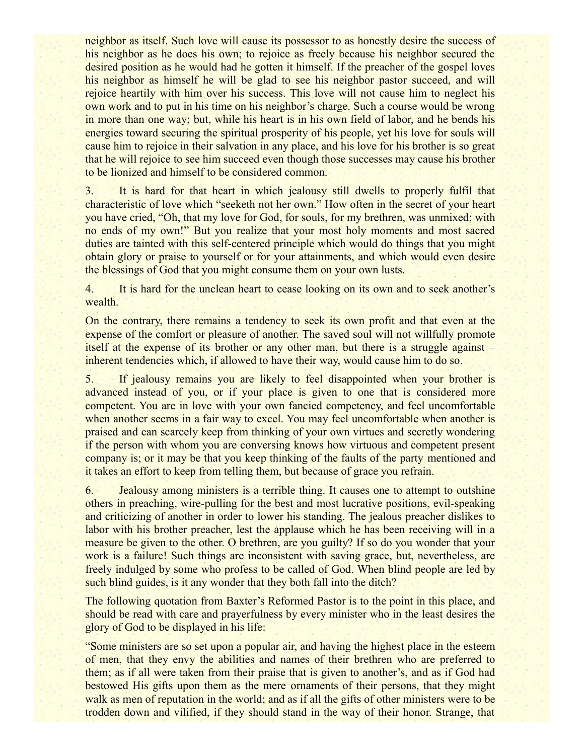neighbor as itself. Such love will cause its possessor to as honestly desire the success of his neighbor as he does his own; to rejoice as freely because his neighbor secured the desired position as he would had he gotten it himself. If the preacher of the gospel loves his neighbor as himself he will be glad to see his neighbor pastor succeed, and will rejoice heartily with him over his success. This love will not cause him to neglect his own work and to put in his time on his neighbor's charge. Such a course would be wrong in more than one way; but, while his heart is in his own field of labor, and he bends his energies toward securing the spiritual prosperity of his people, yet his love for souls will cause him to rejoice in their salvation in any place, and his love for his brother is so great that he will rejoice to see him succeed even though those successes may cause his brother to be lionized and himself to be considered common.

3. It is hard for that heart in which jealousy still dwells to properly fulfil that characteristic of love which "seeketh not her own." How often in the secret of your heart you have cried, "Oh, that my love for God, for souls, for my brethren, was unmixed; with no ends of my own!" But you realize that your most holy moments and most sacred duties are tainted with this self-centered principle which would do things that you might obtain glory or praise to yourself or for your attainments, and which would even desire the blessings of God that you might consume them on your own lusts.

4. It is hard for the unclean heart to cease looking on its own and to seek another's wealth.

On the contrary, there remains a tendency to seek its own profit and that even at the expense of the comfort or pleasure of another. The saved soul will not willfully promote itself at the expense of its brother or any other man, but there is a struggle against – inherent tendencies which, if allowed to have their way, would cause him to do so.

5. If jealousy remains you are likely to feel disappointed when your brother is advanced instead of you, or if your place is given to one that is considered more competent. You are in love with your own fancied competency, and feel uncomfortable when another seems in a fair way to excel. You may feel uncomfortable when another is praised and can scarcely keep from thinking of your own virtues and secretly wondering if the person with whom you are conversing knows how virtuous and competent present company is; or it may be that you keep thinking of the faults of the party mentioned and it takes an effort to keep from telling them, but because of grace you refrain.

6. Jealousy among ministers is a terrible thing. It causes one to attempt to outshine others in preaching, wire-pulling for the best and most lucrative positions, evil-speaking and criticizing of another in order to lower his standing. The jealous preacher dislikes to labor with his brother preacher, lest the applause which he has been receiving will in a measure be given to the other. O brethren, are you guilty? If so do you wonder that your work is a failure! Such things are inconsistent with saving grace, but, nevertheless, are freely indulged by some who profess to be called of God. When blind people are led by such blind guides, is it any wonder that they both fall into the ditch?

The following quotation from Baxter's Reformed Pastor is to the point in this place, and should be read with care and prayerfulness by every minister who in the least desires the glory of God to be displayed in his life:

"Some ministers are so set upon a popular air, and having the highest place in the esteem of men, that they envy the abilities and names of their brethren who are preferred to them; as if all were taken from their praise that is given to another's, and as if God had bestowed His gifts upon them as the mere ornaments of their persons, that they might walk as men of reputation in the world; and as if all the gifts of other ministers were to be trodden down and vilified, if they should stand in the way of their honor. Strange, that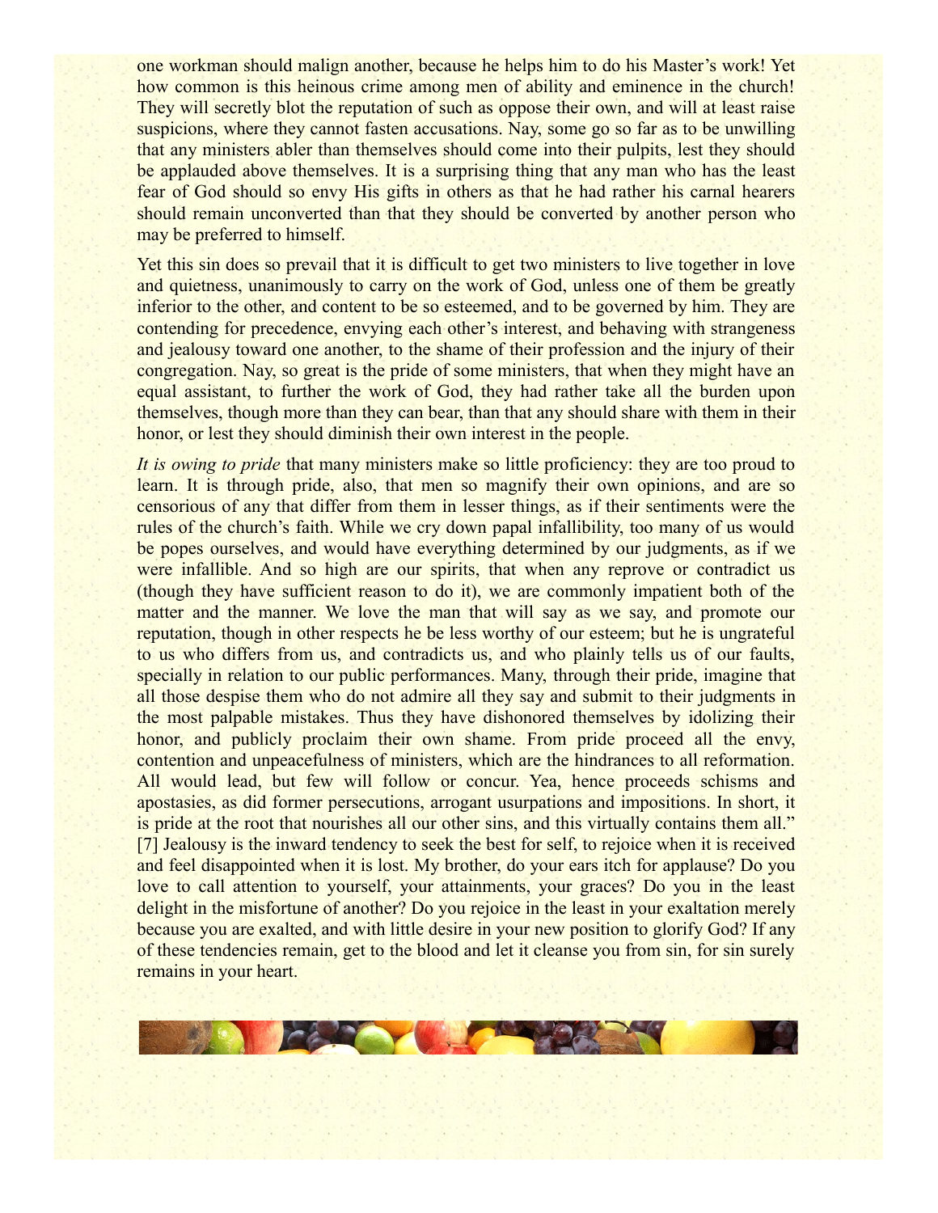one workman should malign another, because he helps him to do his Master's work! Yet how common is this heinous crime among men of ability and eminence in the church! They will secretly blot the reputation of such as oppose their own, and will at least raise suspicions, where they cannot fasten accusations. Nay, some go so far as to be unwilling that any ministers abler than themselves should come into their pulpits, lest they should be applauded above themselves. It is a surprising thing that any man who has the least fear of God should so envy His gifts in others as that he had rather his carnal hearers should remain unconverted than that they should be converted by another person who may be preferred to himself.

Yet this sin does so prevail that it is difficult to get two ministers to live together in love and quietness, unanimously to carry on the work of God, unless one of them be greatly inferior to the other, and content to be so esteemed, and to be governed by him. They are contending for precedence, envying each other's interest, and behaving with strangeness and jealousy toward one another, to the shame of their profession and the injury of their congregation. Nay, so great is the pride of some ministers, that when they might have an equal assistant, to further the work of God, they had rather take all the burden upon themselves, though more than they can bear, than that any should share with them in their honor, or lest they should diminish their own interest in the people.

*It is owing to pride* that many ministers make so little proficiency: they are too proud to learn. It is through pride, also, that men so magnify their own opinions, and are so censorious of any that differ from them in lesser things, as if their sentiments were the rules of the church's faith. While we cry down papal infallibility, too many of us would be popes ourselves, and would have everything determined by our judgments, as if we were infallible. And so high are our spirits, that when any reprove or contradict us (though they have sufficient reason to do it), we are commonly impatient both of the matter and the manner. We love the man that will say as we say, and promote our reputation, though in other respects he be less worthy of our esteem; but he is ungrateful to us who differs from us, and contradicts us, and who plainly tells us of our faults, specially in relation to our public performances. Many, through their pride, imagine that all those despise them who do not admire all they say and submit to their judgments in the most palpable mistakes. Thus they have dishonored themselves by idolizing their honor, and publicly proclaim their own shame. From pride proceed all the envy, contention and unpeacefulness of ministers, which are the hindrances to all reformation. All would lead, but few will follow or concur. Yea, hence proceeds schisms and apostasies, as did former persecutions, arrogant usurpations and impositions. In short, it is pride at the root that nourishes all our other sins, and this virtually contains them all." [7] Jealousy is the inward tendency to seek the best for self, to rejoice when it is received and feel disappointed when it is lost. My brother, do your ears itch for applause? Do you love to call attention to yourself, your attainments, your graces? Do you in the least delight in the misfortune of another? Do you rejoice in the least in your exaltation merely because you are exalted, and with little desire in your new position to glorify God? If any of these tendencies remain, get to the blood and let it cleanse you from sin, for sin surely remains in your heart.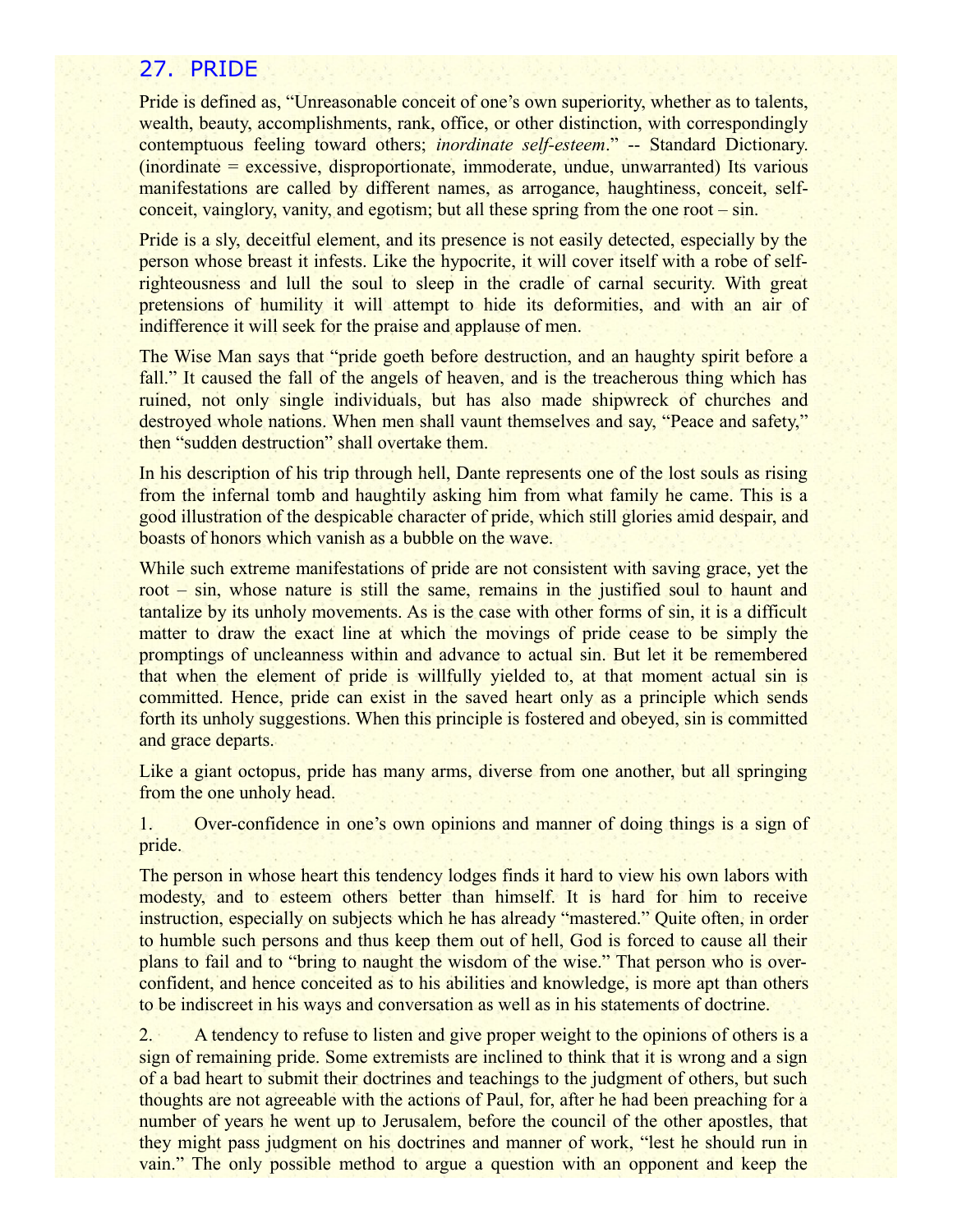## 27. PRIDE

Pride is defined as, "Unreasonable conceit of one's own superiority, whether as to talents, wealth, beauty, accomplishments, rank, office, or other distinction, with correspondingly contemptuous feeling toward others; *inordinate self-esteem*." -- Standard Dictionary. (inordinate = excessive, disproportionate, immoderate, undue, unwarranted) Its various manifestations are called by different names, as arrogance, haughtiness, conceit, self-conceit, vainglory, vanity, and egotism; but all these spring from the one root – sin.

Pride is a sly, deceitful element, and its presence is not easily detected, especially by the person whose breast it infests. Like the hypocrite, it will cover itself with a robe of self-righteousness and lull the soul to sleep in the cradle of carnal security. With great pretensions of humility it will attempt to hide its deformities, and with an air of indifference it will seek for the praise and applause of men.

The Wise Man says that "pride goeth before destruction, and an haughty spirit before a fall." It caused the fall of the angels of heaven, and is the treacherous thing which has ruined, not only single individuals, but has also made shipwreck of churches and destroyed whole nations. When men shall vaunt themselves and say, "Peace and safety," then "sudden destruction" shall overtake them.

In his description of his trip through hell, Dante represents one of the lost souls as rising from the infernal tomb and haughtily asking him from what family he came. This is a good illustration of the despicable character of pride, which still glories amid despair, and boasts of honors which vanish as a bubble on the wave.

While such extreme manifestations of pride are not consistent with saving grace, yet the root – sin, whose nature is still the same, remains in the justified soul to haunt and tantalize by its unholy movements. As is the case with other forms of sin, it is a difficult matter to draw the exact line at which the movings of pride cease to be simply the promptings of uncleanness within and advance to actual sin. But let it be remembered that when the element of pride is willfully yielded to, at that moment actual sin is committed. Hence, pride can exist in the saved heart only as a principle which sends forth its unholy suggestions. When this principle is fostered and obeyed, sin is committed and grace departs.

Like a giant octopus, pride has many arms, diverse from one another, but all springing from the one unholy head.

1. Over-confidence in one's own opinions and manner of doing things is a sign of pride.

The person in whose heart this tendency lodges finds it hard to view his own labors with modesty, and to esteem others better than himself. It is hard for him to receive instruction, especially on subjects which he has already "mastered." Quite often, in order to humble such persons and thus keep them out of hell, God is forced to cause all their plans to fail and to "bring to naught the wisdom of the wise." That person who is over-confident, and hence conceited as to his abilities and knowledge, is more apt than others to be indiscreet in his ways and conversation as well as in his statements of doctrine.

2. A tendency to refuse to listen and give proper weight to the opinions of others is a sign of remaining pride. Some extremists are inclined to think that it is wrong and a sign of a bad heart to submit their doctrines and teachings to the judgment of others, but such thoughts are not agreeable with the actions of Paul, for, after he had been preaching for a number of years he went up to Jerusalem, before the council of the other apostles, that they might pass judgment on his doctrines and manner of work, "lest he should run in vain." The only possible method to argue a question with an opponent and keep the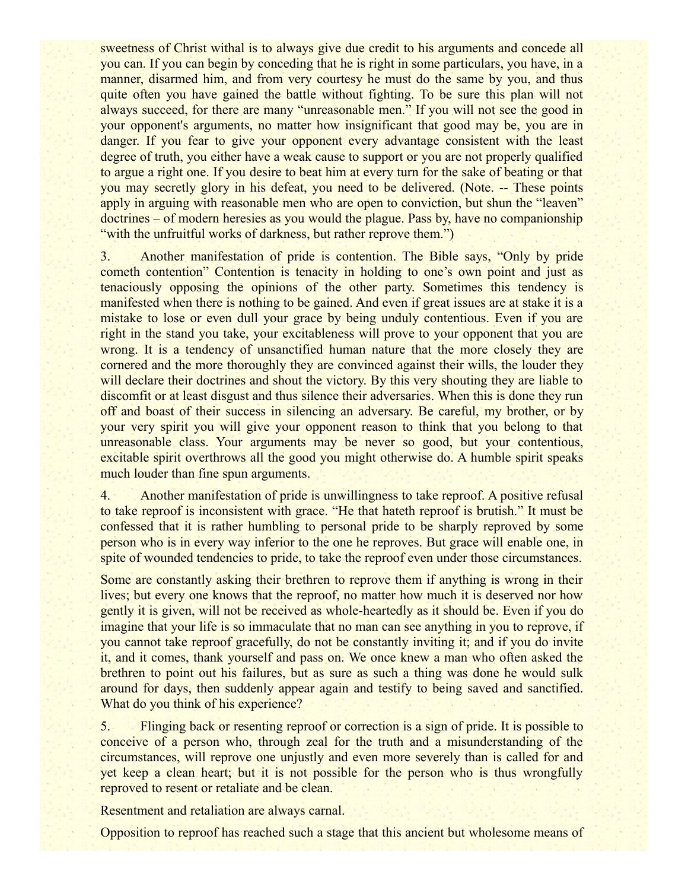sweetness of Christ withal is to always give due credit to his arguments and concede all you can. If you can begin by conceding that he is right in some particulars, you have, in a manner, disarmed him, and from very courtesy he must do the same by you, and thus quite often you have gained the battle without fighting. To be sure this plan will not always succeed, for there are many "unreasonable men." If you will not see the good in your opponent's arguments, no matter how insignificant that good may be, you are in danger. If you fear to give your opponent every advantage consistent with the least degree of truth, you either have a weak cause to support or you are not properly qualified to argue a right one. If you desire to beat him at every turn for the sake of beating or that you may secretly glory in his defeat, you need to be delivered. (Note. -- These points apply in arguing with reasonable men who are open to conviction, but shun the "leaven" doctrines – of modern heresies as you would the plague. Pass by, have no companionship "with the unfruitful works of darkness, but rather reprove them.")

3. Another manifestation of pride is contention. The Bible says, "Only by pride cometh contention" Contention is tenacity in holding to one's own point and just as tenaciously opposing the opinions of the other party. Sometimes this tendency is manifested when there is nothing to be gained. And even if great issues are at stake it is a mistake to lose or even dull your grace by being unduly contentious. Even if you are right in the stand you take, your excitableness will prove to your opponent that you are wrong. It is a tendency of unsanctified human nature that the more closely they are cornered and the more thoroughly they are convinced against their wills, the louder they will declare their doctrines and shout the victory. By this very shouting they are liable to discomfit or at least disgust and thus silence their adversaries. When this is done they run off and boast of their success in silencing an adversary. Be careful, my brother, or by your very spirit you will give your opponent reason to think that you belong to that unreasonable class. Your arguments may be never so good, but your contentious, excitable spirit overthrows all the good you might otherwise do. A humble spirit speaks much louder than fine spun arguments.

4. Another manifestation of pride is unwillingness to take reproof. A positive refusal to take reproof is inconsistent with grace. "He that hateth reproof is brutish." It must be confessed that it is rather humbling to personal pride to be sharply reproved by some person who is in every way inferior to the one he reproves. But grace will enable one, in spite of wounded tendencies to pride, to take the reproof even under those circumstances.

Some are constantly asking their brethren to reprove them if anything is wrong in their lives; but every one knows that the reproof, no matter how much it is deserved nor how gently it is given, will not be received as whole-heartedly as it should be. Even if you do imagine that your life is so immaculate that no man can see anything in you to reprove, if you cannot take reproof gracefully, do not be constantly inviting it; and if you do invite it, and it comes, thank yourself and pass on. We once knew a man who often asked the brethren to point out his failures, but as sure as such a thing was done he would sulk around for days, then suddenly appear again and testify to being saved and sanctified. What do you think of his experience?

5. Flinging back or resenting reproof or correction is a sign of pride. It is possible to conceive of a person who, through zeal for the truth and a misunderstanding of the circumstances, will reprove one unjustly and even more severely than is called for and yet keep a clean heart; but it is not possible for the person who is thus wrongfully reproved to resent or retaliate and be clean.

Resentment and retaliation are always carnal.

Opposition to reproof has reached such a stage that this ancient but wholesome means of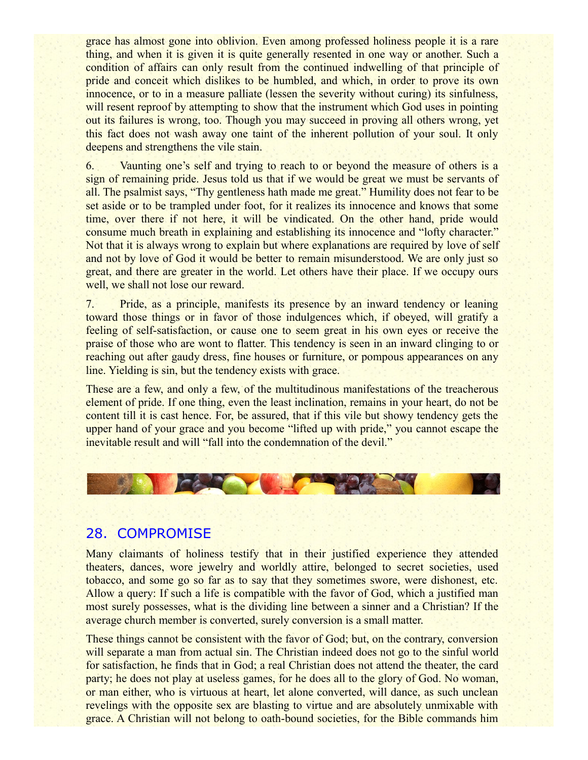grace has almost gone into oblivion. Even among professed holiness people it is a rare thing, and when it is given it is quite generally resented in one way or another. Such a condition of affairs can only result from the continued indwelling of that principle of pride and conceit which dislikes to be humbled, and which, in order to prove its own innocence, or to in a measure palliate (lessen the severity without curing) its sinfulness, will resent reproof by attempting to show that the instrument which God uses in pointing out its failures is wrong, too. Though you may succeed in proving all others wrong, yet this fact does not wash away one taint of the inherent pollution of your soul. It only deepens and strengthens the vile stain.

6. Vaunting one's self and trying to reach to or beyond the measure of others is a sign of remaining pride. Jesus told us that if we would be great we must be servants of all. The psalmist says, "Thy gentleness hath made me great." Humility does not fear to be set aside or to be trampled under foot, for it realizes its innocence and knows that some time, over there if not here, it will be vindicated. On the other hand, pride would consume much breath in explaining and establishing its innocence and "lofty character." Not that it is always wrong to explain but where explanations are required by love of self and not by love of God it would be better to remain misunderstood. We are only just so great, and there are greater in the world. Let others have their place. If we occupy ours well, we shall not lose our reward.

7. Pride, as a principle, manifests its presence by an inward tendency or leaning toward those things or in favor of those indulgences which, if obeyed, will gratify a feeling of self-satisfaction, or cause one to seem great in his own eyes or receive the praise of those who are wont to flatter. This tendency is seen in an inward clinging to or reaching out after gaudy dress, fine houses or furniture, or pompous appearances on any line. Yielding is sin, but the tendency exists with grace.

These are a few, and only a few, of the multitudinous manifestations of the treacherous element of pride. If one thing, even the least inclination, remains in your heart, do not be content till it is cast hence. For, be assured, that if this vile but showy tendency gets the upper hand of your grace and you become "lifted up with pride," you cannot escape the inevitable result and will "fall into the condemnation of the devil."

## 28. COMPROMISE

Many claimants of holiness testify that in their justified experience they attended theaters, dances, wore jewelry and worldly attire, belonged to secret societies, used tobacco, and some go so far as to say that they sometimes swore, were dishonest, etc. Allow a query: If such a life is compatible with the favor of God, which a justified man most surely possesses, what is the dividing line between a sinner and a Christian? If the average church member is converted, surely conversion is a small matter.

These things cannot be consistent with the favor of God; but, on the contrary, conversion will separate a man from actual sin. The Christian indeed does not go to the sinful world for satisfaction, he finds that in God; a real Christian does not attend the theater, the card party; he does not play at useless games, for he does all to the glory of God. No woman, or man either, who is virtuous at heart, let alone converted, will dance, as such unclean revelings with the opposite sex are blasting to virtue and are absolutely unmixable with grace. A Christian will not belong to oath-bound societies, for the Bible commands him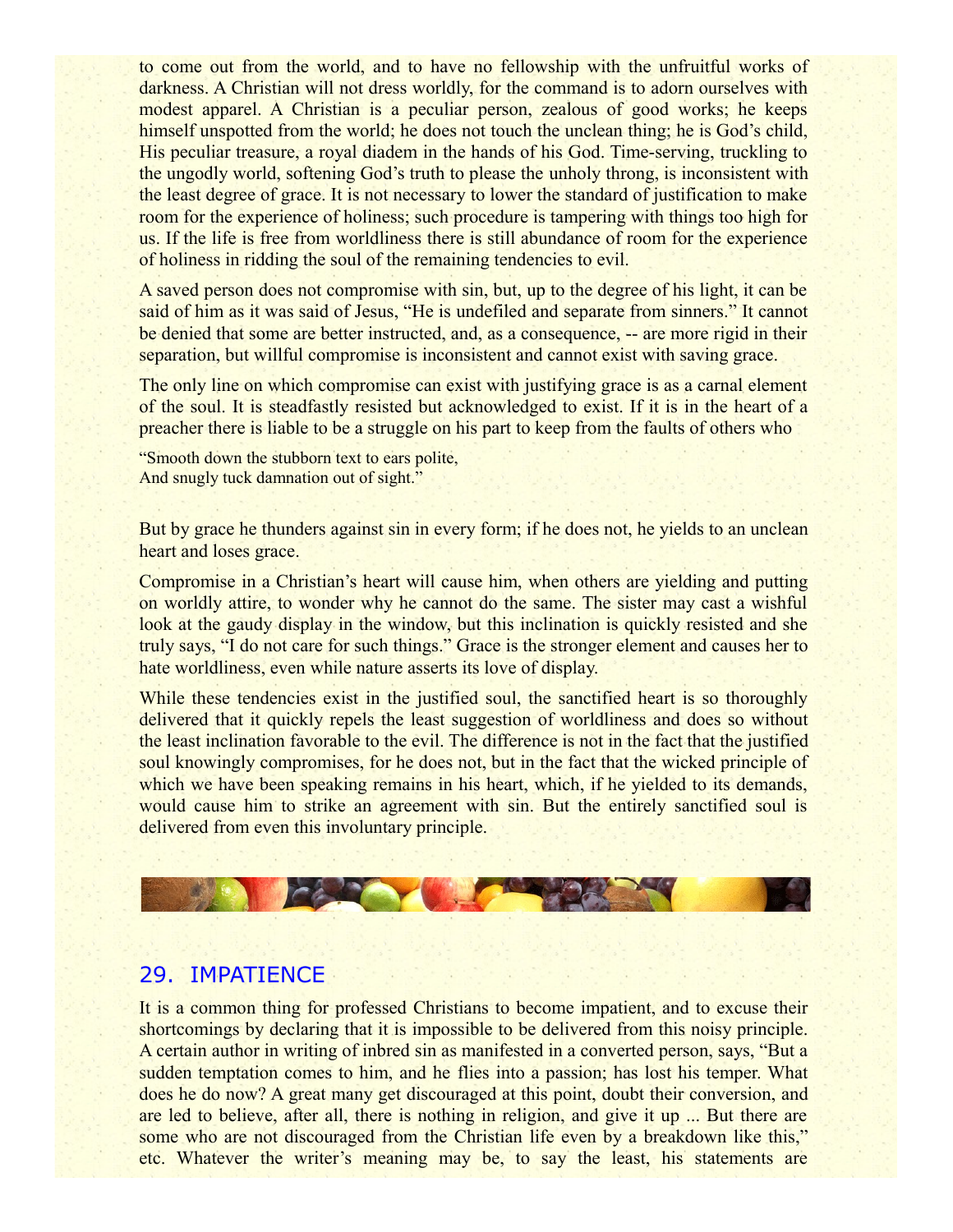to come out from the world, and to have no fellowship with the unfruitful works of darkness. A Christian will not dress worldly, for the command is to adorn ourselves with modest apparel. A Christian is a peculiar person, zealous of good works; he keeps himself unspotted from the world; he does not touch the unclean thing; he is God's child, His peculiar treasure, a royal diadem in the hands of his God. Time-serving, truckling to the ungodly world, softening God's truth to please the unholy throng, is inconsistent with the least degree of grace. It is not necessary to lower the standard of justification to make room for the experience of holiness; such procedure is tampering with things too high for us. If the life is free from worldliness there is still abundance of room for the experience of holiness in ridding the soul of the remaining tendencies to evil.

A saved person does not compromise with sin, but, up to the degree of his light, it can be said of him as it was said of Jesus, "He is undefiled and separate from sinners." It cannot be denied that some are better instructed, and, as a consequence, -- are more rigid in their separation, but willful compromise is inconsistent and cannot exist with saving grace.

The only line on which compromise can exist with justifying grace is as a carnal element of the soul. It is steadfastly resisted but acknowledged to exist. If it is in the heart of a preacher there is liable to be a struggle on his part to keep from the faults of others who

"Smooth down the stubborn text to ears polite,
And snugly tuck damnation out of sight."

But by grace he thunders against sin in every form; if he does not, he yields to an unclean heart and loses grace.

Compromise in a Christian's heart will cause him, when others are yielding and putting on worldly attire, to wonder why he cannot do the same. The sister may cast a wishful look at the gaudy display in the window, but this inclination is quickly resisted and she truly says, "I do not care for such things." Grace is the stronger element and causes her to hate worldliness, even while nature asserts its love of display.

While these tendencies exist in the justified soul, the sanctified heart is so thoroughly delivered that it quickly repels the least suggestion of worldliness and does so without the least inclination favorable to the evil. The difference is not in the fact that the justified soul knowingly compromises, for he does not, but in the fact that the wicked principle of which we have been speaking remains in his heart, which, if he yielded to its demands, would cause him to strike an agreement with sin. But the entirely sanctified soul is delivered from even this involuntary principle.

## 29. IMPATIENCE

It is a common thing for professed Christians to become impatient, and to excuse their shortcomings by declaring that it is impossible to be delivered from this noisy principle. A certain author in writing of inbred sin as manifested in a converted person, says, "But a sudden temptation comes to him, and he flies into a passion; has lost his temper. What does he do now? A great many get discouraged at this point, doubt their conversion, and are led to believe, after all, there is nothing in religion, and give it up ... But there are some who are not discouraged from the Christian life even by a breakdown like this," etc. Whatever the writer's meaning may be, to say the least, his statements are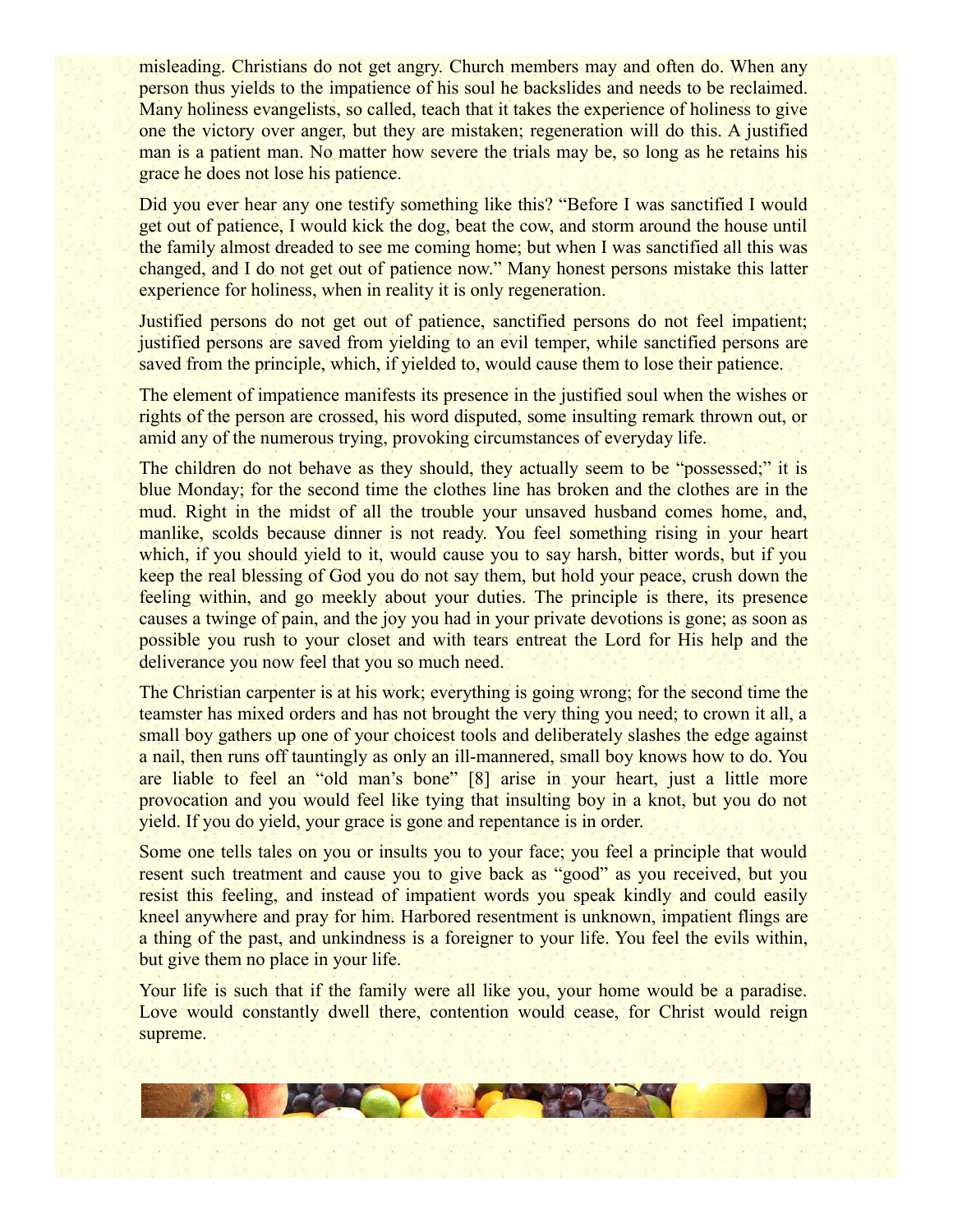misleading. Christians do not get angry. Church members may and often do. When any person thus yields to the impatience of his soul he backslides and needs to be reclaimed. Many holiness evangelists, so called, teach that it takes the experience of holiness to give one the victory over anger, but they are mistaken; regeneration will do this. A justified man is a patient man. No matter how severe the trials may be, so long as he retains his grace he does not lose his patience.

Did you ever hear any one testify something like this? "Before I was sanctified I would get out of patience, I would kick the dog, beat the cow, and storm around the house until the family almost dreaded to see me coming home; but when I was sanctified all this was changed, and I do not get out of patience now." Many honest persons mistake this latter experience for holiness, when in reality it is only regeneration.

Justified persons do not get out of patience, sanctified persons do not feel impatient; justified persons are saved from yielding to an evil temper, while sanctified persons are saved from the principle, which, if yielded to, would cause them to lose their patience.

The element of impatience manifests its presence in the justified soul when the wishes or rights of the person are crossed, his word disputed, some insulting remark thrown out, or amid any of the numerous trying, provoking circumstances of everyday life.

The children do not behave as they should, they actually seem to be "possessed;" it is blue Monday; for the second time the clothes line has broken and the clothes are in the mud. Right in the midst of all the trouble your unsaved husband comes home, and, manlike, scolds because dinner is not ready. You feel something rising in your heart which, if you should yield to it, would cause you to say harsh, bitter words, but if you keep the real blessing of God you do not say them, but hold your peace, crush down the feeling within, and go meekly about your duties. The principle is there, its presence causes a twinge of pain, and the joy you had in your private devotions is gone; as soon as possible you rush to your closet and with tears entreat the Lord for His help and the deliverance you now feel that you so much need.

The Christian carpenter is at his work; everything is going wrong; for the second time the teamster has mixed orders and has not brought the very thing you need; to crown it all, a small boy gathers up one of your choicest tools and deliberately slashes the edge against a nail, then runs off tauntingly as only an ill-mannered, small boy knows how to do. You are liable to feel an "old man's bone" [8] arise in your heart, just a little more provocation and you would feel like tying that insulting boy in a knot, but you do not yield. If you do yield, your grace is gone and repentance is in order.

Some one tells tales on you or insults you to your face; you feel a principle that would resent such treatment and cause you to give back as "good" as you received, but you resist this feeling, and instead of impatient words you speak kindly and could easily kneel anywhere and pray for him. Harbored resentment is unknown, impatient flings are a thing of the past, and unkindness is a foreigner to your life. You feel the evils within, but give them no place in your life.

Your life is such that if the family were all like you, your home would be a paradise. Love would constantly dwell there, contention would cease, for Christ would reign supreme.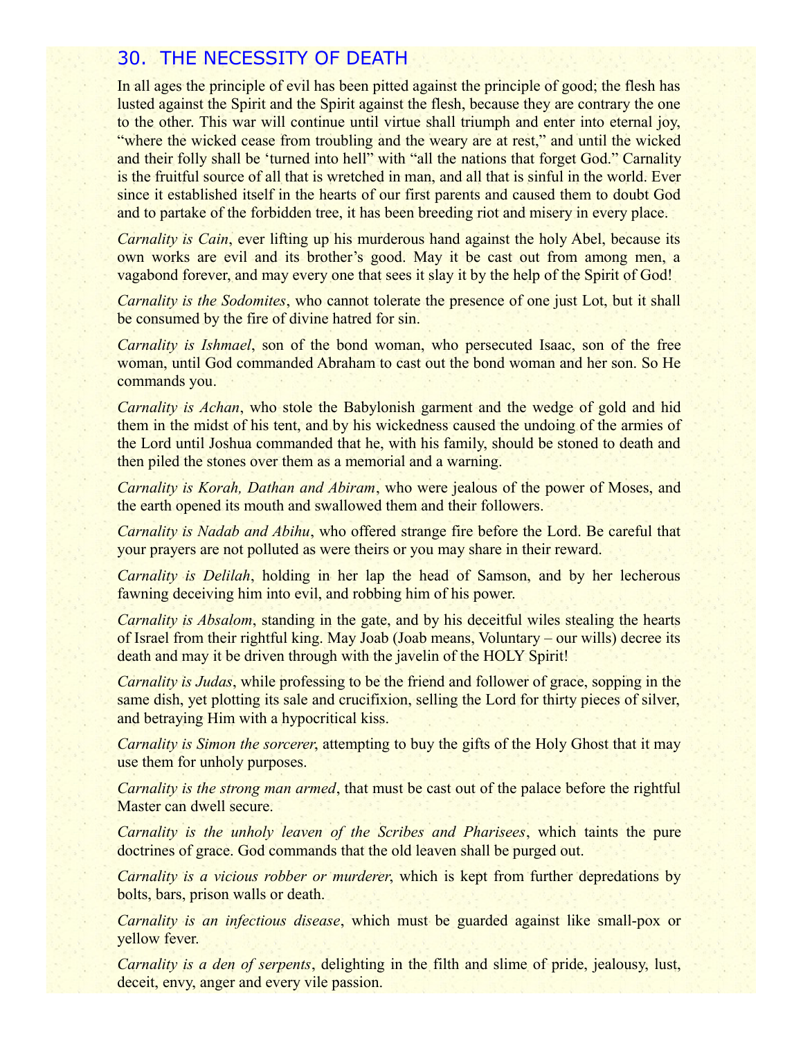## 30. THE NECESSITY OF DEATH

In all ages the principle of evil has been pitted against the principle of good; the flesh has lusted against the Spirit and the Spirit against the flesh, because they are contrary the one to the other. This war will continue until virtue shall triumph and enter into eternal joy, "where the wicked cease from troubling and the weary are at rest," and until the wicked and their folly shall be 'turned into hell" with "all the nations that forget God." Carnality is the fruitful source of all that is wretched in man, and all that is sinful in the world. Ever since it established itself in the hearts of our first parents and caused them to doubt God and to partake of the forbidden tree, it has been breeding riot and misery in every place.

*Carnality is Cain*, ever lifting up his murderous hand against the holy Abel, because its own works are evil and its brother's good. May it be cast out from among men, a vagabond forever, and may every one that sees it slay it by the help of the Spirit of God!

*Carnality is the Sodomites*, who cannot tolerate the presence of one just Lot, but it shall be consumed by the fire of divine hatred for sin.

*Carnality is Ishmael*, son of the bond woman, who persecuted Isaac, son of the free woman, until God commanded Abraham to cast out the bond woman and her son. So He commands you.

*Carnality is Achan*, who stole the Babylonish garment and the wedge of gold and hid them in the midst of his tent, and by his wickedness caused the undoing of the armies of the Lord until Joshua commanded that he, with his family, should be stoned to death and then piled the stones over them as a memorial and a warning.

*Carnality is Korah, Dathan and Abiram*, who were jealous of the power of Moses, and the earth opened its mouth and swallowed them and their followers.

*Carnality is Nadab and Abihu*, who offered strange fire before the Lord. Be careful that your prayers are not polluted as were theirs or you may share in their reward.

*Carnality is Delilah*, holding in her lap the head of Samson, and by her lecherous fawning deceiving him into evil, and robbing him of his power.

*Carnality is Absalom*, standing in the gate, and by his deceitful wiles stealing the hearts of Israel from their rightful king. May Joab (Joab means, Voluntary – our wills) decree its death and may it be driven through with the javelin of the HOLY Spirit!

*Carnality is Judas*, while professing to be the friend and follower of grace, sopping in the same dish, yet plotting its sale and crucifixion, selling the Lord for thirty pieces of silver, and betraying Him with a hypocritical kiss.

*Carnality is Simon the sorcerer*, attempting to buy the gifts of the Holy Ghost that it may use them for unholy purposes.

*Carnality is the strong man armed*, that must be cast out of the palace before the rightful Master can dwell secure.

*Carnality is the unholy leaven of the Scribes and Pharisees*, which taints the pure doctrines of grace. God commands that the old leaven shall be purged out.

*Carnality is a vicious robber or murderer*, which is kept from further depredations by bolts, bars, prison walls or death.

*Carnality is an infectious disease*, which must be guarded against like small-pox or yellow fever.

*Carnality is a den of serpents*, delighting in the filth and slime of pride, jealousy, lust, deceit, envy, anger and every vile passion.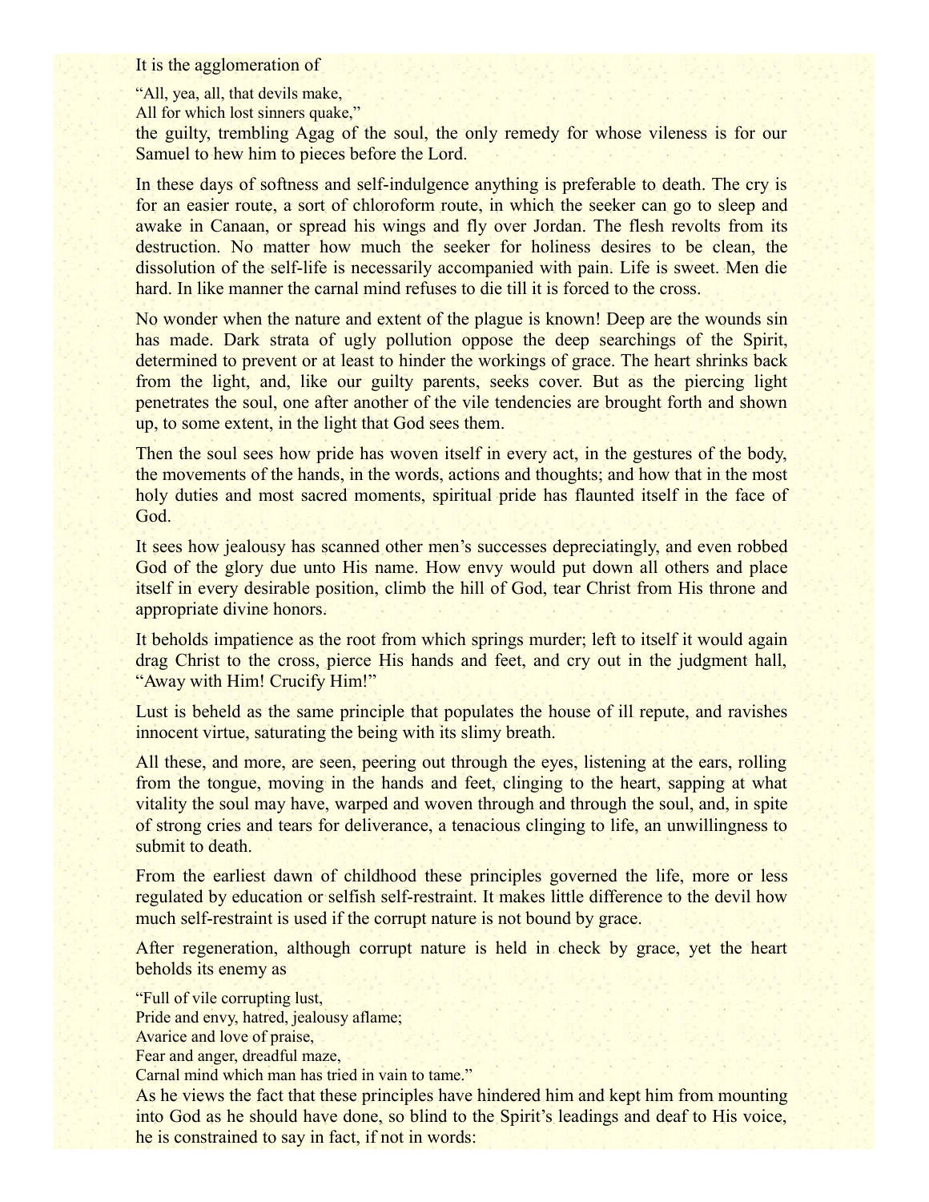It is the agglomeration of

"All, yea, all, that devils make,  
All for which lost sinners quake,"

the guilty, trembling Agag of the soul, the only remedy for whose vileness is for our Samuel to hew him to pieces before the Lord.

In these days of softness and self-indulgence anything is preferable to death. The cry is for an easier route, a sort of chloroform route, in which the seeker can go to sleep and awake in Canaan, or spread his wings and fly over Jordan. The flesh revolts from its destruction. No matter how much the seeker for holiness desires to be clean, the dissolution of the self-life is necessarily accompanied with pain. Life is sweet. Men die hard. In like manner the carnal mind refuses to die till it is forced to the cross.

No wonder when the nature and extent of the plague is known! Deep are the wounds sin has made. Dark strata of ugly pollution oppose the deep searchings of the Spirit, determined to prevent or at least to hinder the workings of grace. The heart shrinks back from the light, and, like our guilty parents, seeks cover. But as the piercing light penetrates the soul, one after another of the vile tendencies are brought forth and shown up, to some extent, in the light that God sees them.

Then the soul sees how pride has woven itself in every act, in the gestures of the body, the movements of the hands, in the words, actions and thoughts; and how that in the most holy duties and most sacred moments, spiritual pride has flaunted itself in the face of God.

It sees how jealousy has scanned other men's successes depreciatingly, and even robbed God of the glory due unto His name. How envy would put down all others and place itself in every desirable position, climb the hill of God, tear Christ from His throne and appropriate divine honors.

It beholds impatience as the root from which springs murder; left to itself it would again drag Christ to the cross, pierce His hands and feet, and cry out in the judgment hall, "Away with Him! Crucify Him!"

Lust is beheld as the same principle that populates the house of ill repute, and ravishes innocent virtue, saturating the being with its slimy breath.

All these, and more, are seen, peering out through the eyes, listening at the ears, rolling from the tongue, moving in the hands and feet, clinging to the heart, sapping at what vitality the soul may have, warped and woven through and through the soul, and, in spite of strong cries and tears for deliverance, a tenacious clinging to life, an unwillingness to submit to death.

From the earliest dawn of childhood these principles governed the life, more or less regulated by education or selfish self-restraint. It makes little difference to the devil how much self-restraint is used if the corrupt nature is not bound by grace.

After regeneration, although corrupt nature is held in check by grace, yet the heart beholds its enemy as

"Full of vile corrupting lust,  
Pride and envy, hatred, jealousy aflame;  
Avarice and love of praise,  
Fear and anger, dreadful maze,  
Carnal mind which man has tried in vain to tame."

As he views the fact that these principles have hindered him and kept him from mounting into God as he should have done, so blind to the Spirit's leadings and deaf to His voice, he is constrained to say in fact, if not in words: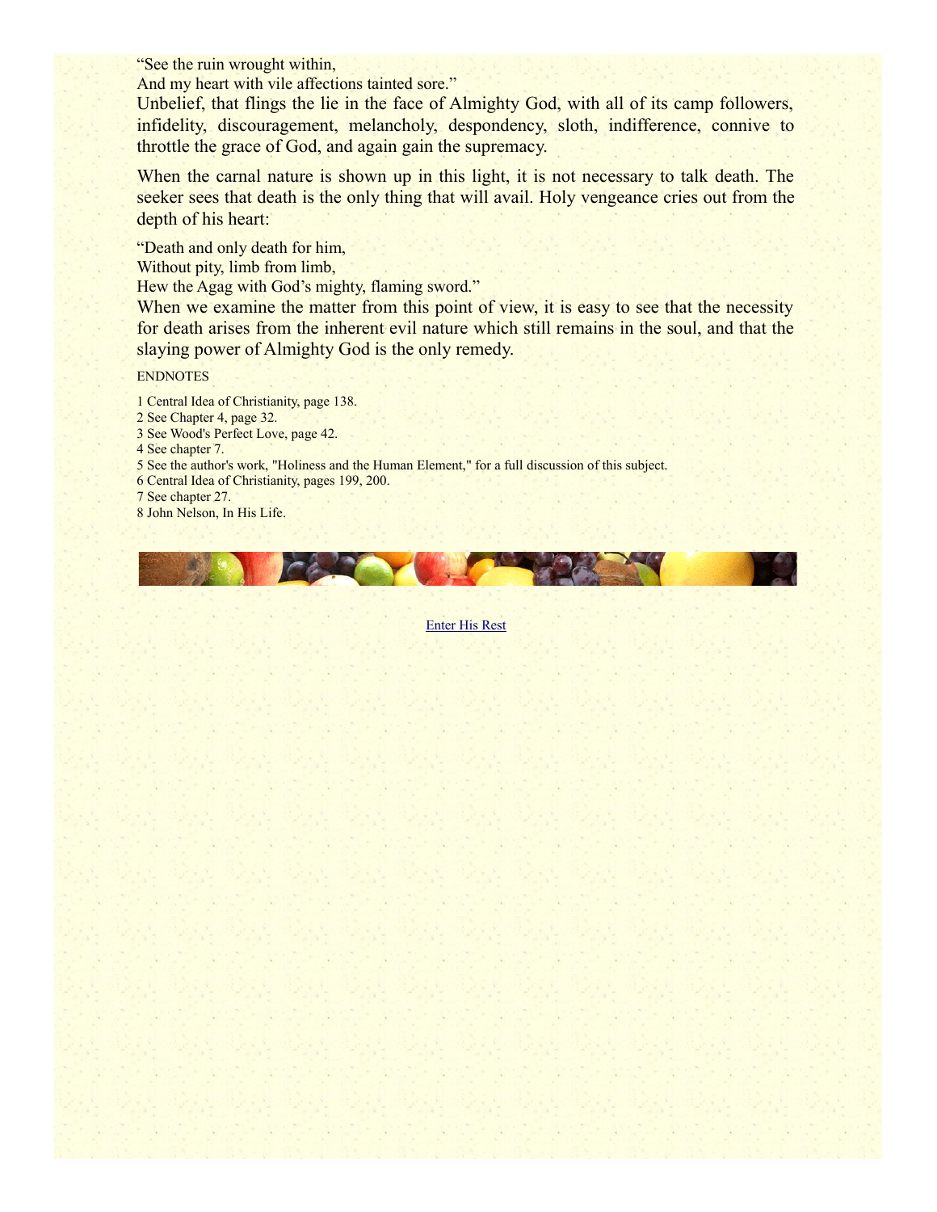"See the ruin wrought within,
And my heart with vile affections tainted sore."

Unbelief, that flings the lie in the face of Almighty God, with all of its camp followers, infidelity, discouragement, melancholy, despondency, sloth, indifference, connive to throttle the grace of God, and again gain the supremacy.

When the carnal nature is shown up in this light, it is not necessary to talk death. The seeker sees that death is the only thing that will avail. Holy vengeance cries out from the depth of his heart:

"Death and only death for him,
Without pity, limb from limb,
Hew the Agag with God's mighty, flaming sword."

When we examine the matter from this point of view, it is easy to see that the necessity for death arises from the inherent evil nature which still remains in the soul, and that the slaying power of Almighty God is the only remedy.

ENDNOTES

1 Central Idea of Christianity, page 138.
2 See Chapter 4, page 32.
3 See Wood's Perfect Love, page 42.
4 See chapter 7.
5 See the author's work, "Holiness and the Human Element," for a full discussion of this subject.
6 Central Idea of Christianity, pages 199, 200.
7 See chapter 27.
8 John Nelson, In His Life.

Enter His Rest